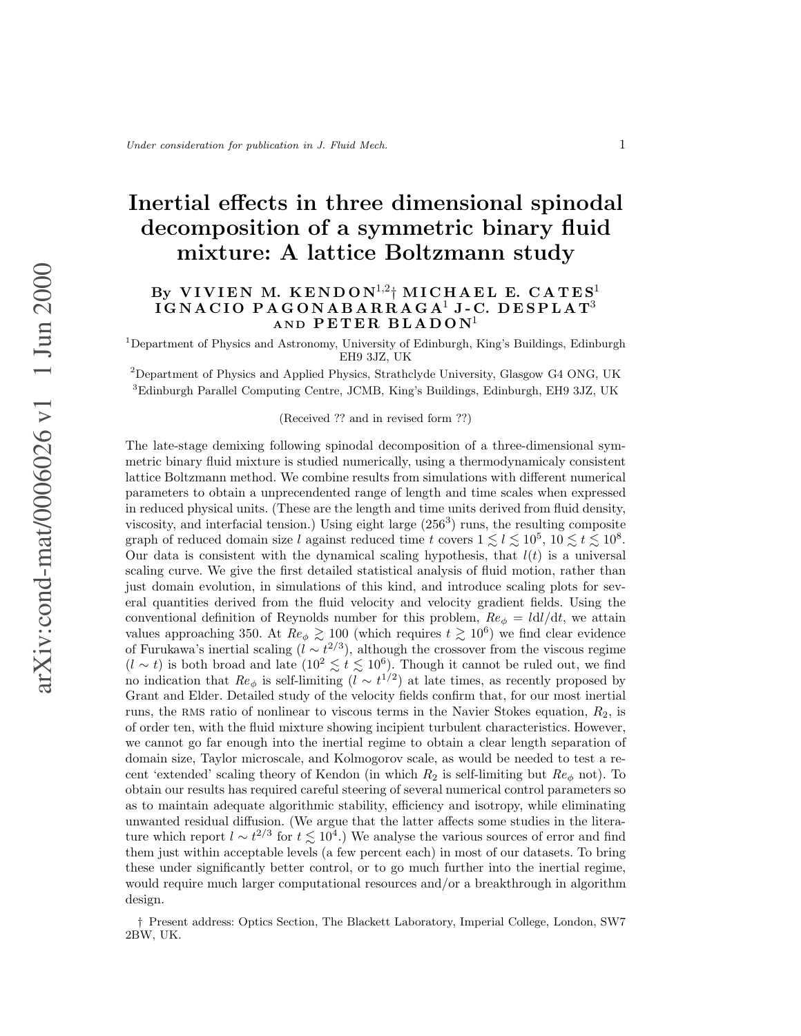# Inertial effects in three dimensional spinodal decomposition of a symmetric binary fluid mixture: A lattice Boltzmann study

By **VIVIEN M. KENDON**[1,2]† **MICHAEL E. CATES**[1] **IGNACIO PAGONABARRAGA**[1] **J-C. DESPLAT**[3] AND **PETER BLADON**[1]

[1]Department of Physics and Astronomy, University of Edinburgh, King's Buildings, Edinburgh EH9 3JZ, UK

[2]Department of Physics and Applied Physics, Strathclyde University, Glasgow G4 ONG, UK

[3]Edinburgh Parallel Computing Centre, JCMB, King's Buildings, Edinburgh, EH9 3JZ, UK

(Received ?? and in revised form ??)

The late-stage demixing following spinodal decomposition of a three-dimensional symmetric binary fluid mixture is studied numerically, using a thermodynamicaly consistent lattice Boltzmann method. We combine results from simulations with different numerical parameters to obtain a unprecendented range of length and time scales when expressed in reduced physical units. (These are the length and time units derived from fluid density, viscosity, and interfacial tension.) Using eight large ($256^3$) runs, the resulting composite graph of reduced domain size $l$ against reduced time $t$ covers $1 \lesssim l \lesssim 10^5$, $10 \lesssim t \lesssim 10^8$. Our data is consistent with the dynamical scaling hypothesis, that $l(t)$ is a universal scaling curve. We give the first detailed statistical analysis of fluid motion, rather than just domain evolution, in simulations of this kind, and introduce scaling plots for several quantities derived from the fluid velocity and velocity gradient fields. Using the conventional definition of Reynolds number for this problem, $Re_\phi = l\mathrm{d}l/\mathrm{d}t$, we attain values approaching 350. At $Re_\phi \gtrsim 100$ (which requires $t \gtrsim 10^6$) we find clear evidence of Furukawa's inertial scaling ($l \sim t^{2/3}$), although the crossover from the viscous regime ($l \sim t$) is both broad and late ($10^2 \lesssim t \lesssim 10^6$). Though it cannot be ruled out, we find no indication that $Re_\phi$ is self-limiting ($l \sim t^{1/2}$) at late times, as recently proposed by Grant and Elder. Detailed study of the velocity fields confirm that, for our most inertial runs, the RMS ratio of nonlinear to viscous terms in the Navier Stokes equation, $R_2$, is of order ten, with the fluid mixture showing incipient turbulent characteristics. However, we cannot go far enough into the inertial regime to obtain a clear length separation of domain size, Taylor microscale, and Kolmogorov scale, as would be needed to test a recent 'extended' scaling theory of Kendon (in which $R_2$ is self-limiting but $Re_\phi$ not). To obtain our results has required careful steering of several numerical control parameters so as to maintain adequate algorithmic stability, efficiency and isotropy, while eliminating unwanted residual diffusion. (We argue that the latter affects some studies in the literature which report $l \sim t^{2/3}$ for $t \lesssim 10^4$.) We analyse the various sources of error and find them just within acceptable levels (a few percent each) in most of our datasets. To bring these under significantly better control, or to go much further into the inertial regime, would require much larger computational resources and/or a breakthrough in algorithm design.

† Present address: Optics Section, The Blackett Laboratory, Imperial College, London, SW7 2BW, UK.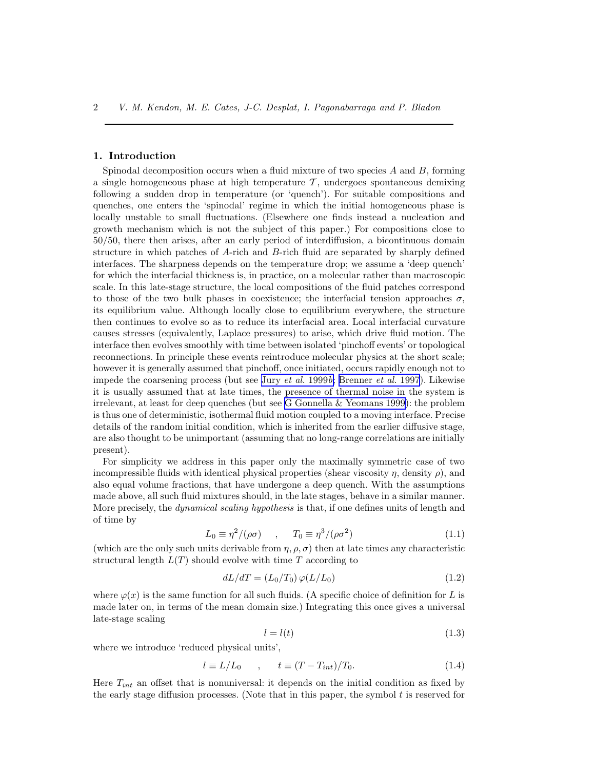## 1. Introduction

Spinodal decomposition occurs when a fluid mixture of two species $A$ and $B$, forming a single homogeneous phase at high temperature $\mathcal{T}$, undergoes spontaneous demixing following a sudden drop in temperature (or 'quench'). For suitable compositions and quenches, one enters the 'spinodal' regime in which the initial homogeneous phase is locally unstable to small fluctuations. (Elsewhere one finds instead a nucleation and growth mechanism which is not the subject of this paper.) For compositions close to 50/50, there then arises, after an early period of interdiffusion, a bicontinuous domain structure in which patches of $A$-rich and $B$-rich fluid are separated by sharply defined interfaces. The sharpness depends on the temperature drop; we assume a 'deep quench' for which the interfacial thickness is, in practice, on a molecular rather than macroscopic scale. In this late-stage structure, the local compositions of the fluid patches correspond to those of the two bulk phases in coexistence; the interfacial tension approaches $\sigma$, its equilibrium value. Although locally close to equilibrium everywhere, the structure then continues to evolve so as to reduce its interfacial area. Local interfacial curvature causes stresses (equivalently, Laplace pressures) to arise, which drive fluid motion. The interface then evolves smoothly with time between isolated 'pinchoff events' or topological reconnections. In principle these events reintroduce molecular physics at the short scale; however it is generally assumed that pinchoff, once initiated, occurs rapidly enough not to impede the coarsening process (but see Jury *et al.* 1999*b*; Brenner *et al.* 1997). Likewise it is usually assumed that at late times, the presence of thermal noise in the system is irrelevant, at least for deep quenches (but see G Gonnella & Yeomans 1999): the problem is thus one of deterministic, isothermal fluid motion coupled to a moving interface. Precise details of the random initial condition, which is inherited from the earlier diffusive stage, are also thought to be unimportant (assuming that no long-range correlations are initially present).

For simplicity we address in this paper only the maximally symmetric case of two incompressible fluids with identical physical properties (shear viscosity $\eta$, density $\rho$), and also equal volume fractions, that have undergone a deep quench. With the assumptions made above, all such fluid mixtures should, in the late stages, behave in a similar manner. More precisely, the *dynamical scaling hypothesis* is that, if one defines units of length and of time by

$$L_0 \equiv \eta^2/(\rho\sigma) \quad , \quad T_0 \equiv \eta^3/(\rho\sigma^2) \tag{1.1}$$

(which are the only such units derivable from $\eta, \rho, \sigma$) then at late times any characteristic structural length $L(T)$ should evolve with time $T$ according to

$$dL/dT = (L_0/T_0)\,\varphi(L/L_0) \tag{1.2}$$

where $\varphi(x)$ is the same function for all such fluids. (A specific choice of definition for $L$ is made later on, in terms of the mean domain size.) Integrating this once gives a universal late-stage scaling

$$l = l(t) \tag{1.3}$$

where we introduce 'reduced physical units',

$$l \equiv L/L_0 \quad , \quad t \equiv (T - T_{int})/T_0. \tag{1.4}$$

Here $T_{int}$ an offset that is nonuniversal: it depends on the initial condition as fixed by the early stage diffusion processes. (Note that in this paper, the symbol $t$ is reserved for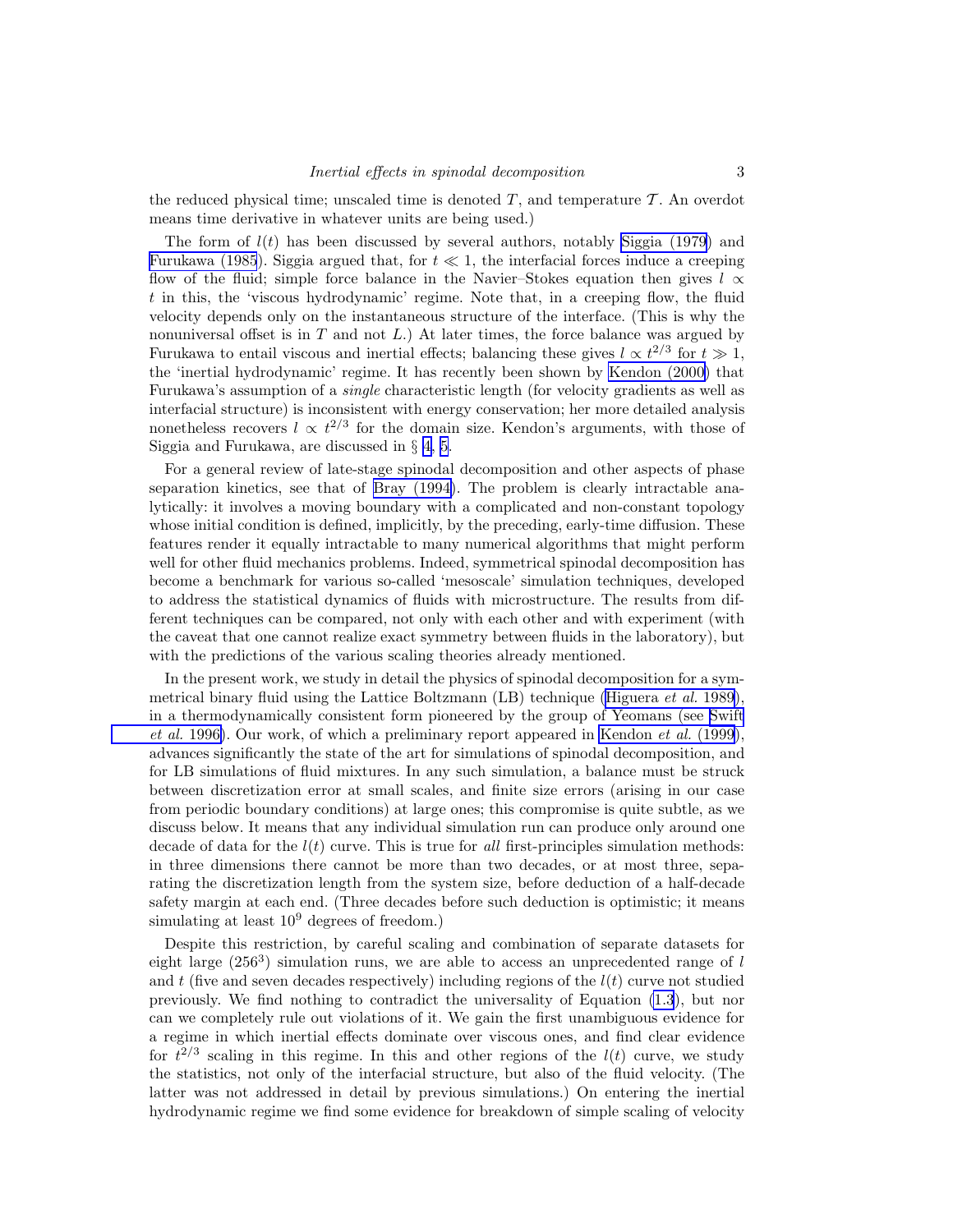the reduced physical time; unscaled time is denoted $T$, and temperature $\mathcal{T}$. An overdot means time derivative in whatever units are being used.)

The form of $l(t)$ has been discussed by several authors, notably Siggia (1979) and Furukawa (1985). Siggia argued that, for $t \ll 1$, the interfacial forces induce a creeping flow of the fluid; simple force balance in the Navier–Stokes equation then gives $l \propto t$ in this, the 'viscous hydrodynamic' regime. Note that, in a creeping flow, the fluid velocity depends only on the instantaneous structure of the interface. (This is why the nonuniversal offset is in $T$ and not $L$.) At later times, the force balance was argued by Furukawa to entail viscous and inertial effects; balancing these gives $l \propto t^{2/3}$ for $t \gg 1$, the 'inertial hydrodynamic' regime. It has recently been shown by Kendon (2000) that Furukawa's assumption of a *single* characteristic length (for velocity gradients as well as interfacial structure) is inconsistent with energy conservation; her more detailed analysis nonetheless recovers $l \propto t^{2/3}$ for the domain size. Kendon's arguments, with those of Siggia and Furukawa, are discussed in § 4, 5.

For a general review of late-stage spinodal decomposition and other aspects of phase separation kinetics, see that of Bray (1994). The problem is clearly intractable analytically: it involves a moving boundary with a complicated and non-constant topology whose initial condition is defined, implicitly, by the preceding, early-time diffusion. These features render it equally intractable to many numerical algorithms that might perform well for other fluid mechanics problems. Indeed, symmetrical spinodal decomposition has become a benchmark for various so-called 'mesoscale' simulation techniques, developed to address the statistical dynamics of fluids with microstructure. The results from different techniques can be compared, not only with each other and with experiment (with the caveat that one cannot realize exact symmetry between fluids in the laboratory), but with the predictions of the various scaling theories already mentioned.

In the present work, we study in detail the physics of spinodal decomposition for a symmetrical binary fluid using the Lattice Boltzmann (LB) technique (Higuera *et al.* 1989), in a thermodynamically consistent form pioneered by the group of Yeomans (see Swift *et al.* 1996). Our work, of which a preliminary report appeared in Kendon *et al.* (1999), advances significantly the state of the art for simulations of spinodal decomposition, and for LB simulations of fluid mixtures. In any such simulation, a balance must be struck between discretization error at small scales, and finite size errors (arising in our case from periodic boundary conditions) at large ones; this compromise is quite subtle, as we discuss below. It means that any individual simulation run can produce only around one decade of data for the $l(t)$ curve. This is true for *all* first-principles simulation methods: in three dimensions there cannot be more than two decades, or at most three, separating the discretization length from the system size, before deduction of a half-decade safety margin at each end. (Three decades before such deduction is optimistic; it means simulating at least $10^9$ degrees of freedom.)

Despite this restriction, by careful scaling and combination of separate datasets for eight large ($256^3$) simulation runs, we are able to access an unprecedented range of $l$ and $t$ (five and seven decades respectively) including regions of the $l(t)$ curve not studied previously. We find nothing to contradict the universality of Equation (1.3), but nor can we completely rule out violations of it. We gain the first unambiguous evidence for a regime in which inertial effects dominate over viscous ones, and find clear evidence for $t^{2/3}$ scaling in this regime. In this and other regions of the $l(t)$ curve, we study the statistics, not only of the interfacial structure, but also of the fluid velocity. (The latter was not addressed in detail by previous simulations.) On entering the inertial hydrodynamic regime we find some evidence for breakdown of simple scaling of velocity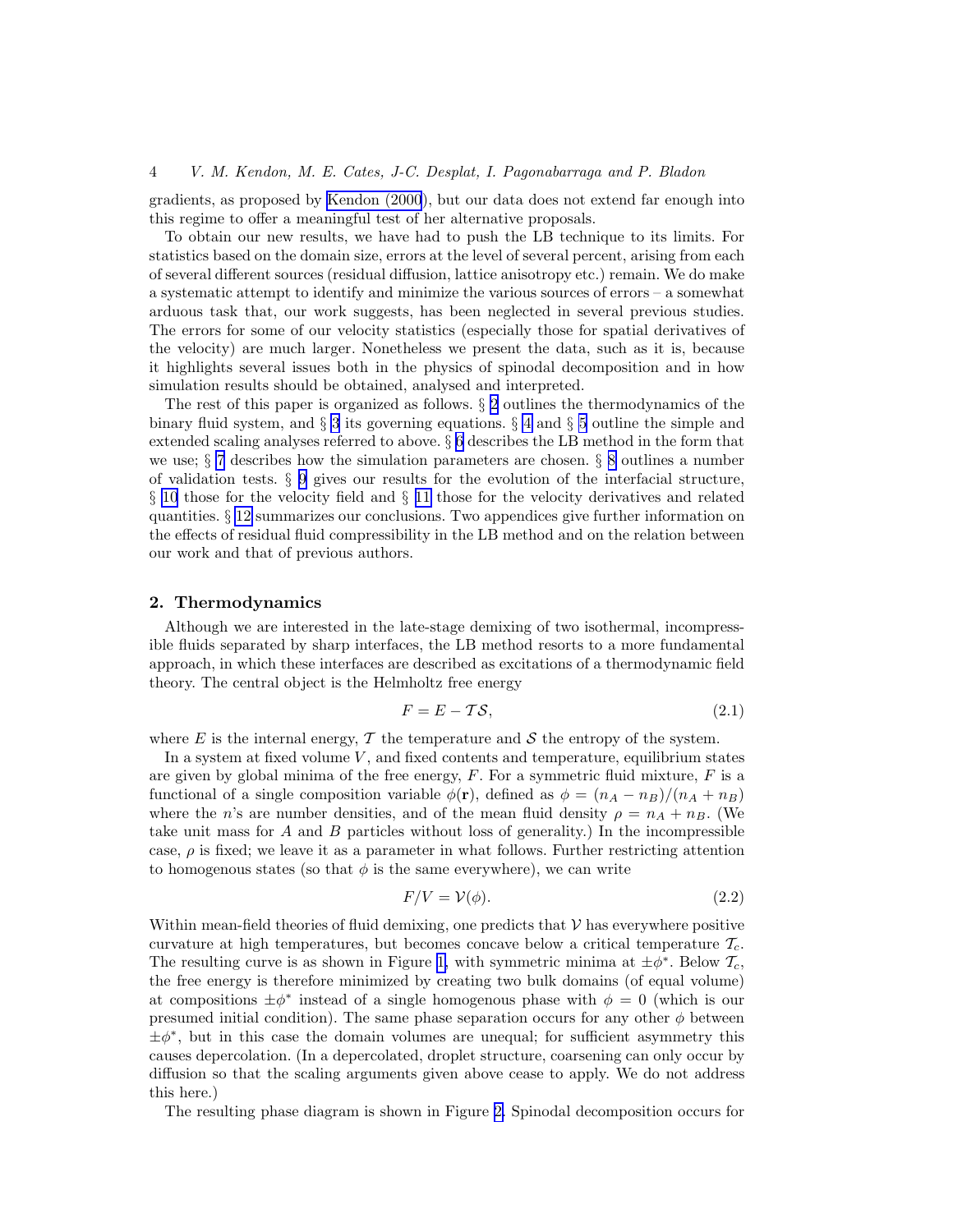gradients, as proposed by Kendon (2000), but our data does not extend far enough into this regime to offer a meaningful test of her alternative proposals.

To obtain our new results, we have had to push the LB technique to its limits. For statistics based on the domain size, errors at the level of several percent, arising from each of several different sources (residual diffusion, lattice anisotropy etc.) remain. We do make a systematic attempt to identify and minimize the various sources of errors – a somewhat arduous task that, our work suggests, has been neglected in several previous studies. The errors for some of our velocity statistics (especially those for spatial derivatives of the velocity) are much larger. Nonetheless we present the data, such as it is, because it highlights several issues both in the physics of spinodal decomposition and in how simulation results should be obtained, analysed and interpreted.

The rest of this paper is organized as follows. § 2 outlines the thermodynamics of the binary fluid system, and § 3 its governing equations. § 4 and § 5 outline the simple and extended scaling analyses referred to above. § 6 describes the LB method in the form that we use; § 7 describes how the simulation parameters are chosen. § 8 outlines a number of validation tests. § 9 gives our results for the evolution of the interfacial structure, § 10 those for the velocity field and § 11 those for the velocity derivatives and related quantities. § 12 summarizes our conclusions. Two appendices give further information on the effects of residual fluid compressibility in the LB method and on the relation between our work and that of previous authors.

## 2. Thermodynamics

Although we are interested in the late-stage demixing of two isothermal, incompressible fluids separated by sharp interfaces, the LB method resorts to a more fundamental approach, in which these interfaces are described as excitations of a thermodynamic field theory. The central object is the Helmholtz free energy

$$F = E - \mathcal{T}\mathcal{S}, \tag{2.1}$$

where $E$ is the internal energy, $\mathcal{T}$ the temperature and $\mathcal{S}$ the entropy of the system.

In a system at fixed volume $V$, and fixed contents and temperature, equilibrium states are given by global minima of the free energy, $F$. For a symmetric fluid mixture, $F$ is a functional of a single composition variable $\phi(\mathbf{r})$, defined as $\phi = (n_A - n_B)/(n_A + n_B)$ where the $n$'s are number densities, and of the mean fluid density $\rho = n_A + n_B$. (We take unit mass for $A$ and $B$ particles without loss of generality.) In the incompressible case, $\rho$ is fixed; we leave it as a parameter in what follows. Further restricting attention to homogenous states (so that $\phi$ is the same everywhere), we can write

$$F/V = \mathcal{V}(\phi). \tag{2.2}$$

Within mean-field theories of fluid demixing, one predicts that $\mathcal{V}$ has everywhere positive curvature at high temperatures, but becomes concave below a critical temperature $\mathcal{T}_c$. The resulting curve is as shown in Figure 1, with symmetric minima at $\pm\phi^*$. Below $\mathcal{T}_c$, the free energy is therefore minimized by creating two bulk domains (of equal volume) at compositions $\pm\phi^*$ instead of a single homogenous phase with $\phi = 0$ (which is our presumed initial condition). The same phase separation occurs for any other $\phi$ between $\pm\phi^*$, but in this case the domain volumes are unequal; for sufficient asymmetry this causes depercolation. (In a depercolated, droplet structure, coarsening can only occur by diffusion so that the scaling arguments given above cease to apply. We do not address this here.)

The resulting phase diagram is shown in Figure 2. Spinodal decomposition occurs for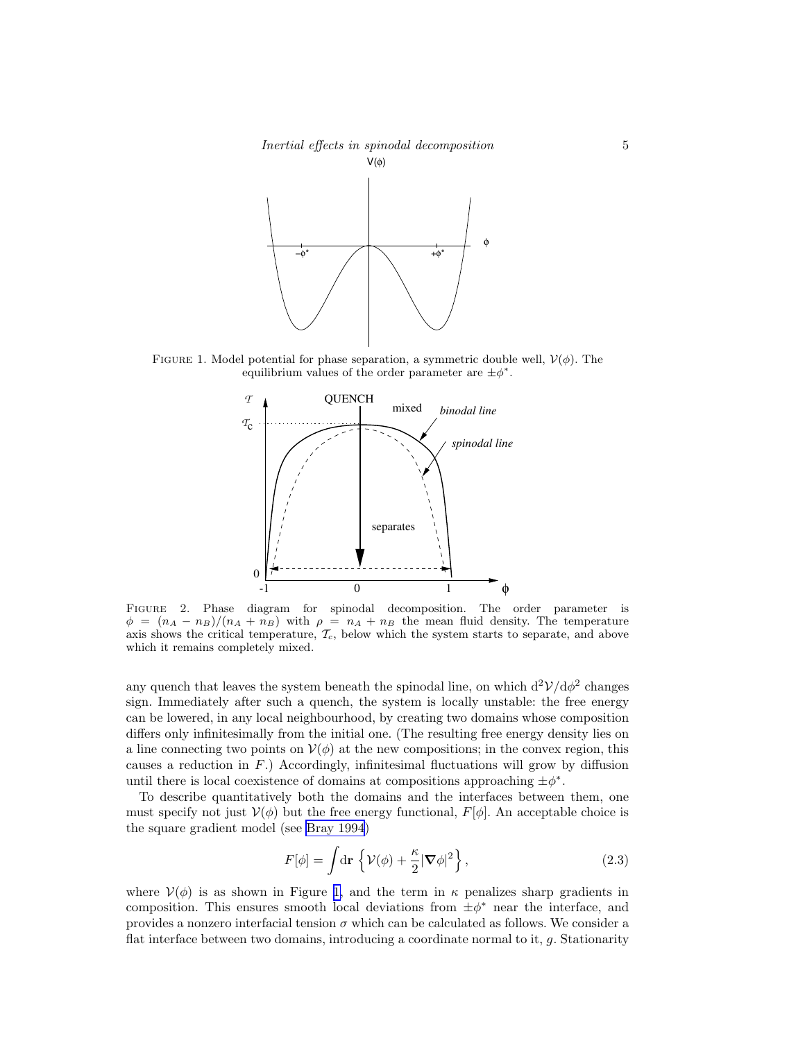FIGURE 1. Model potential for phase separation, a symmetric double well, $\mathcal{V}(\phi)$. The equilibrium values of the order parameter are $\pm\phi^*$.

FIGURE 2. Phase diagram for spinodal decomposition. The order parameter is $\phi = (n_A - n_B)/(n_A + n_B)$ with $\rho = n_A + n_B$ the mean fluid density. The temperature axis shows the critical temperature, $\mathcal{T}_c$, below which the system starts to separate, and above which it remains completely mixed.

any quench that leaves the system beneath the spinodal line, on which $\mathrm{d}^2\mathcal{V}/\mathrm{d}\phi^2$ changes sign. Immediately after such a quench, the system is locally unstable: the free energy can be lowered, in any local neighbourhood, by creating two domains whose composition differs only infinitesimally from the initial one. (The resulting free energy density lies on a line connecting two points on $\mathcal{V}(\phi)$ at the new compositions; in the convex region, this causes a reduction in $F$.) Accordingly, infinitesimal fluctuations will grow by diffusion until there is local coexistence of domains at compositions approaching $\pm\phi^*$.

To describe quantitatively both the domains and the interfaces between them, one must specify not just $\mathcal{V}(\phi)$ but the free energy functional, $F[\phi]$. An acceptable choice is the square gradient model (see Bray 1994)

$$F[\phi] = \int \mathrm{d}\mathbf{r} \, \left\{ \mathcal{V}(\phi) + \frac{\kappa}{2} |\boldsymbol{\nabla}\phi|^2 \right\}, \tag{2.3}$$

where $\mathcal{V}(\phi)$ is as shown in Figure 1, and the term in $\kappa$ penalizes sharp gradients in composition. This ensures smooth local deviations from $\pm\phi^*$ near the interface, and provides a nonzero interfacial tension $\sigma$ which can be calculated as follows. We consider a flat interface between two domains, introducing a coordinate normal to it, $g$. Stationarity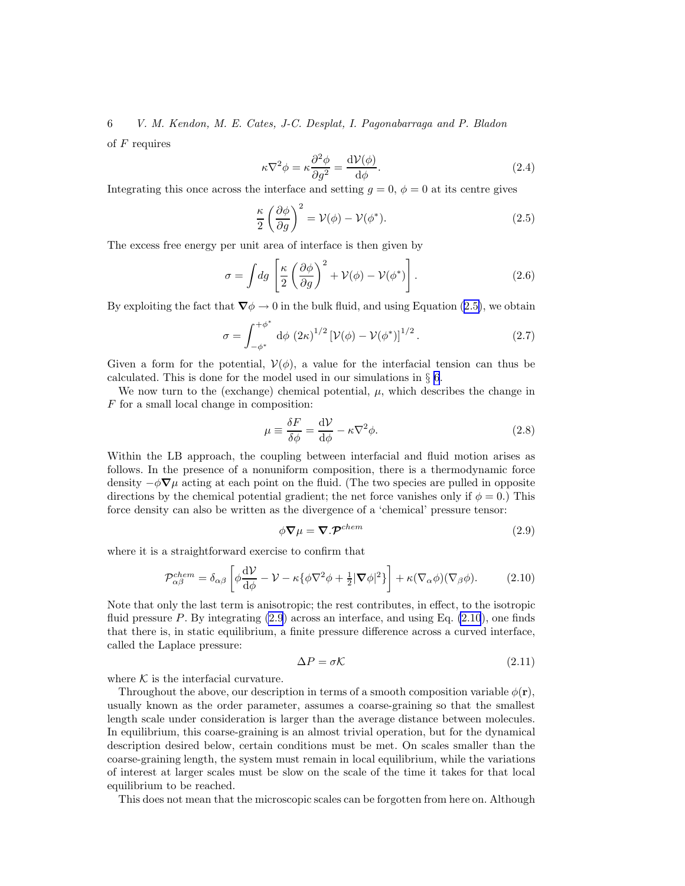of $F$ requires

$$\kappa \nabla^2 \phi = \kappa \frac{\partial^2 \phi}{\partial g^2} = \frac{\mathrm{d}\mathcal{V}(\phi)}{\mathrm{d}\phi}. \tag{2.4}$$

Integrating this once across the interface and setting $g = 0$, $\phi = 0$ at its centre gives

$$\frac{\kappa}{2}\left(\frac{\partial \phi}{\partial g}\right)^2 = \mathcal{V}(\phi) - \mathcal{V}(\phi^*). \tag{2.5}$$

The excess free energy per unit area of interface is then given by

$$\sigma = \int dg \left[\frac{\kappa}{2}\left(\frac{\partial \phi}{\partial g}\right)^2 + \mathcal{V}(\phi) - \mathcal{V}(\phi^*)\right]. \tag{2.6}$$

By exploiting the fact that $\boldsymbol{\nabla}\phi \to 0$ in the bulk fluid, and using Equation (2.5), we obtain

$$\sigma = \int_{-\phi^*}^{+\phi^*} \mathrm{d}\phi \; (2\kappa)^{1/2} \left[\mathcal{V}(\phi) - \mathcal{V}(\phi^*)\right]^{1/2}. \tag{2.7}$$

Given a form for the potential, $\mathcal{V}(\phi)$, a value for the interfacial tension can thus be calculated. This is done for the model used in our simulations in § 6.

We now turn to the (exchange) chemical potential, $\mu$, which describes the change in $F$ for a small local change in composition:

$$\mu \equiv \frac{\delta F}{\delta \phi} = \frac{\mathrm{d}\mathcal{V}}{\mathrm{d}\phi} - \kappa \nabla^2 \phi. \tag{2.8}$$

Within the LB approach, the coupling between interfacial and fluid motion arises as follows. In the presence of a nonuniform composition, there is a thermodynamic force density $-\phi\boldsymbol{\nabla}\mu$ acting at each point on the fluid. (The two species are pulled in opposite directions by the chemical potential gradient; the net force vanishes only if $\phi = 0$.) This force density can also be written as the divergence of a 'chemical' pressure tensor:

$$\phi \boldsymbol{\nabla} \mu = \boldsymbol{\nabla} . \boldsymbol{\mathcal{P}}^{chem} \tag{2.9}$$

where it is a straightforward exercise to confirm that

$$\mathcal{P}^{chem}_{\alpha\beta} = \delta_{\alpha\beta}\left[\phi \frac{\mathrm{d}\mathcal{V}}{\mathrm{d}\phi} - \mathcal{V} - \kappa\{\phi\nabla^2\phi + \tfrac{1}{2}|\boldsymbol{\nabla}\phi|^2\}\right] + \kappa(\nabla_\alpha \phi)(\nabla_\beta \phi). \tag{2.10}$$

Note that only the last term is anisotropic; the rest contributes, in effect, to the isotropic fluid pressure $P$. By integrating (2.9) across an interface, and using Eq. (2.10), one finds that there is, in static equilibrium, a finite pressure difference across a curved interface, called the Laplace pressure:

$$\Delta P = \sigma \mathcal{K} \tag{2.11}$$

where $\mathcal{K}$ is the interfacial curvature.

Throughout the above, our description in terms of a smooth composition variable $\phi(\mathbf{r})$, usually known as the order parameter, assumes a coarse-graining so that the smallest length scale under consideration is larger than the average distance between molecules. In equilibrium, this coarse-graining is an almost trivial operation, but for the dynamical description desired below, certain conditions must be met. On scales smaller than the coarse-graining length, the system must remain in local equilibrium, while the variations of interest at larger scales must be slow on the scale of the time it takes for that local equilibrium to be reached.

This does not mean that the microscopic scales can be forgotten from here on. Although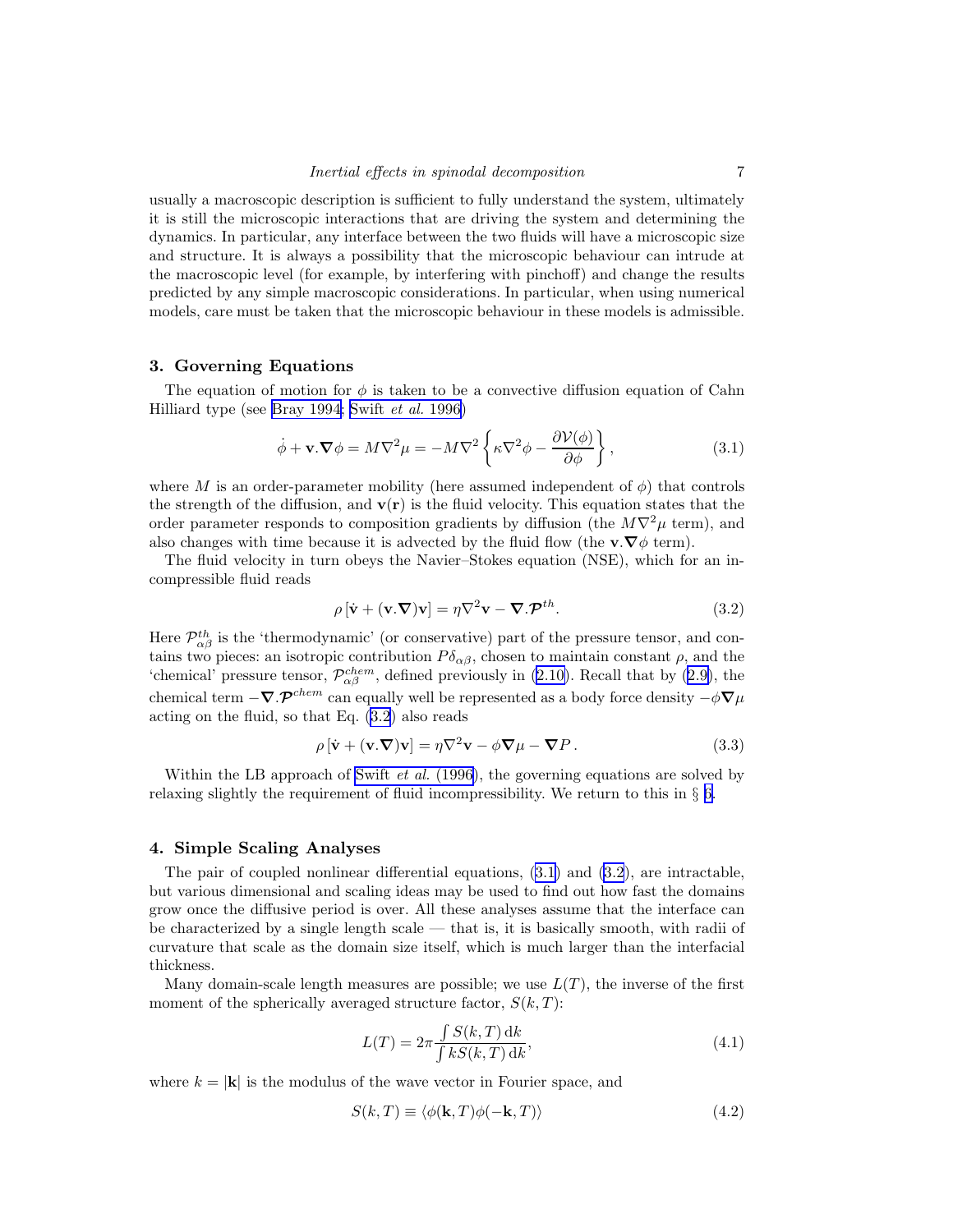usually a macroscopic description is sufficient to fully understand the system, ultimately it is still the microscopic interactions that are driving the system and determining the dynamics. In particular, any interface between the two fluids will have a microscopic size and structure. It is always a possibility that the microscopic behaviour can intrude at the macroscopic level (for example, by interfering with pinchoff) and change the results predicted by any simple macroscopic considerations. In particular, when using numerical models, care must be taken that the microscopic behaviour in these models is admissible.

## 3. Governing Equations

The equation of motion for $\phi$ is taken to be a convective diffusion equation of Cahn Hilliard type (see Bray 1994; Swift *et al.* 1996)

$$\dot{\phi} + \mathbf{v}.\boldsymbol{\nabla}\phi = M\nabla^2\mu = -M\nabla^2\left\{\kappa\nabla^2\phi - \frac{\partial\mathcal{V}(\phi)}{\partial\phi}\right\}, \tag{3.1}$$

where $M$ is an order-parameter mobility (here assumed independent of $\phi$) that controls the strength of the diffusion, and $\mathbf{v}(\mathbf{r})$ is the fluid velocity. This equation states that the order parameter responds to composition gradients by diffusion (the $M\nabla^2\mu$ term), and also changes with time because it is advected by the fluid flow (the $\mathbf{v}.\boldsymbol{\nabla}\phi$ term).

The fluid velocity in turn obeys the Navier–Stokes equation (NSE), which for an incompressible fluid reads

$$\rho\left[\dot{\mathbf{v}} + (\mathbf{v}.\boldsymbol{\nabla})\mathbf{v}\right] = \eta\nabla^2\mathbf{v} - \boldsymbol{\nabla}.\boldsymbol{\mathcal{P}}^{th}. \tag{3.2}$$

Here $\mathcal{P}^{th}_{\alpha\beta}$ is the 'thermodynamic' (or conservative) part of the pressure tensor, and contains two pieces: an isotropic contribution $P\delta_{\alpha\beta}$, chosen to maintain constant $\rho$, and the 'chemical' pressure tensor, $\mathcal{P}^{chem}_{\alpha\beta}$, defined previously in (2.10). Recall that by (2.9), the chemical term $-\boldsymbol{\nabla}.\boldsymbol{\mathcal{P}}^{chem}$ can equally well be represented as a body force density $-\phi\boldsymbol{\nabla}\mu$ acting on the fluid, so that Eq. (3.2) also reads

$$\rho\left[\dot{\mathbf{v}} + (\mathbf{v}.\boldsymbol{\nabla})\mathbf{v}\right] = \eta\nabla^2\mathbf{v} - \phi\boldsymbol{\nabla}\mu - \boldsymbol{\nabla}P\,. \tag{3.3}$$

Within the LB approach of Swift *et al.* (1996), the governing equations are solved by relaxing slightly the requirement of fluid incompressibility. We return to this in § 6.

## 4. Simple Scaling Analyses

The pair of coupled nonlinear differential equations, (3.1) and (3.2), are intractable, but various dimensional and scaling ideas may be used to find out how fast the domains grow once the diffusive period is over. All these analyses assume that the interface can be characterized by a single length scale — that is, it is basically smooth, with radii of curvature that scale as the domain size itself, which is much larger than the interfacial thickness.

Many domain-scale length measures are possible; we use $L(T)$, the inverse of the first moment of the spherically averaged structure factor, $S(k,T)$:

$$L(T) = 2\pi\frac{\int S(k,T)\,\mathrm{d}k}{\int kS(k,T)\,\mathrm{d}k}, \tag{4.1}$$

where $k = |\mathbf{k}|$ is the modulus of the wave vector in Fourier space, and

$$S(k,T) \equiv \langle\phi(\mathbf{k},T)\phi(-\mathbf{k},T)\rangle \tag{4.2}$$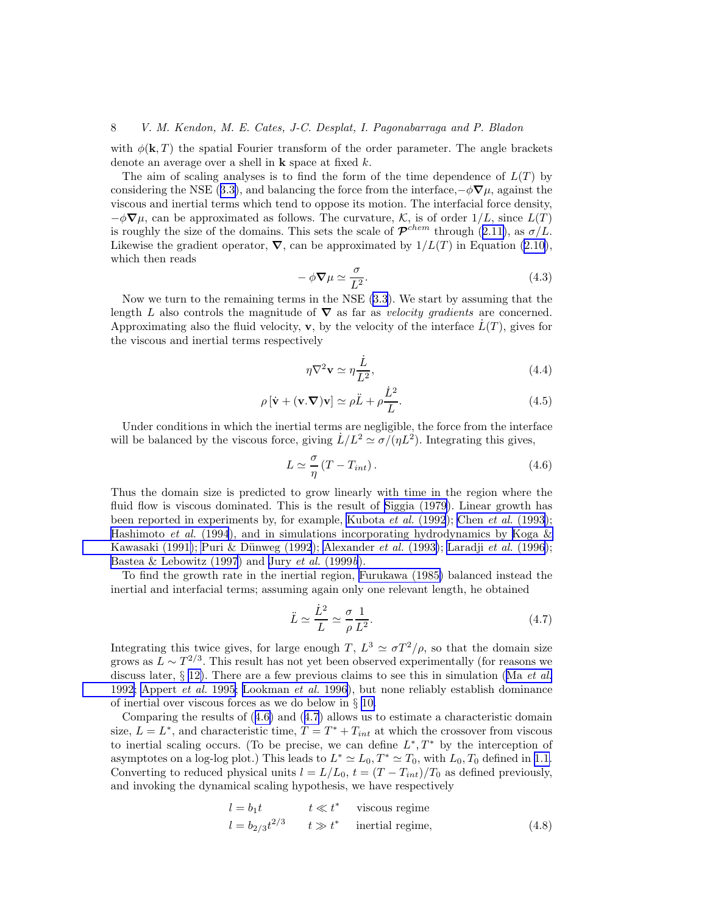with $\phi(\mathbf{k}, T)$ the spatial Fourier transform of the order parameter. The angle brackets denote an average over a shell in $\mathbf{k}$ space at fixed $k$.

The aim of scaling analyses is to find the form of the time dependence of $L(T)$ by considering the NSE (3.3), and balancing the force from the interface, $-\phi\boldsymbol{\nabla}\mu$, against the viscous and inertial terms which tend to oppose its motion. The interfacial force density, $-\phi\boldsymbol{\nabla}\mu$, can be approximated as follows. The curvature, $\mathcal{K}$, is of order $1/L$, since $L(T)$ is roughly the size of the domains. This sets the scale of $\boldsymbol{\mathcal{P}}^{chem}$ through (2.11), as $\sigma/L$. Likewise the gradient operator, $\boldsymbol{\nabla}$, can be approximated by $1/L(T)$ in Equation (2.10), which then reads

$$-\phi\boldsymbol{\nabla}\mu \simeq \frac{\sigma}{L^2}. \tag{4.3}$$

Now we turn to the remaining terms in the NSE (3.3). We start by assuming that the length $L$ also controls the magnitude of $\boldsymbol{\nabla}$ as far as *velocity gradients* are concerned. Approximating also the fluid velocity, $\mathbf{v}$, by the velocity of the interface $\dot{L}(T)$, gives for the viscous and inertial terms respectively

$$\eta\nabla^2\mathbf{v} \simeq \eta\frac{\dot{L}}{L^2}, \tag{4.4}$$

$$\rho\left[\dot{\mathbf{v}} + (\mathbf{v}.\boldsymbol{\nabla})\mathbf{v}\right] \simeq \rho\ddot{L} + \rho\frac{\dot{L}^2}{L}. \tag{4.5}$$

Under conditions in which the inertial terms are negligible, the force from the interface will be balanced by the viscous force, giving $\dot{L}/L^2 \simeq \sigma/(\eta L^2)$. Integrating this gives,

$$L \simeq \frac{\sigma}{\eta}\left(T - T_{int}\right). \tag{4.6}$$

Thus the domain size is predicted to grow linearly with time in the region where the fluid flow is viscous dominated. This is the result of Siggia (1979). Linear growth has been reported in experiments by, for example, Kubota *et al.* (1992); Chen *et al.* (1993); Hashimoto *et al.* (1994), and in simulations incorporating hydrodynamics by Koga & Kawasaki (1991); Puri & Dünweg (1992); Alexander *et al.* (1993); Laradji *et al.* (1996); Bastea & Lebowitz (1997) and Jury *et al.* (1999*b*).

To find the growth rate in the inertial region, Furukawa (1985) balanced instead the inertial and interfacial terms; assuming again only one relevant length, he obtained

$$\ddot{L} \simeq \frac{\dot{L}^2}{L} \simeq \frac{\sigma}{\rho}\frac{1}{L^2}. \tag{4.7}$$

Integrating this twice gives, for large enough $T$, $L^3 \simeq \sigma T^2/\rho$, so that the domain size grows as $L \sim T^{2/3}$. This result has not yet been observed experimentally (for reasons we discuss later, § 12). There are a few previous claims to see this in simulation (Ma *et al.* 1992; Appert *et al.* 1995; Lookman *et al.* 1996), but none reliably establish dominance of inertial over viscous forces as we do below in § 10.

Comparing the results of (4.6) and (4.7) allows us to estimate a characteristic domain size, $L = L^*$, and characteristic time, $T = T^* + T_{int}$ at which the crossover from viscous to inertial scaling occurs. (To be precise, we can define $L^*, T^*$ by the interception of asymptotes on a log-log plot.) This leads to $L^* \simeq L_0, T^* \simeq T_0$, with $L_0, T_0$ defined in 1.1. Converting to reduced physical units $l = L/L_0$, $t = (T - T_{int})/T_0$ as defined previously, and invoking the dynamical scaling hypothesis, we have respectively

$$\begin{aligned} l &= b_1 t \qquad && t \ll t^* \quad \text{viscous regime} \\ l &= b_{2/3} t^{2/3} \qquad && t \gg t^* \quad \text{inertial regime,} \end{aligned} \tag{4.8}$$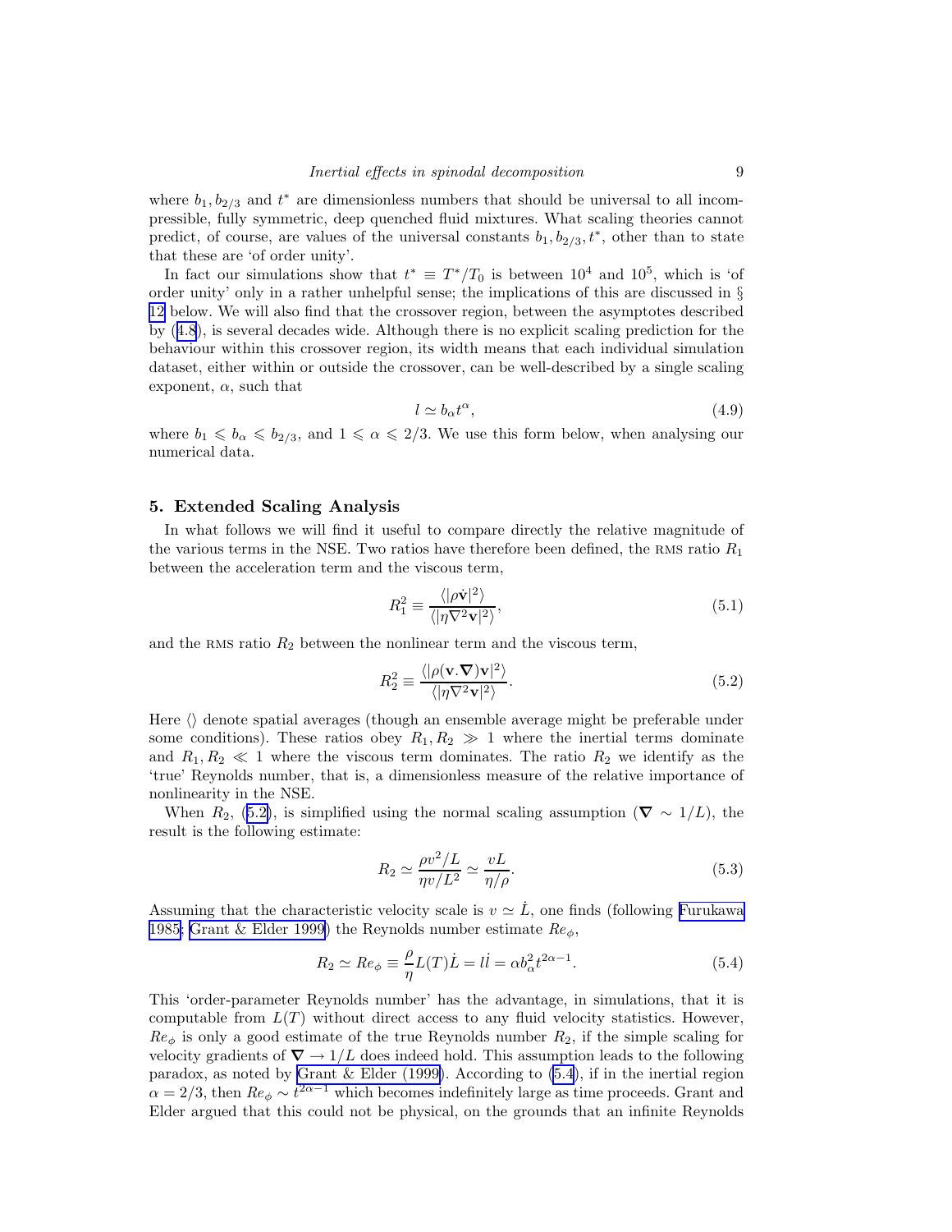where $b_1, b_{2/3}$ and $t^*$ are dimensionless numbers that should be universal to all incompressible, fully symmetric, deep quenched fluid mixtures. What scaling theories cannot predict, of course, are values of the universal constants $b_1, b_{2/3}, t^*$, other than to state that these are 'of order unity'.

In fact our simulations show that $t^* \equiv T^*/T_0$ is between $10^4$ and $10^5$, which is 'of order unity' only in a rather unhelpful sense; the implications of this are discussed in § 12 below. We will also find that the crossover region, between the asymptotes described by (4.8), is several decades wide. Although there is no explicit scaling prediction for the behaviour within this crossover region, its width means that each individual simulation dataset, either within or outside the crossover, can be well-described by a single scaling exponent, $\alpha$, such that

$$l \simeq b_\alpha t^\alpha, \tag{4.9}$$

where $b_1 \leqslant b_\alpha \leqslant b_{2/3}$, and $1 \leqslant \alpha \leqslant 2/3$. We use this form below, when analysing our numerical data.

## 5. Extended Scaling Analysis

In what follows we will find it useful to compare directly the relative magnitude of the various terms in the NSE. Two ratios have therefore been defined, the RMS ratio $R_1$ between the acceleration term and the viscous term,

$$R_1^2 \equiv \frac{\langle |\rho \dot{\mathbf{v}}|^2 \rangle}{\langle |\eta \nabla^2 \mathbf{v}|^2 \rangle}, \tag{5.1}$$

and the RMS ratio $R_2$ between the nonlinear term and the viscous term,

$$R_2^2 \equiv \frac{\langle |\rho (\mathbf{v}.\boldsymbol{\nabla})\mathbf{v}|^2 \rangle}{\langle |\eta \nabla^2 \mathbf{v}|^2 \rangle}. \tag{5.2}$$

Here $\langle\rangle$ denote spatial averages (though an ensemble average might be preferable under some conditions). These ratios obey $R_1, R_2 \gg 1$ where the inertial terms dominate and $R_1, R_2 \ll 1$ where the viscous term dominates. The ratio $R_2$ we identify as the 'true' Reynolds number, that is, a dimensionless measure of the relative importance of nonlinearity in the NSE.

When $R_2$, (5.2), is simplified using the normal scaling assumption ($\boldsymbol{\nabla} \sim 1/L$), the result is the following estimate:

$$R_2 \simeq \frac{\rho v^2/L}{\eta v/L^2} \simeq \frac{vL}{\eta/\rho}. \tag{5.3}$$

Assuming that the characteristic velocity scale is $v \simeq \dot{L}$, one finds (following Furukawa 1985; Grant & Elder 1999) the Reynolds number estimate $Re_\phi$,

$$R_2 \simeq Re_\phi \equiv \frac{\rho}{\eta} L(T)\dot{L} = l\dot{l} = \alpha b_\alpha^2 t^{2\alpha - 1}. \tag{5.4}$$

This 'order-parameter Reynolds number' has the advantage, in simulations, that it is computable from $L(T)$ without direct access to any fluid velocity statistics. However, $Re_\phi$ is only a good estimate of the true Reynolds number $R_2$, if the simple scaling for velocity gradients of $\boldsymbol{\nabla} \to 1/L$ does indeed hold. This assumption leads to the following paradox, as noted by Grant & Elder (1999). According to (5.4), if in the inertial region $\alpha = 2/3$, then $Re_\phi \sim t^{2\alpha-1}$ which becomes indefinitely large as time proceeds. Grant and Elder argued that this could not be physical, on the grounds that an infinite Reynolds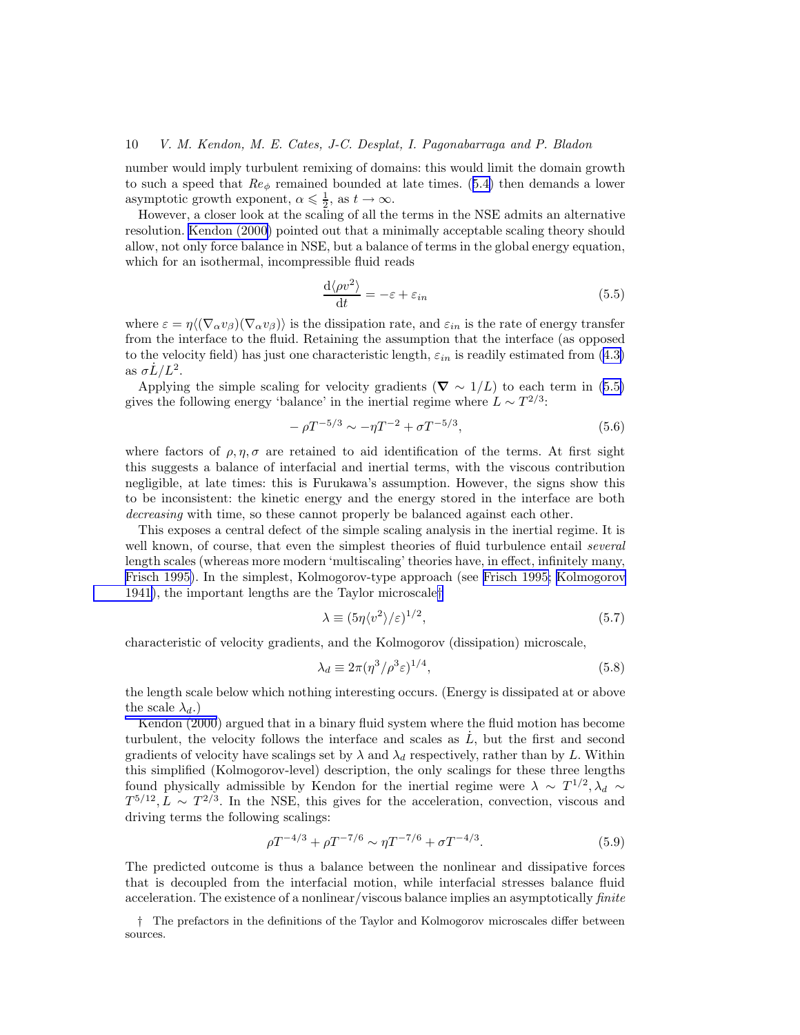number would imply turbulent remixing of domains: this would limit the domain growth to such a speed that $Re_\phi$ remained bounded at late times. (5.4) then demands a lower asymptotic growth exponent, $\alpha \leqslant \frac{1}{2}$, as $t \to \infty$.

However, a closer look at the scaling of all the terms in the NSE admits an alternative resolution. Kendon (2000) pointed out that a minimally acceptable scaling theory should allow, not only force balance in NSE, but a balance of terms in the global energy equation, which for an isothermal, incompressible fluid reads

$$\frac{\mathrm{d}\langle \rho v^2 \rangle}{\mathrm{d}t} = -\varepsilon + \varepsilon_{in} \tag{5.5}$$

where $\varepsilon = \eta \langle (\nabla_\alpha v_\beta)(\nabla_\alpha v_\beta) \rangle$ is the dissipation rate, and $\varepsilon_{in}$ is the rate of energy transfer from the interface to the fluid. Retaining the assumption that the interface (as opposed to the velocity field) has just one characteristic length, $\varepsilon_{in}$ is readily estimated from (4.3) as $\sigma \dot{L}/L^2$.

Applying the simple scaling for velocity gradients ($\boldsymbol{\nabla} \sim 1/L$) to each term in (5.5) gives the following energy 'balance' in the inertial regime where $L \sim T^{2/3}$:

$$-\rho T^{-5/3} \sim -\eta T^{-2} + \sigma T^{-5/3}, \tag{5.6}$$

where factors of $\rho, \eta, \sigma$ are retained to aid identification of the terms. At first sight this suggests a balance of interfacial and inertial terms, with the viscous contribution negligible, at late times: this is Furukawa's assumption. However, the signs show this to be inconsistent: the kinetic energy and the energy stored in the interface are both *decreasing* with time, so these cannot properly be balanced against each other.

This exposes a central defect of the simple scaling analysis in the inertial regime. It is well known, of course, that even the simplest theories of fluid turbulence entail *several* length scales (whereas more modern 'multiscaling' theories have, in effect, infinitely many, Frisch 1995). In the simplest, Kolmogorov-type approach (see Frisch 1995; Kolmogorov 1941), the important lengths are the Taylor microscale†

$$\lambda \equiv (5\eta \langle v^2 \rangle / \varepsilon)^{1/2}, \tag{5.7}$$

characteristic of velocity gradients, and the Kolmogorov (dissipation) microscale,

$$\lambda_d \equiv 2\pi (\eta^3/\rho^3 \varepsilon)^{1/4}, \tag{5.8}$$

the length scale below which nothing interesting occurs. (Energy is dissipated at or above the scale $\lambda_d$.)

Kendon (2000) argued that in a binary fluid system where the fluid motion has become turbulent, the velocity follows the interface and scales as $\dot{L}$, but the first and second gradients of velocity have scalings set by $\lambda$ and $\lambda_d$ respectively, rather than by $L$. Within this simplified (Kolmogorov-level) description, the only scalings for these three lengths found physically admissible by Kendon for the inertial regime were $\lambda \sim T^{1/2}, \lambda_d \sim T^{5/12}, L \sim T^{2/3}$. In the NSE, this gives for the acceleration, convection, viscous and driving terms the following scalings:

$$\rho T^{-4/3} + \rho T^{-7/6} \sim \eta T^{-7/6} + \sigma T^{-4/3}. \tag{5.9}$$

The predicted outcome is thus a balance between the nonlinear and dissipative forces that is decoupled from the interfacial motion, while interfacial stresses balance fluid acceleration. The existence of a nonlinear/viscous balance implies an asymptotically *finite*

† The prefactors in the definitions of the Taylor and Kolmogorov microscales differ between sources.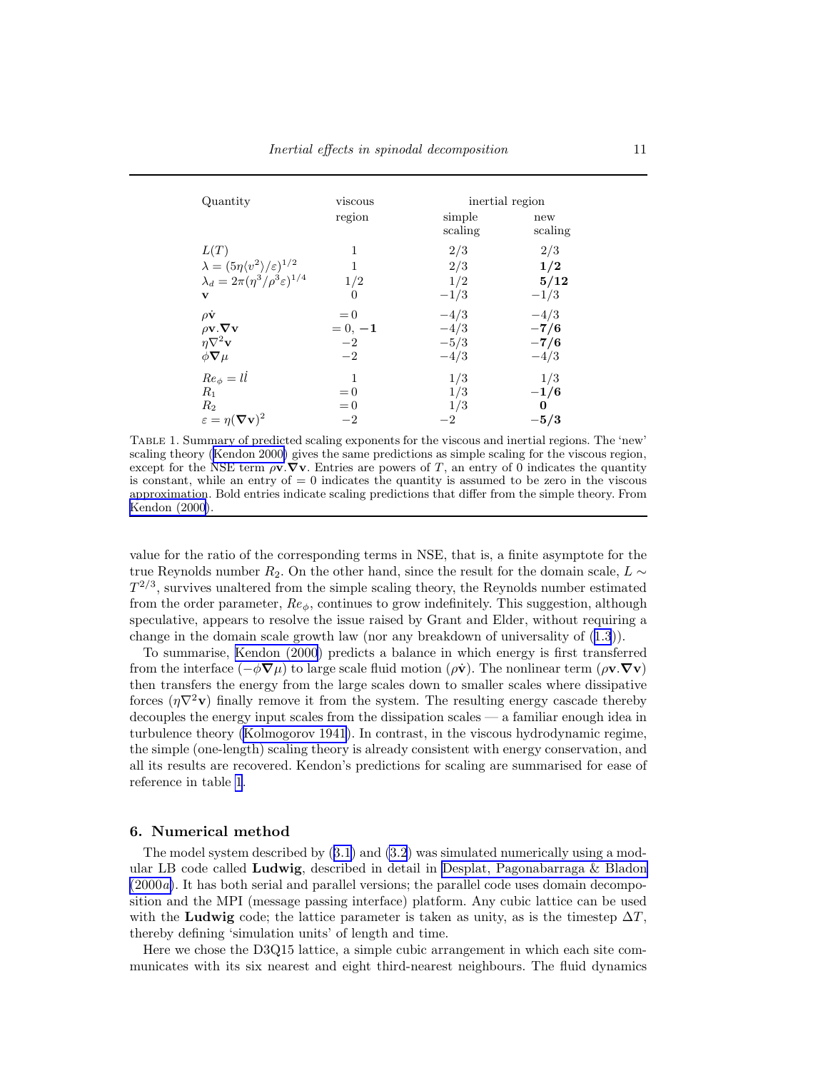| Quantity | viscous region | inertial region | |
|---|---|---|---|
| | | simple scaling | new scaling |
| $L(T)$ | 1 | 2/3 | 2/3 |
| $\lambda = (5\eta\langle v^2\rangle/\varepsilon)^{1/2}$ | 1 | 2/3 | **1/2** |
| $\lambda_d = 2\pi(\eta^3/\rho^3\varepsilon)^{1/4}$ | 1/2 | 1/2 | **5/12** |
| $\mathbf{v}$ | 0 | $-1/3$ | $-1/3$ |
| $\rho\dot{\mathbf{v}}$ | $=0$ | $-4/3$ | $-4/3$ |
| $\rho\mathbf{v}.\boldsymbol{\nabla}\mathbf{v}$ | $=0$, $\mathbf{-1}$ | $-4/3$ | $\mathbf{-7/6}$ |
| $\eta\nabla^2\mathbf{v}$ | $-2$ | $-5/3$ | $\mathbf{-7/6}$ |
| $\phi\boldsymbol{\nabla}\mu$ | $-2$ | $-4/3$ | $-4/3$ |
| $Re_\phi = l\dot{l}$ | 1 | 1/3 | 1/3 |
| $R_1$ | $=0$ | 1/3 | $\mathbf{-1/6}$ |
| $R_2$ | $=0$ | 1/3 | **0** |
| $\varepsilon = \eta(\boldsymbol{\nabla}\mathbf{v})^2$ | $-2$ | $-2$ | $\mathbf{-5/3}$ |

TABLE 1. Summary of predicted scaling exponents for the viscous and inertial regions. The 'new' scaling theory (Kendon 2000) gives the same predictions as simple scaling for the viscous region, except for the NSE term $\rho\mathbf{v}.\boldsymbol{\nabla}\mathbf{v}$. Entries are powers of $T$, an entry of 0 indicates the quantity is constant, while an entry of $=0$ indicates the quantity is assumed to be zero in the viscous approximation. Bold entries indicate scaling predictions that differ from the simple theory. From Kendon (2000).

value for the ratio of the corresponding terms in NSE, that is, a finite asymptote for the true Reynolds number $R_2$. On the other hand, since the result for the domain scale, $L \sim T^{2/3}$, survives unaltered from the simple scaling theory, the Reynolds number estimated from the order parameter, $Re_\phi$, continues to grow indefinitely. This suggestion, although speculative, appears to resolve the issue raised by Grant and Elder, without requiring a change in the domain scale growth law (nor any breakdown of universality of (1.3)).

To summarise, Kendon (2000) predicts a balance in which energy is first transferred from the interface ($-\phi\boldsymbol{\nabla}\mu$) to large scale fluid motion ($\rho\dot{\mathbf{v}}$). The nonlinear term ($\rho\mathbf{v}.\boldsymbol{\nabla}\mathbf{v}$) then transfers the energy from the large scales down to smaller scales where dissipative forces ($\eta\nabla^2\mathbf{v}$) finally remove it from the system. The resulting energy cascade thereby decouples the energy input scales from the dissipation scales — a familiar enough idea in turbulence theory (Kolmogorov 1941). In contrast, in the viscous hydrodynamic regime, the simple (one-length) scaling theory is already consistent with energy conservation, and all its results are recovered. Kendon's predictions for scaling are summarised for ease of reference in table 1.

## 6. Numerical method

The model system described by (3.1) and (3.2) was simulated numerically using a modular LB code called **Ludwig**, described in detail in Desplat, Pagonabarraga & Bladon (2000*a*). It has both serial and parallel versions; the parallel code uses domain decomposition and the MPI (message passing interface) platform. Any cubic lattice can be used with the **Ludwig** code; the lattice parameter is taken as unity, as is the timestep $\Delta T$, thereby defining 'simulation units' of length and time.

Here we chose the D3Q15 lattice, a simple cubic arrangement in which each site communicates with its six nearest and eight third-nearest neighbours. The fluid dynamics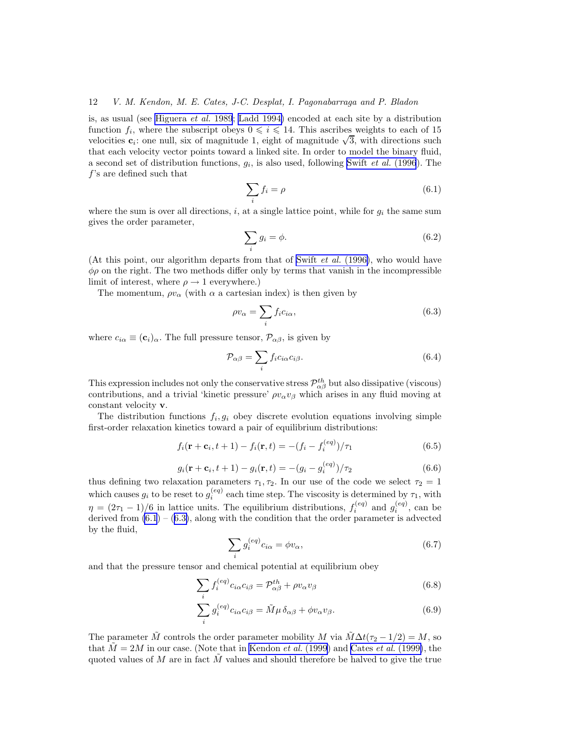is, as usual (see Higuera *et al.* 1989; Ladd 1994) encoded at each site by a distribution function $f_i$, where the subscript obeys $0 \leqslant i \leqslant 14$. This ascribes weights to each of 15 velocities $\mathbf{c}_i$: one null, six of magnitude 1, eight of magnitude $\sqrt{3}$, with directions such that each velocity vector points toward a linked site. In order to model the binary fluid, a second set of distribution functions, $g_i$, is also used, following Swift *et al.* (1996). The $f$'s are defined such that

$$\sum_i f_i = \rho \tag{6.1}$$

where the sum is over all directions, $i$, at a single lattice point, while for $g_i$ the same sum gives the order parameter,

$$\sum_i g_i = \phi. \tag{6.2}$$

(At this point, our algorithm departs from that of Swift *et al.* (1996), who would have $\phi\rho$ on the right. The two methods differ only by terms that vanish in the incompressible limit of interest, where $\rho \to 1$ everywhere.)

The momentum, $\rho v_\alpha$ (with $\alpha$ a cartesian index) is then given by

$$\rho v_\alpha = \sum_i f_i c_{i\alpha}, \tag{6.3}$$

where $c_{i\alpha} \equiv (\mathbf{c}_i)_\alpha$. The full pressure tensor, $\mathcal{P}_{\alpha\beta}$, is given by

$$\mathcal{P}_{\alpha\beta} = \sum_i f_i c_{i\alpha} c_{i\beta}. \tag{6.4}$$

This expression includes not only the conservative stress $\mathcal{P}^{th}_{\alpha\beta}$ but also dissipative (viscous) contributions, and a trivial 'kinetic pressure' $\rho v_\alpha v_\beta$ which arises in any fluid moving at constant velocity $\mathbf{v}$.

The distribution functions $f_i, g_i$ obey discrete evolution equations involving simple first-order relaxation kinetics toward a pair of equilibrium distributions:

$$f_i(\mathbf{r} + \mathbf{c}_i, t+1) - f_i(\mathbf{r}, t) = -(f_i - f_i^{(eq)})/\tau_1 \tag{6.5}$$

$$g_i(\mathbf{r} + \mathbf{c}_i, t+1) - g_i(\mathbf{r}, t) = -(g_i - g_i^{(eq)})/\tau_2 \tag{6.6}$$

thus defining two relaxation parameters $\tau_1, \tau_2$. In our use of the code we select $\tau_2 = 1$ which causes $g_i$ to be reset to $g_i^{(eq)}$ each time step. The viscosity is determined by $\tau_1$, with $\eta = (2\tau_1 - 1)/6$ in lattice units. The equilibrium distributions, $f_i^{(eq)}$ and $g_i^{(eq)}$, can be derived from (6.1) – (6.3), along with the condition that the order parameter is advected by the fluid,

$$\sum_i g_i^{(eq)} c_{i\alpha} = \phi v_\alpha, \tag{6.7}$$

and that the pressure tensor and chemical potential at equilibrium obey

$$\sum_i f_i^{(eq)} c_{i\alpha} c_{i\beta} = \mathcal{P}^{th}_{\alpha\beta} + \rho v_\alpha v_\beta \tag{6.8}$$

$$\sum_i g_i^{(eq)} c_{i\alpha} c_{i\beta} = \tilde{M}\mu\, \delta_{\alpha\beta} + \phi v_\alpha v_\beta. \tag{6.9}$$

The parameter $\tilde{M}$ controls the order parameter mobility $M$ via $\tilde{M}\Delta t(\tau_2 - 1/2) = M$, so that $\tilde{M} = 2M$ in our case. (Note that in Kendon *et al.* (1999) and Cates *et al.* (1999), the quoted values of $M$ are in fact $\tilde{M}$ values and should therefore be halved to give the true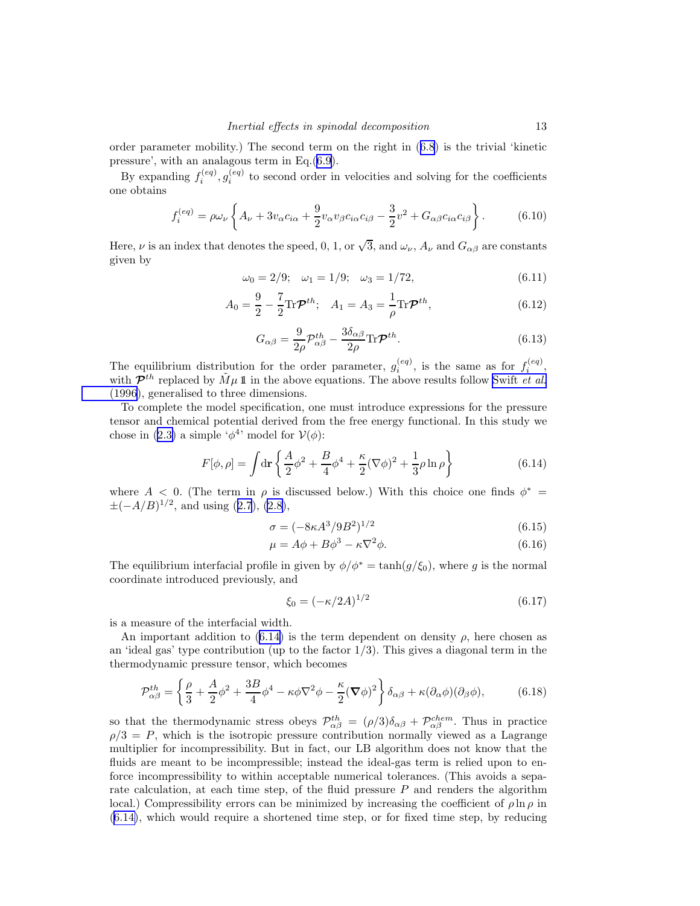order parameter mobility.) The second term on the right in (6.8) is the trivial 'kinetic pressure', with an analagous term in Eq.(6.9).

By expanding $f_i^{(eq)}, g_i^{(eq)}$ to second order in velocities and solving for the coefficients one obtains

$$f_i^{(eq)} = \rho\omega_\nu \left\{ A_\nu + 3v_\alpha c_{i\alpha} + \frac{9}{2} v_\alpha v_\beta c_{i\alpha} c_{i\beta} - \frac{3}{2} v^2 + G_{\alpha\beta} c_{i\alpha} c_{i\beta} \right\}. \tag{6.10}$$

Here, $\nu$ is an index that denotes the speed, 0, 1, or $\sqrt{3}$, and $\omega_\nu$, $A_\nu$ and $G_{\alpha\beta}$ are constants given by

$$\omega_0 = 2/9; \quad \omega_1 = 1/9; \quad \omega_3 = 1/72, \tag{6.11}$$

$$A_0 = \frac{9}{2} - \frac{7}{2}\mathrm{Tr}\boldsymbol{\mathcal{P}}^{th}; \quad A_1 = A_3 = \frac{1}{\rho}\mathrm{Tr}\boldsymbol{\mathcal{P}}^{th}, \tag{6.12}$$

$$G_{\alpha\beta} = \frac{9}{2\rho}\mathcal{P}^{th}_{\alpha\beta} - \frac{3\delta_{\alpha\beta}}{2\rho}\mathrm{Tr}\boldsymbol{\mathcal{P}}^{th}. \tag{6.13}$$

The equilibrium distribution for the order parameter, $g_i^{(eq)}$, is the same as for $f_i^{(eq)}$, with $\boldsymbol{\mathcal{P}}^{th}$ replaced by $\tilde{M}\mu\,\mathbb{1}$ in the above equations. The above results follow Swift *et al.* (1996), generalised to three dimensions.

To complete the model specification, one must introduce expressions for the pressure tensor and chemical potential derived from the free energy functional. In this study we chose in (2.3) a simple '$\phi^4$' model for $\mathcal{V}(\phi)$:

$$F[\phi, \rho] = \int d\mathbf{r} \left\{ \frac{A}{2}\phi^2 + \frac{B}{4}\phi^4 + \frac{\kappa}{2}(\nabla\phi)^2 + \frac{1}{3}\rho\ln\rho \right\} \tag{6.14}$$

where $A < 0$. (The term in $\rho$ is discussed below.) With this choice one finds $\phi^* = \pm(-A/B)^{1/2}$, and using (2.7), (2.8),

$$\sigma = (-8\kappa A^3/9B^2)^{1/2} \tag{6.15}$$

$$\mu = A\phi + B\phi^3 - \kappa\nabla^2\phi. \tag{6.16}$$

The equilibrium interfacial profile in given by $\phi/\phi^* = \tanh(g/\xi_0)$, where $g$ is the normal coordinate introduced previously, and

$$\xi_0 = (-\kappa/2A)^{1/2} \tag{6.17}$$

is a measure of the interfacial width.

An important addition to (6.14) is the term dependent on density $\rho$, here chosen as an 'ideal gas' type contribution (up to the factor 1/3). This gives a diagonal term in the thermodynamic pressure tensor, which becomes

$$\mathcal{P}^{th}_{\alpha\beta} = \left\{ \frac{\rho}{3} + \frac{A}{2}\phi^2 + \frac{3B}{4}\phi^4 - \kappa\phi\nabla^2\phi - \frac{\kappa}{2}(\boldsymbol{\nabla}\phi)^2 \right\}\delta_{\alpha\beta} + \kappa(\partial_\alpha\phi)(\partial_\beta\phi), \tag{6.18}$$

so that the thermodynamic stress obeys $\mathcal{P}^{th}_{\alpha\beta} = (\rho/3)\delta_{\alpha\beta} + \mathcal{P}^{chem}_{\alpha\beta}$. Thus in practice $\rho/3 = P$, which is the isotropic pressure contribution normally viewed as a Lagrange multiplier for incompressibility. But in fact, our LB algorithm does not know that the fluids are meant to be incompressible; instead the ideal-gas term is relied upon to enforce incompressibility to within acceptable numerical tolerances. (This avoids a separate calculation, at each time step, of the fluid pressure $P$ and renders the algorithm local.) Compressibility errors can be minimized by increasing the coefficient of $\rho\ln\rho$ in (6.14), which would require a shortened time step, or for fixed time step, by reducing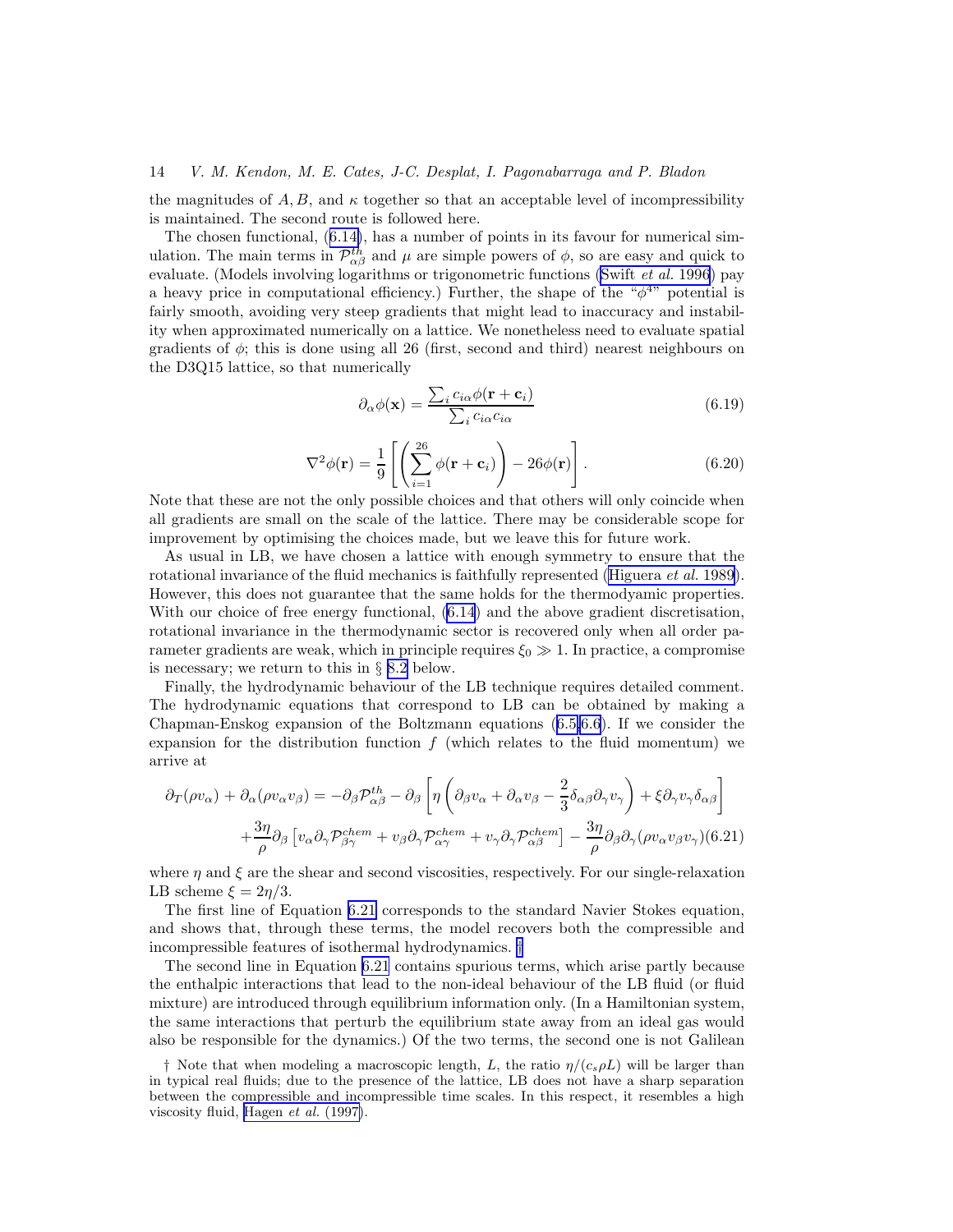the magnitudes of $A, B$, and $\kappa$ together so that an acceptable level of incompressibility is maintained. The second route is followed here.

The chosen functional, (6.14), has a number of points in its favour for numerical simulation. The main terms in $\mathcal{P}^{th}_{\alpha\beta}$ and $\mu$ are simple powers of $\phi$, so are easy and quick to evaluate. (Models involving logarithms or trigonometric functions (Swift *et al.* 1996) pay a heavy price in computational efficiency.) Further, the shape of the "$\phi^4$" potential is fairly smooth, avoiding very steep gradients that might lead to inaccuracy and instability when approximated numerically on a lattice. We nonetheless need to evaluate spatial gradients of $\phi$; this is done using all 26 (first, second and third) nearest neighbours on the D3Q15 lattice, so that numerically

$$\partial_\alpha \phi(\mathbf{x}) = \frac{\sum_i c_{i\alpha}\phi(\mathbf{r}+\mathbf{c}_i)}{\sum_i c_{i\alpha}c_{i\alpha}} \tag{6.19}$$

$$\nabla^2\phi(\mathbf{r}) = \frac{1}{9}\left[\left(\sum_{i=1}^{26}\phi(\mathbf{r}+\mathbf{c}_i)\right) - 26\phi(\mathbf{r})\right]. \tag{6.20}$$

Note that these are not the only possible choices and that others will only coincide when all gradients are small on the scale of the lattice. There may be considerable scope for improvement by optimising the choices made, but we leave this for future work.

As usual in LB, we have chosen a lattice with enough symmetry to ensure that the rotational invariance of the fluid mechanics is faithfully represented (Higuera *et al.* 1989). However, this does not guarantee that the same holds for the thermodyamic properties. With our choice of free energy functional, (6.14) and the above gradient discretisation, rotational invariance in the thermodynamic sector is recovered only when all order parameter gradients are weak, which in principle requires $\xi_0 \gg 1$. In practice, a compromise is necessary; we return to this in § 8.2 below.

Finally, the hydrodynamic behaviour of the LB technique requires detailed comment. The hydrodynamic equations that correspond to LB can be obtained by making a Chapman-Enskog expansion of the Boltzmann equations (6.5,6.6). If we consider the expansion for the distribution function $f$ (which relates to the fluid momentum) we arrive at

$$\begin{aligned}\partial_T(\rho v_\alpha) + \partial_\alpha(\rho v_\alpha v_\beta) = &-\partial_\beta \mathcal{P}^{th}_{\alpha\beta} - \partial_\beta\left[\eta\left(\partial_\beta v_\alpha + \partial_\alpha v_\beta - \frac{2}{3}\delta_{\alpha\beta}\partial_\gamma v_\gamma\right) + \xi\partial_\gamma v_\gamma \delta_{\alpha\beta}\right] \\ &+\frac{3\eta}{\rho}\partial_\beta\left[v_\alpha\partial_\gamma\mathcal{P}^{chem}_{\beta\gamma} + v_\beta\partial_\gamma\mathcal{P}^{chem}_{\alpha\gamma} + v_\gamma\partial_\gamma\mathcal{P}^{chem}_{\alpha\beta}\right] - \frac{3\eta}{\rho}\partial_\beta\partial_\gamma(\rho v_\alpha v_\beta v_\gamma)\end{aligned} \tag{6.21}$$

where $\eta$ and $\xi$ are the shear and second viscosities, respectively. For our single-relaxation LB scheme $\xi = 2\eta/3$.

The first line of Equation 6.21 corresponds to the standard Navier Stokes equation, and shows that, through these terms, the model recovers both the compressible and incompressible features of isothermal hydrodynamics. †

The second line in Equation 6.21 contains spurious terms, which arise partly because the enthalpic interactions that lead to the non-ideal behaviour of the LB fluid (or fluid mixture) are introduced through equilibrium information only. (In a Hamiltonian system, the same interactions that perturb the equilibrium state away from an ideal gas would also be responsible for the dynamics.) Of the two terms, the second one is not Galilean

† Note that when modeling a macroscopic length, $L$, the ratio $\eta/(c_s\rho L)$ will be larger than in typical real fluids; due to the presence of the lattice, LB does not have a sharp separation between the compressible and incompressible time scales. In this respect, it resembles a high viscosity fluid, Hagen *et al.* (1997).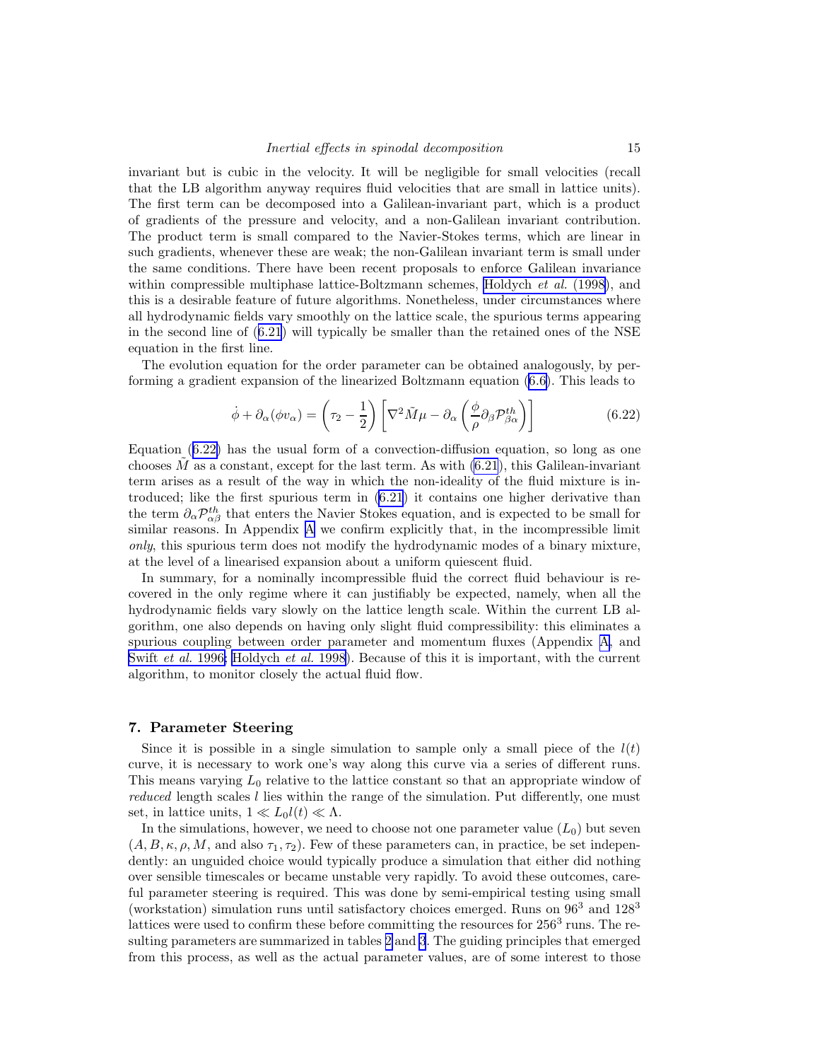invariant but is cubic in the velocity. It will be negligible for small velocities (recall that the LB algorithm anyway requires fluid velocities that are small in lattice units). The first term can be decomposed into a Galilean-invariant part, which is a product of gradients of the pressure and velocity, and a non-Galilean invariant contribution. The product term is small compared to the Navier-Stokes terms, which are linear in such gradients, whenever these are weak; the non-Galilean invariant term is small under the same conditions. There have been recent proposals to enforce Galilean invariance within compressible multiphase lattice-Boltzmann schemes, Holdych *et al.* (1998), and this is a desirable feature of future algorithms. Nonetheless, under circumstances where all hydrodynamic fields vary smoothly on the lattice scale, the spurious terms appearing in the second line of (6.21) will typically be smaller than the retained ones of the NSE equation in the first line.

The evolution equation for the order parameter can be obtained analogously, by performing a gradient expansion of the linearized Boltzmann equation (6.6). This leads to

$$\dot{\phi} + \partial_\alpha(\phi v_\alpha) = \left(\tau_2 - \frac{1}{2}\right)\left[\nabla^2 \tilde{M}\mu - \partial_\alpha\left(\frac{\phi}{\rho}\partial_\beta \mathcal{P}^{th}_{\beta\alpha}\right)\right] \tag{6.22}$$

Equation (6.22) has the usual form of a convection-diffusion equation, so long as one chooses $\tilde{M}$ as a constant, except for the last term. As with (6.21), this Galilean-invariant term arises as a result of the way in which the non-ideality of the fluid mixture is introduced; like the first spurious term in (6.21) it contains one higher derivative than the term $\partial_\alpha \mathcal{P}^{th}_{\alpha\beta}$ that enters the Navier Stokes equation, and is expected to be small for similar reasons. In Appendix A we confirm explicitly that, in the incompressible limit *only*, this spurious term does not modify the hydrodynamic modes of a binary mixture, at the level of a linearised expansion about a uniform quiescent fluid.

In summary, for a nominally incompressible fluid the correct fluid behaviour is recovered in the only regime where it can justifiably be expected, namely, when all the hydrodynamic fields vary slowly on the lattice length scale. Within the current LB algorithm, one also depends on having only slight fluid compressibility: this eliminates a spurious coupling between order parameter and momentum fluxes (Appendix A, and Swift *et al.* 1996; Holdych *et al.* 1998). Because of this it is important, with the current algorithm, to monitor closely the actual fluid flow.

## 7. Parameter Steering

Since it is possible in a single simulation to sample only a small piece of the $l(t)$ curve, it is necessary to work one's way along this curve via a series of different runs. This means varying $L_0$ relative to the lattice constant so that an appropriate window of *reduced* length scales $l$ lies within the range of the simulation. Put differently, one must set, in lattice units, $1 \ll L_0 l(t) \ll \Lambda$.

In the simulations, however, we need to choose not one parameter value ($L_0$) but seven ($A, B, \kappa, \rho, M$, and also $\tau_1, \tau_2$). Few of these parameters can, in practice, be set independently: an unguided choice would typically produce a simulation that either did nothing over sensible timescales or became unstable very rapidly. To avoid these outcomes, careful parameter steering is required. This was done by semi-empirical testing using small (workstation) simulation runs until satisfactory choices emerged. Runs on $96^3$ and $128^3$ lattices were used to confirm these before committing the resources for $256^3$ runs. The resulting parameters are summarized in tables 2 and 3. The guiding principles that emerged from this process, as well as the actual parameter values, are of some interest to those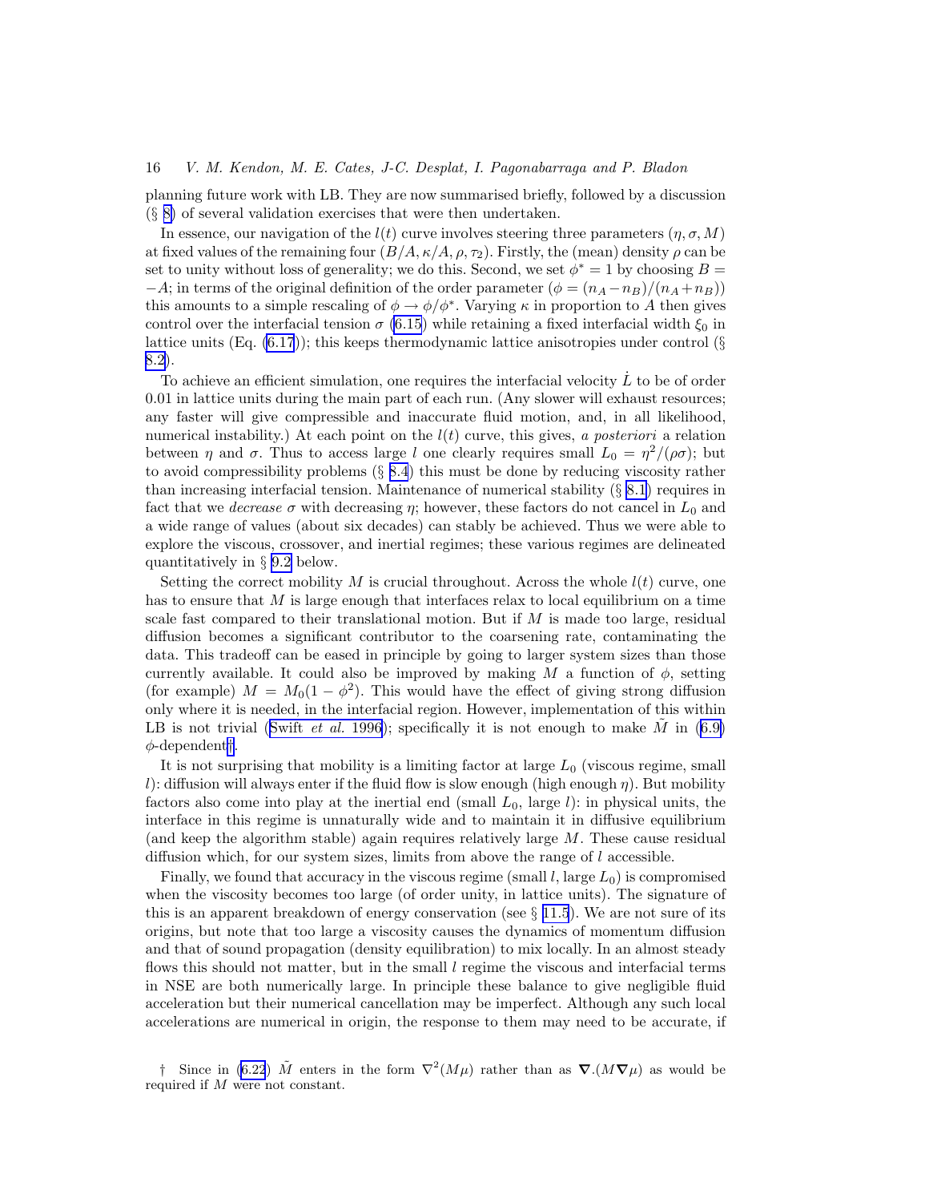planning future work with LB. They are now summarised briefly, followed by a discussion (§ 8) of several validation exercises that were then undertaken.

In essence, our navigation of the $l(t)$ curve involves steering three parameters $(\eta, \sigma, M)$ at fixed values of the remaining four $(B/A, \kappa/A, \rho, \tau_2)$. Firstly, the (mean) density $\rho$ can be set to unity without loss of generality; we do this. Second, we set $\phi^* = 1$ by choosing $B = -A$; in terms of the original definition of the order parameter $(\phi = (n_A - n_B)/(n_A + n_B))$ this amounts to a simple rescaling of $\phi \rightarrow \phi/\phi^*$. Varying $\kappa$ in proportion to $A$ then gives control over the interfacial tension $\sigma$ (6.15) while retaining a fixed interfacial width $\xi_0$ in lattice units (Eq. (6.17)); this keeps thermodynamic lattice anisotropies under control (§ 8.2).

To achieve an efficient simulation, one requires the interfacial velocity $\dot{L}$ to be of order 0.01 in lattice units during the main part of each run. (Any slower will exhaust resources; any faster will give compressible and inaccurate fluid motion, and, in all likelihood, numerical instability.) At each point on the $l(t)$ curve, this gives, *a posteriori* a relation between $\eta$ and $\sigma$. Thus to access large $l$ one clearly requires small $L_0 = \eta^2/(\rho\sigma)$; but to avoid compressibility problems (§ 8.4) this must be done by reducing viscosity rather than increasing interfacial tension. Maintenance of numerical stability (§ 8.1) requires in fact that we *decrease* $\sigma$ with decreasing $\eta$; however, these factors do not cancel in $L_0$ and a wide range of values (about six decades) can stably be achieved. Thus we were able to explore the viscous, crossover, and inertial regimes; these various regimes are delineated quantitatively in § 9.2 below.

Setting the correct mobility $M$ is crucial throughout. Across the whole $l(t)$ curve, one has to ensure that $M$ is large enough that interfaces relax to local equilibrium on a time scale fast compared to their translational motion. But if $M$ is made too large, residual diffusion becomes a significant contributor to the coarsening rate, contaminating the data. This tradeoff can be eased in principle by going to larger system sizes than those currently available. It could also be improved by making $M$ a function of $\phi$, setting (for example) $M = M_0(1 - \phi^2)$. This would have the effect of giving strong diffusion only where it is needed, in the interfacial region. However, implementation of this within LB is not trivial (Swift *et al.* 1996); specifically it is not enough to make $\tilde{M}$ in (6.9) $\phi$-dependent†.

It is not surprising that mobility is a limiting factor at large $L_0$ (viscous regime, small $l$): diffusion will always enter if the fluid flow is slow enough (high enough $\eta$). But mobility factors also come into play at the inertial end (small $L_0$, large $l$): in physical units, the interface in this regime is unnaturally wide and to maintain it in diffusive equilibrium (and keep the algorithm stable) again requires relatively large $M$. These cause residual diffusion which, for our system sizes, limits from above the range of $l$ accessible.

Finally, we found that accuracy in the viscous regime (small $l$, large $L_0$) is compromised when the viscosity becomes too large (of order unity, in lattice units). The signature of this is an apparent breakdown of energy conservation (see § 11.5). We are not sure of its origins, but note that too large a viscosity causes the dynamics of momentum diffusion and that of sound propagation (density equilibration) to mix locally. In an almost steady flows this should not matter, but in the small $l$ regime the viscous and interfacial terms in NSE are both numerically large. In principle these balance to give negligible fluid acceleration but their numerical cancellation may be imperfect. Although any such local accelerations are numerical in origin, the response to them may need to be accurate, if

† Since in (6.22) $\tilde{M}$ enters in the form $\nabla^2(M\mu)$ rather than as $\boldsymbol{\nabla}.(M\boldsymbol{\nabla}\mu)$ as would be required if $M$ were not constant.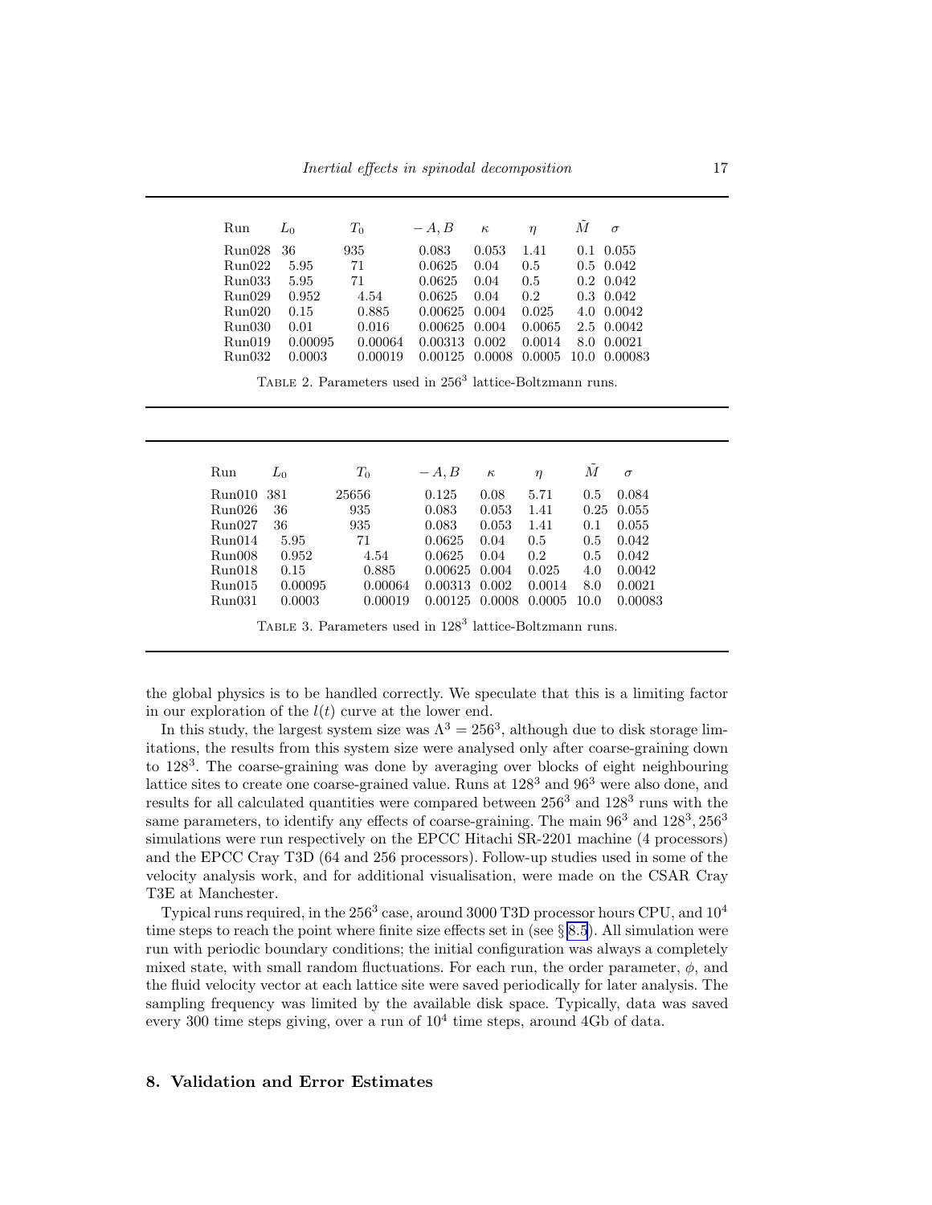| Run | $L_0$ | $T_0$ | $-A, B$ | $\kappa$ | $\eta$ | $\tilde{M}$ | $\sigma$ |
|---|---|---|---|---|---|---|---|
| Run028 | 36 | 935 | 0.083 | 0.053 | 1.41 | 0.1 | 0.055 |
| Run022 | 5.95 | 71 | 0.0625 | 0.04 | 0.5 | 0.5 | 0.042 |
| Run033 | 5.95 | 71 | 0.0625 | 0.04 | 0.5 | 0.2 | 0.042 |
| Run029 | 0.952 | 4.54 | 0.0625 | 0.04 | 0.2 | 0.3 | 0.042 |
| Run020 | 0.15 | 0.885 | 0.00625 | 0.004 | 0.025 | 4.0 | 0.0042 |
| Run030 | 0.01 | 0.016 | 0.00625 | 0.004 | 0.0065 | 2.5 | 0.0042 |
| Run019 | 0.00095 | 0.00064 | 0.00313 | 0.002 | 0.0014 | 8.0 | 0.0021 |
| Run032 | 0.0003 | 0.00019 | 0.00125 | 0.0008 | 0.0005 | 10.0 | 0.00083 |

Table 2. Parameters used in $256^3$ lattice-Boltzmann runs.

| Run | $L_0$ | $T_0$ | $-A, B$ | $\kappa$ | $\eta$ | $\tilde{M}$ | $\sigma$ |
|---|---|---|---|---|---|---|---|
| Run010 | 381 | 25656 | 0.125 | 0.08 | 5.71 | 0.5 | 0.084 |
| Run026 | 36 | 935 | 0.083 | 0.053 | 1.41 | 0.25 | 0.055 |
| Run027 | 36 | 935 | 0.083 | 0.053 | 1.41 | 0.1 | 0.055 |
| Run014 | 5.95 | 71 | 0.0625 | 0.04 | 0.5 | 0.5 | 0.042 |
| Run008 | 0.952 | 4.54 | 0.0625 | 0.04 | 0.2 | 0.5 | 0.042 |
| Run018 | 0.15 | 0.885 | 0.00625 | 0.004 | 0.025 | 4.0 | 0.0042 |
| Run015 | 0.00095 | 0.00064 | 0.00313 | 0.002 | 0.0014 | 8.0 | 0.0021 |
| Run031 | 0.0003 | 0.00019 | 0.00125 | 0.0008 | 0.0005 | 10.0 | 0.00083 |

Table 3. Parameters used in $128^3$ lattice-Boltzmann runs.

the global physics is to be handled correctly. We speculate that this is a limiting factor in our exploration of the $l(t)$ curve at the lower end.

In this study, the largest system size was $\Lambda^3 = 256^3$, although due to disk storage limitations, the results from this system size were analysed only after coarse-graining down to $128^3$. The coarse-graining was done by averaging over blocks of eight neighbouring lattice sites to create one coarse-grained value. Runs at $128^3$ and $96^3$ were also done, and results for all calculated quantities were compared between $256^3$ and $128^3$ runs with the same parameters, to identify any effects of coarse-graining. The main $96^3$ and $128^3, 256^3$ simulations were run respectively on the EPCC Hitachi SR-2201 machine (4 processors) and the EPCC Cray T3D (64 and 256 processors). Follow-up studies used in some of the velocity analysis work, and for additional visualisation, were made on the CSAR Cray T3E at Manchester.

Typical runs required, in the $256^3$ case, around 3000 T3D processor hours CPU, and $10^4$ time steps to reach the point where finite size effects set in (see § 8.5). All simulation were run with periodic boundary conditions; the initial configuration was always a completely mixed state, with small random fluctuations. For each run, the order parameter, $\phi$, and the fluid velocity vector at each lattice site were saved periodically for later analysis. The sampling frequency was limited by the available disk space. Typically, data was saved every 300 time steps giving, over a run of $10^4$ time steps, around 4Gb of data.

## 8. Validation and Error Estimates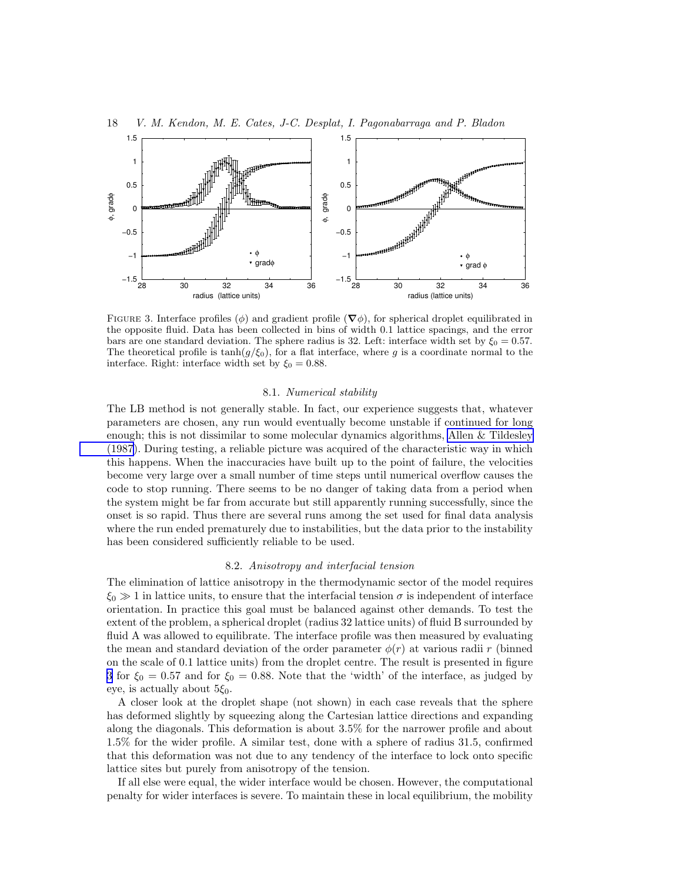FIGURE 3. Interface profiles ($\phi$) and gradient profile ($\boldsymbol{\nabla}\phi$), for spherical droplet equilibrated in the opposite fluid. Data has been collected in bins of width 0.1 lattice spacings, and the error bars are one standard deviation. The sphere radius is 32. Left: interface width set by $\xi_0 = 0.57$. The theoretical profile is $\tanh(g/\xi_0)$, for a flat interface, where $g$ is a coordinate normal to the interface. Right: interface width set by $\xi_0 = 0.88$.

### 8.1. *Numerical stability*

The LB method is not generally stable. In fact, our experience suggests that, whatever parameters are chosen, any run would eventually become unstable if continued for long enough; this is not dissimilar to some molecular dynamics algorithms, Allen & Tildesley (1987). During testing, a reliable picture was acquired of the characteristic way in which this happens. When the inaccuracies have built up to the point of failure, the velocities become very large over a small number of time steps until numerical overflow causes the code to stop running. There seems to be no danger of taking data from a period when the system might be far from accurate but still apparently running successfully, since the onset is so rapid. Thus there are several runs among the set used for final data analysis where the run ended prematurely due to instabilities, but the data prior to the instability has been considered sufficiently reliable to be used.

### 8.2. *Anisotropy and interfacial tension*

The elimination of lattice anisotropy in the thermodynamic sector of the model requires $\xi_0 \gg 1$ in lattice units, to ensure that the interfacial tension $\sigma$ is independent of interface orientation. In practice this goal must be balanced against other demands. To test the extent of the problem, a spherical droplet (radius 32 lattice units) of fluid B surrounded by fluid A was allowed to equilibrate. The interface profile was then measured by evaluating the mean and standard deviation of the order parameter $\phi(r)$ at various radii $r$ (binned on the scale of 0.1 lattice units) from the droplet centre. The result is presented in figure 3 for $\xi_0 = 0.57$ and for $\xi_0 = 0.88$. Note that the 'width' of the interface, as judged by eye, is actually about $5\xi_0$.

A closer look at the droplet shape (not shown) in each case reveals that the sphere has deformed slightly by squeezing along the Cartesian lattice directions and expanding along the diagonals. This deformation is about 3.5% for the narrower profile and about 1.5% for the wider profile. A similar test, done with a sphere of radius 31.5, confirmed that this deformation was not due to any tendency of the interface to lock onto specific lattice sites but purely from anisotropy of the tension.

If all else were equal, the wider interface would be chosen. However, the computational penalty for wider interfaces is severe. To maintain these in local equilibrium, the mobility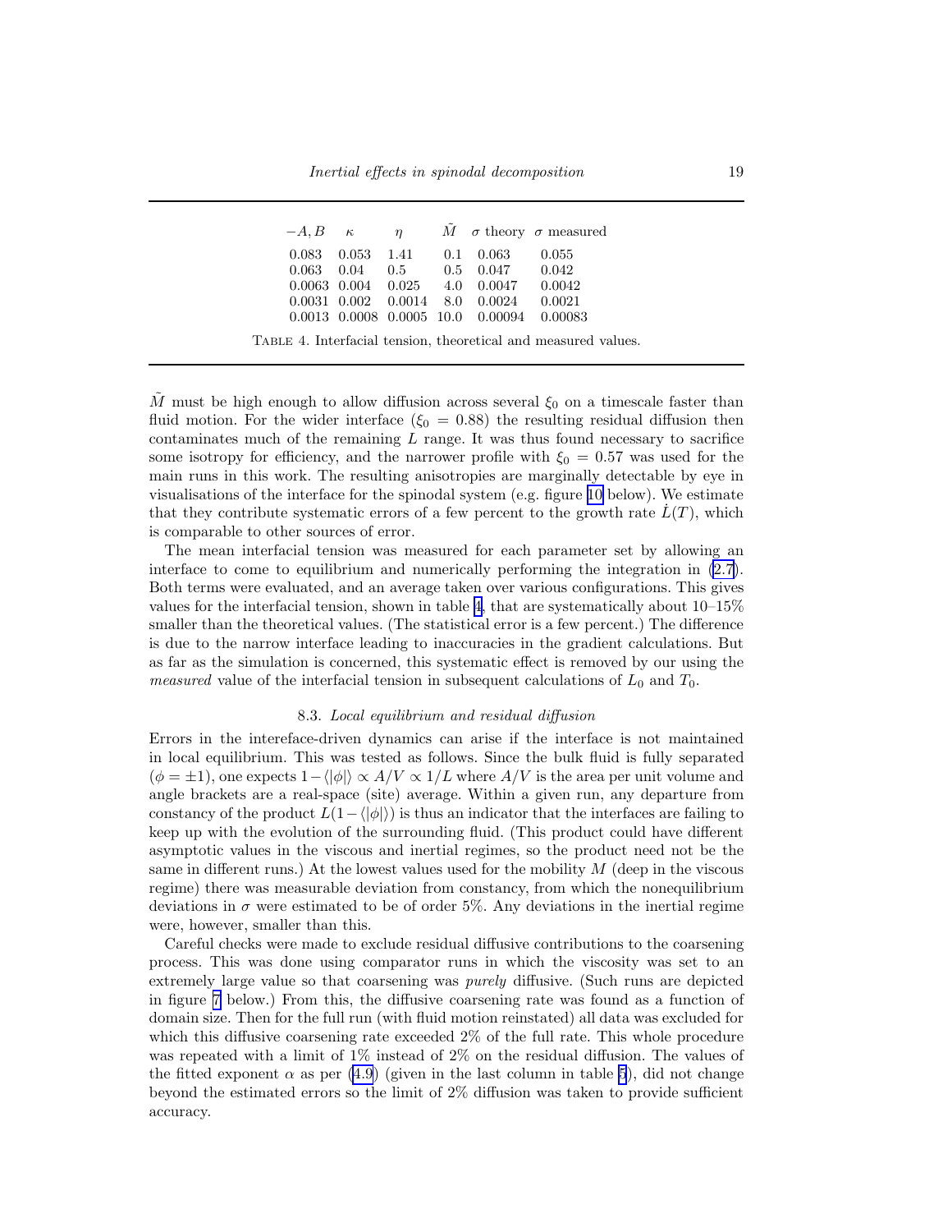| $-A, B$ | $\kappa$ | $\eta$ | $\tilde{M}$ | $\sigma$ theory | $\sigma$ measured |
|---|---|---|---|---|---|
| 0.083 | 0.053 | 1.41 | 0.1 | 0.063 | 0.055 |
| 0.063 | 0.04 | 0.5 | 0.5 | 0.047 | 0.042 |
| 0.0063 | 0.004 | 0.025 | 4.0 | 0.0047 | 0.0042 |
| 0.0031 | 0.002 | 0.0014 | 8.0 | 0.0024 | 0.0021 |
| 0.0013 | 0.0008 | 0.0005 | 10.0 | 0.00094 | 0.00083 |

TABLE 4. Interfacial tension, theoretical and measured values.

$\tilde{M}$ must be high enough to allow diffusion across several $\xi_0$ on a timescale faster than fluid motion. For the wider interface ($\xi_0 = 0.88$) the resulting residual diffusion then contaminates much of the remaining $L$ range. It was thus found necessary to sacrifice some isotropy for efficiency, and the narrower profile with $\xi_0 = 0.57$ was used for the main runs in this work. The resulting anisotropies are marginally detectable by eye in visualisations of the interface for the spinodal system (e.g. figure 10 below). We estimate that they contribute systematic errors of a few percent to the growth rate $\dot{L}(T)$, which is comparable to other sources of error.

The mean interfacial tension was measured for each parameter set by allowing an interface to come to equilibrium and numerically performing the integration in (2.7). Both terms were evaluated, and an average taken over various configurations. This gives values for the interfacial tension, shown in table 4, that are systematically about 10–15% smaller than the theoretical values. (The statistical error is a few percent.) The difference is due to the narrow interface leading to inaccuracies in the gradient calculations. But as far as the simulation is concerned, this systematic effect is removed by our using the *measured* value of the interfacial tension in subsequent calculations of $L_0$ and $T_0$.

### 8.3. *Local equilibrium and residual diffusion*

Errors in the intereface-driven dynamics can arise if the interface is not maintained in local equilibrium. This was tested as follows. Since the bulk fluid is fully separated ($\phi = \pm 1$), one expects $1 - \langle|\phi|\rangle \propto A/V \propto 1/L$ where $A/V$ is the area per unit volume and angle brackets are a real-space (site) average. Within a given run, any departure from constancy of the product $L(1 - \langle|\phi|\rangle)$ is thus an indicator that the interfaces are failing to keep up with the evolution of the surrounding fluid. (This product could have different asymptotic values in the viscous and inertial regimes, so the product need not be the same in different runs.) At the lowest values used for the mobility $M$ (deep in the viscous regime) there was measurable deviation from constancy, from which the nonequilibrium deviations in $\sigma$ were estimated to be of order 5%. Any deviations in the inertial regime were, however, smaller than this.

Careful checks were made to exclude residual diffusive contributions to the coarsening process. This was done using comparator runs in which the viscosity was set to an extremely large value so that coarsening was *purely* diffusive. (Such runs are depicted in figure 7 below.) From this, the diffusive coarsening rate was found as a function of domain size. Then for the full run (with fluid motion reinstated) all data was excluded for which this diffusive coarsening rate exceeded 2% of the full rate. This whole procedure was repeated with a limit of 1% instead of 2% on the residual diffusion. The values of the fitted exponent $\alpha$ as per (4.9) (given in the last column in table 5), did not change beyond the estimated errors so the limit of 2% diffusion was taken to provide sufficient accuracy.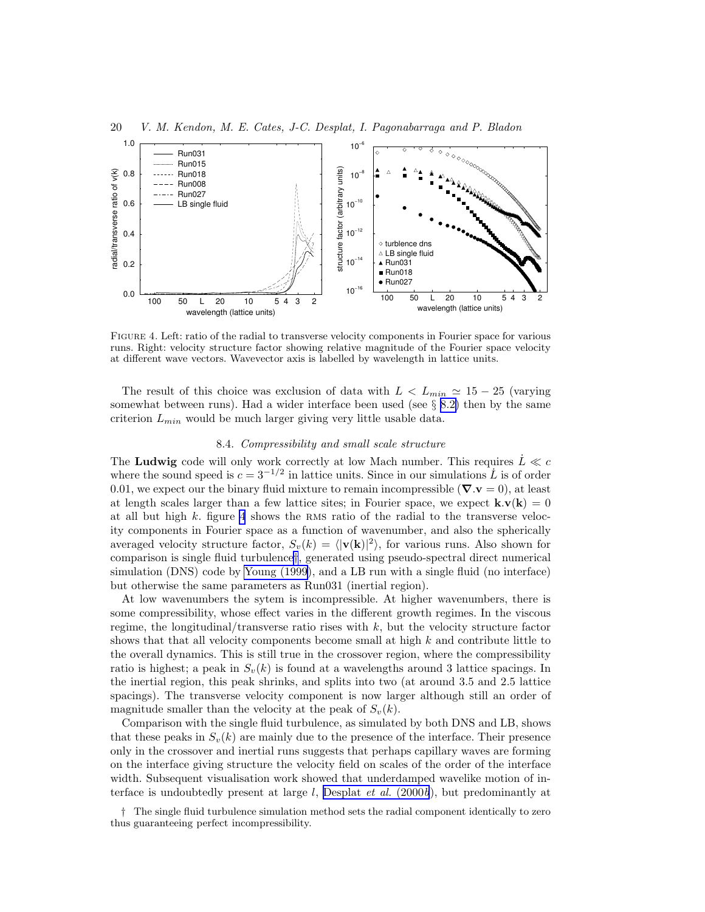FIGURE 4. Left: ratio of the radial to transverse velocity components in Fourier space for various runs. Right: velocity structure factor showing relative magnitude of the Fourier space velocity at different wave vectors. Wavevector axis is labelled by wavelength in lattice units.

The result of this choice was exclusion of data with $L < L_{min} \simeq 15 - 25$ (varying somewhat between runs). Had a wider interface been used (see § 8.2) then by the same criterion $L_{min}$ would be much larger giving very little usable data.

### 8.4. *Compressibility and small scale structure*

The **Ludwig** code will only work correctly at low Mach number. This requires $\dot{L} \ll c$ where the sound speed is $c = 3^{-1/2}$ in lattice units. Since in our simulations $\dot{L}$ is of order 0.01, we expect our the binary fluid mixture to remain incompressible ($\boldsymbol{\nabla}.\mathbf{v} = 0$), at least at length scales larger than a few lattice sites; in Fourier space, we expect $\mathbf{k}.\mathbf{v}(\mathbf{k}) = 0$ at all but high $k$. figure 4 shows the RMS ratio of the radial to the transverse velocity components in Fourier space as a function of wavenumber, and also the spherically averaged velocity structure factor, $S_v(k) = \langle|\mathbf{v}(\mathbf{k})|^2\rangle$, for various runs. Also shown for comparison is single fluid turbulence†, generated using pseudo-spectral direct numerical simulation (DNS) code by Young (1999), and a LB run with a single fluid (no interface) but otherwise the same parameters as Run031 (inertial region).

At low wavenumbers the sytem is incompressible. At higher wavenumbers, there is some compressibility, whose effect varies in the different growth regimes. In the viscous regime, the longitudinal/transverse ratio rises with $k$, but the velocity structure factor shows that that all velocity components become small at high $k$ and contribute little to the overall dynamics. This is still true in the crossover region, where the compressibility ratio is highest; a peak in $S_v(k)$ is found at a wavelengths around 3 lattice spacings. In the inertial region, this peak shrinks, and splits into two (at around 3.5 and 2.5 lattice spacings). The transverse velocity component is now larger although still an order of magnitude smaller than the velocity at the peak of $S_v(k)$.

Comparison with the single fluid turbulence, as simulated by both DNS and LB, shows that these peaks in $S_v(k)$ are mainly due to the presence of the interface. Their presence only in the crossover and inertial runs suggests that perhaps capillary waves are forming on the interface giving structure the velocity field on scales of the order of the interface width. Subsequent visualisation work showed that underdamped wavelike motion of interface is undoubtedly present at large $l$, Desplat *et al.* (2000*b*), but predominantly at

† The single fluid turbulence simulation method sets the radial component identically to zero thus guaranteeing perfect incompressibility.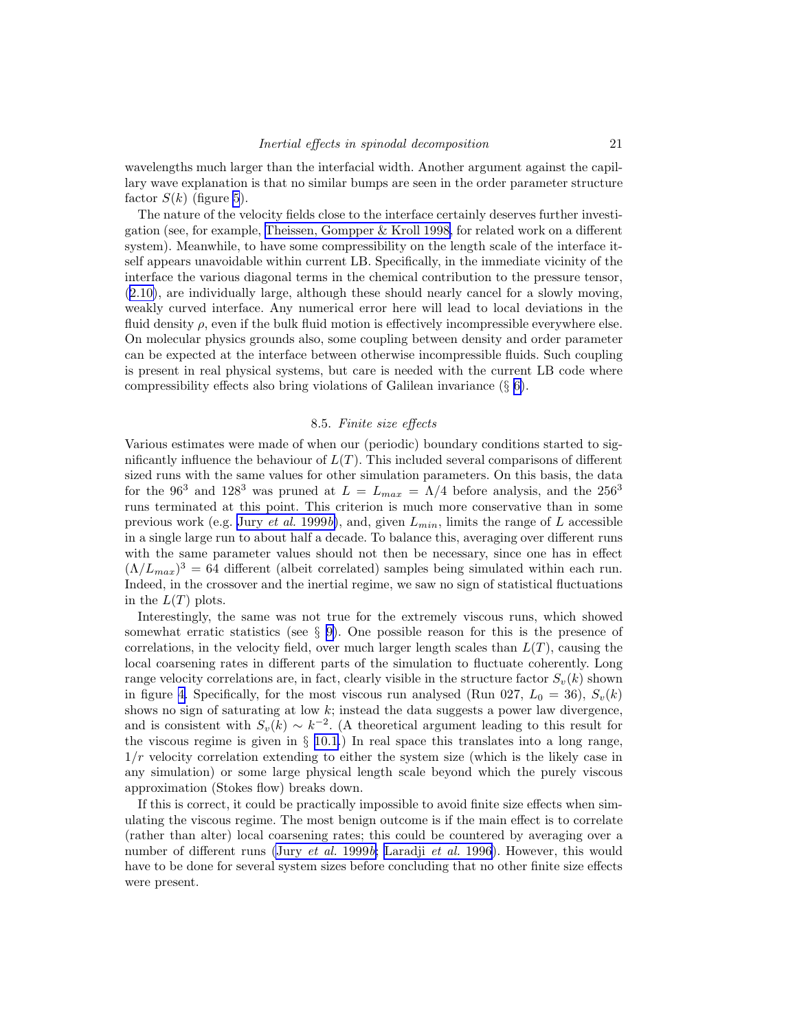wavelengths much larger than the interfacial width. Another argument against the capillary wave explanation is that no similar bumps are seen in the order parameter structure factor $S(k)$ (figure 5).

The nature of the velocity fields close to the interface certainly deserves further investigation (see, for example, Theissen, Gompper & Kroll 1998, for related work on a different system). Meanwhile, to have some compressibility on the length scale of the interface itself appears unavoidable within current LB. Specifically, in the immediate vicinity of the interface the various diagonal terms in the chemical contribution to the pressure tensor, (2.10), are individually large, although these should nearly cancel for a slowly moving, weakly curved interface. Any numerical error here will lead to local deviations in the fluid density $\rho$, even if the bulk fluid motion is effectively incompressible everywhere else. On molecular physics grounds also, some coupling between density and order parameter can be expected at the interface between otherwise incompressible fluids. Such coupling is present in real physical systems, but care is needed with the current LB code where compressibility effects also bring violations of Galilean invariance (§ 6).

### 8.5. *Finite size effects*

Various estimates were made of when our (periodic) boundary conditions started to significantly influence the behaviour of $L(T)$. This included several comparisons of different sized runs with the same values for other simulation parameters. On this basis, the data for the $96^3$ and $128^3$ was pruned at $L = L_{max} = \Lambda/4$ before analysis, and the $256^3$ runs terminated at this point. This criterion is much more conservative than in some previous work (e.g. Jury *et al.* 1999*b*), and, given $L_{min}$, limits the range of $L$ accessible in a single large run to about half a decade. To balance this, averaging over different runs with the same parameter values should not then be necessary, since one has in effect $(\Lambda/L_{max})^3 = 64$ different (albeit correlated) samples being simulated within each run. Indeed, in the crossover and the inertial regime, we saw no sign of statistical fluctuations in the $L(T)$ plots.

Interestingly, the same was not true for the extremely viscous runs, which showed somewhat erratic statistics (see § 9). One possible reason for this is the presence of correlations, in the velocity field, over much larger length scales than $L(T)$, causing the local coarsening rates in different parts of the simulation to fluctuate coherently. Long range velocity correlations are, in fact, clearly visible in the structure factor $S_v(k)$ shown in figure 4. Specifically, for the most viscous run analysed (Run 027, $L_0 = 36$), $S_v(k)$ shows no sign of saturating at low $k$; instead the data suggests a power law divergence, and is consistent with $S_v(k) \sim k^{-2}$. (A theoretical argument leading to this result for the viscous regime is given in § 10.1.) In real space this translates into a long range, $1/r$ velocity correlation extending to either the system size (which is the likely case in any simulation) or some large physical length scale beyond which the purely viscous approximation (Stokes flow) breaks down.

If this is correct, it could be practically impossible to avoid finite size effects when simulating the viscous regime. The most benign outcome is if the main effect is to correlate (rather than alter) local coarsening rates; this could be countered by averaging over a number of different runs (Jury *et al.* 1999*b*; Laradji *et al.* 1996). However, this would have to be done for several system sizes before concluding that no other finite size effects were present.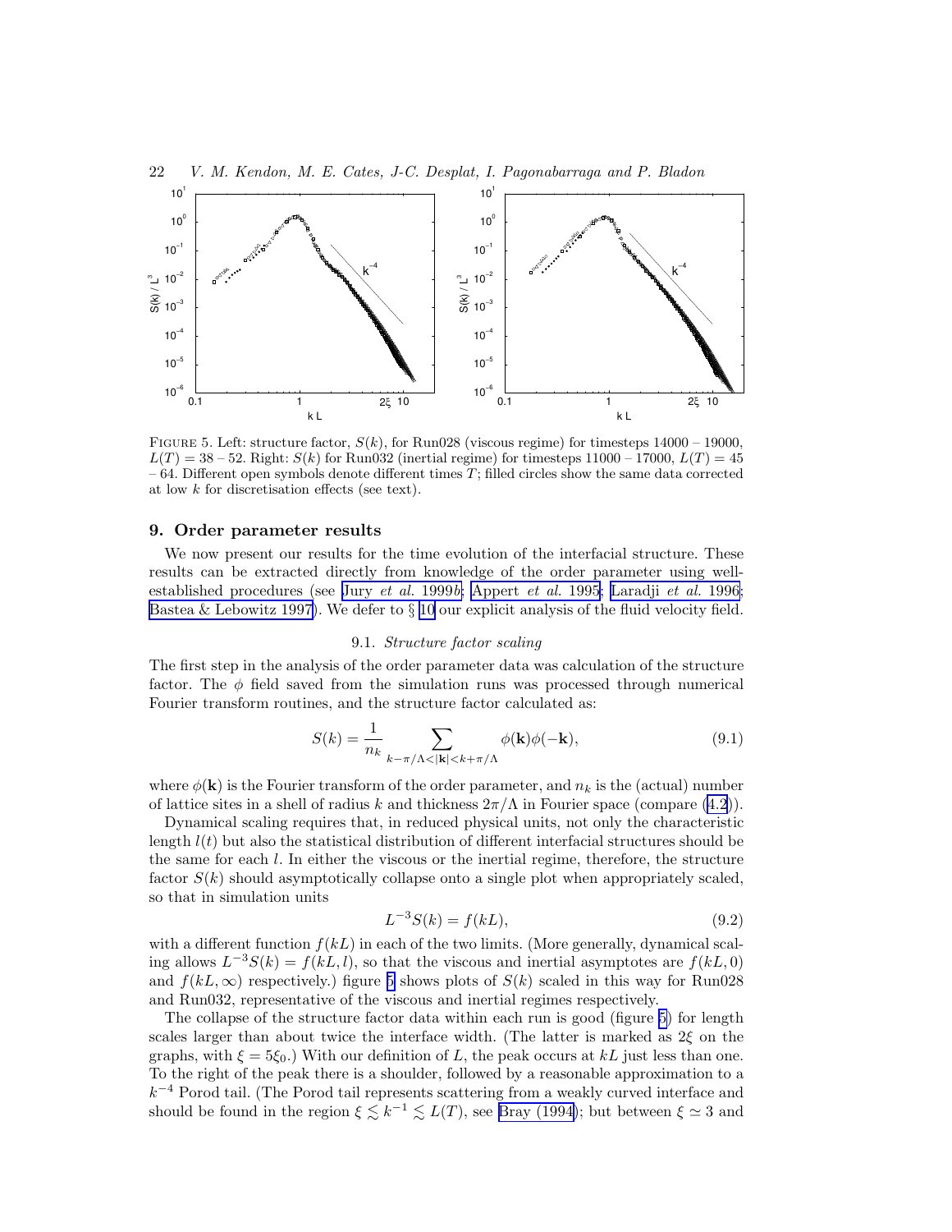FIGURE 5. Left: structure factor, $S(k)$, for Run028 (viscous regime) for timesteps 14000 – 19000, $L(T) = 38$ – 52. Right: $S(k)$ for Run032 (inertial regime) for timesteps 11000 – 17000, $L(T) = 45$ – 64. Different open symbols denote different times $T$; filled circles show the same data corrected at low $k$ for discretisation effects (see text).

## 9. Order parameter results

We now present our results for the time evolution of the interfacial structure. These results can be extracted directly from knowledge of the order parameter using well-established procedures (see Jury *et al.* 1999*b*; Appert *et al.* 1995; Laradji *et al.* 1996; Bastea & Lebowitz 1997). We defer to § 10 our explicit analysis of the fluid velocity field.

### 9.1. *Structure factor scaling*

The first step in the analysis of the order parameter data was calculation of the structure factor. The $\phi$ field saved from the simulation runs was processed through numerical Fourier transform routines, and the structure factor calculated as:

$$S(k) = \frac{1}{n_k} \sum_{k-\pi/\Lambda < |\mathbf{k}| < k+\pi/\Lambda} \phi(\mathbf{k})\phi(-\mathbf{k}), \tag{9.1}$$

where $\phi(\mathbf{k})$ is the Fourier transform of the order parameter, and $n_k$ is the (actual) number of lattice sites in a shell of radius $k$ and thickness $2\pi/\Lambda$ in Fourier space (compare (4.2)).

Dynamical scaling requires that, in reduced physical units, not only the characteristic length $l(t)$ but also the statistical distribution of different interfacial structures should be the same for each $l$. In either the viscous or the inertial regime, therefore, the structure factor $S(k)$ should asymptotically collapse onto a single plot when appropriately scaled, so that in simulation units

$$L^{-3}S(k) = f(kL), \tag{9.2}$$

with a different function $f(kL)$ in each of the two limits. (More generally, dynamical scaling allows $L^{-3}S(k) = f(kL, l)$, so that the viscous and inertial asymptotes are $f(kL, 0)$ and $f(kL, \infty)$ respectively.) figure 5 shows plots of $S(k)$ scaled in this way for Run028 and Run032, representative of the viscous and inertial regimes respectively.

The collapse of the structure factor data within each run is good (figure 5) for length scales larger than about twice the interface width. (The latter is marked as $2\xi$ on the graphs, with $\xi = 5\xi_0$.) With our definition of $L$, the peak occurs at $kL$ just less than one. To the right of the peak there is a shoulder, followed by a reasonable approximation to a $k^{-4}$ Porod tail. (The Porod tail represents scattering from a weakly curved interface and should be found in the region $\xi \lesssim k^{-1} \lesssim L(T)$, see Bray (1994); but between $\xi \simeq 3$ and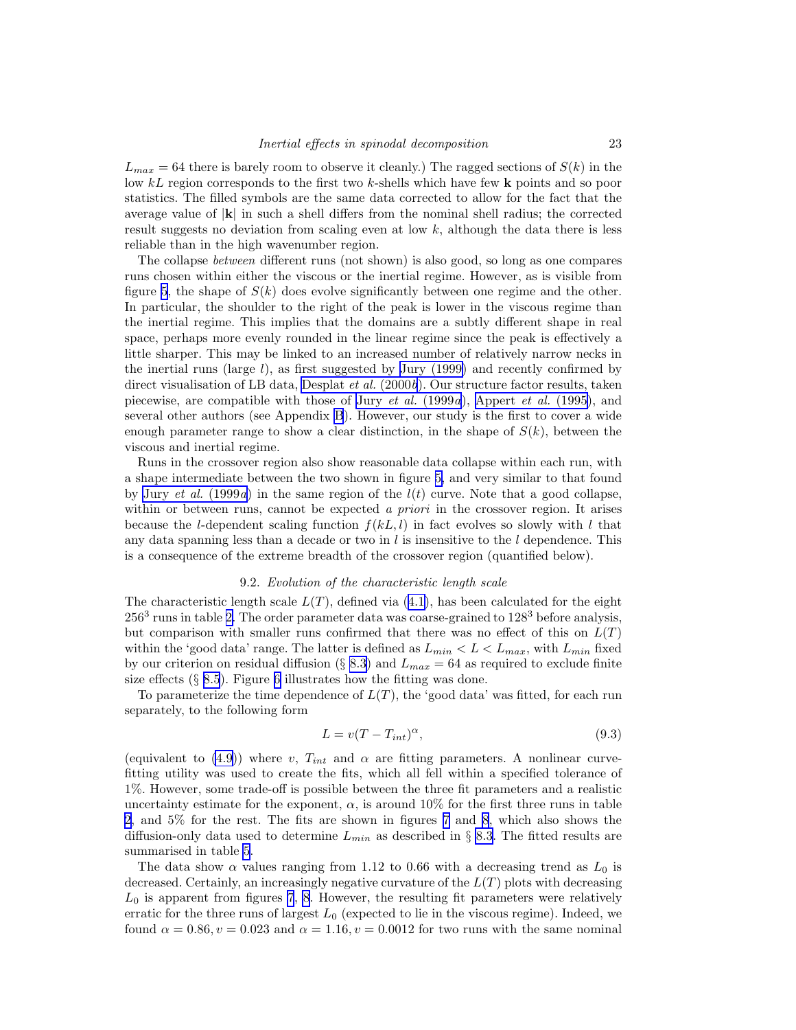$L_{max} = 64$ there is barely room to observe it cleanly.) The ragged sections of $S(k)$ in the low $kL$ region corresponds to the first two $k$-shells which have few $\mathbf{k}$ points and so poor statistics. The filled symbols are the same data corrected to allow for the fact that the average value of $|\mathbf{k}|$ in such a shell differs from the nominal shell radius; the corrected result suggests no deviation from scaling even at low $k$, although the data there is less reliable than in the high wavenumber region.

The collapse *between* different runs (not shown) is also good, so long as one compares runs chosen within either the viscous or the inertial regime. However, as is visible from figure 5, the shape of $S(k)$ does evolve significantly between one regime and the other. In particular, the shoulder to the right of the peak is lower in the viscous regime than the inertial regime. This implies that the domains are a subtly different shape in real space, perhaps more evenly rounded in the linear regime since the peak is effectively a little sharper. This may be linked to an increased number of relatively narrow necks in the inertial runs (large $l$), as first suggested by Jury (1999) and recently confirmed by direct visualisation of LB data, Desplat *et al.* (2000*b*). Our structure factor results, taken piecewise, are compatible with those of Jury *et al.* (1999*a*), Appert *et al.* (1995), and several other authors (see Appendix B). However, our study is the first to cover a wide enough parameter range to show a clear distinction, in the shape of $S(k)$, between the viscous and inertial regime.

Runs in the crossover region also show reasonable data collapse within each run, with a shape intermediate between the two shown in figure 5, and very similar to that found by Jury *et al.* (1999*a*) in the same region of the $l(t)$ curve. Note that a good collapse, within or between runs, cannot be expected *a priori* in the crossover region. It arises because the $l$-dependent scaling function $f(kL, l)$ in fact evolves so slowly with $l$ that any data spanning less than a decade or two in $l$ is insensitive to the $l$ dependence. This is a consequence of the extreme breadth of the crossover region (quantified below).

### 9.2. *Evolution of the characteristic length scale*

The characteristic length scale $L(T)$, defined via (4.1), has been calculated for the eight $256^3$ runs in table 2. The order parameter data was coarse-grained to $128^3$ before analysis, but comparison with smaller runs confirmed that there was no effect of this on $L(T)$ within the 'good data' range. The latter is defined as $L_{min} < L < L_{max}$, with $L_{min}$ fixed by our criterion on residual diffusion (§ 8.3) and $L_{max} = 64$ as required to exclude finite size effects (§ 8.5). Figure 6 illustrates how the fitting was done.

To parameterize the time dependence of $L(T)$, the 'good data' was fitted, for each run separately, to the following form

$$L = v(T - T_{int})^{\alpha}, \tag{9.3}$$

(equivalent to (4.9)) where $v$, $T_{int}$ and $\alpha$ are fitting parameters. A nonlinear curve-fitting utility was used to create the fits, which all fell within a specified tolerance of 1%. However, some trade-off is possible between the three fit parameters and a realistic uncertainty estimate for the exponent, $\alpha$, is around 10% for the first three runs in table 2, and 5% for the rest. The fits are shown in figures 7 and 8, which also shows the diffusion-only data used to determine $L_{min}$ as described in § 8.3. The fitted results are summarised in table 5.

The data show $\alpha$ values ranging from 1.12 to 0.66 with a decreasing trend as $L_0$ is decreased. Certainly, an increasingly negative curvature of the $L(T)$ plots with decreasing $L_0$ is apparent from figures 7, 8. However, the resulting fit parameters were relatively erratic for the three runs of largest $L_0$ (expected to lie in the viscous regime). Indeed, we found $\alpha = 0.86, v = 0.023$ and $\alpha = 1.16, v = 0.0012$ for two runs with the same nominal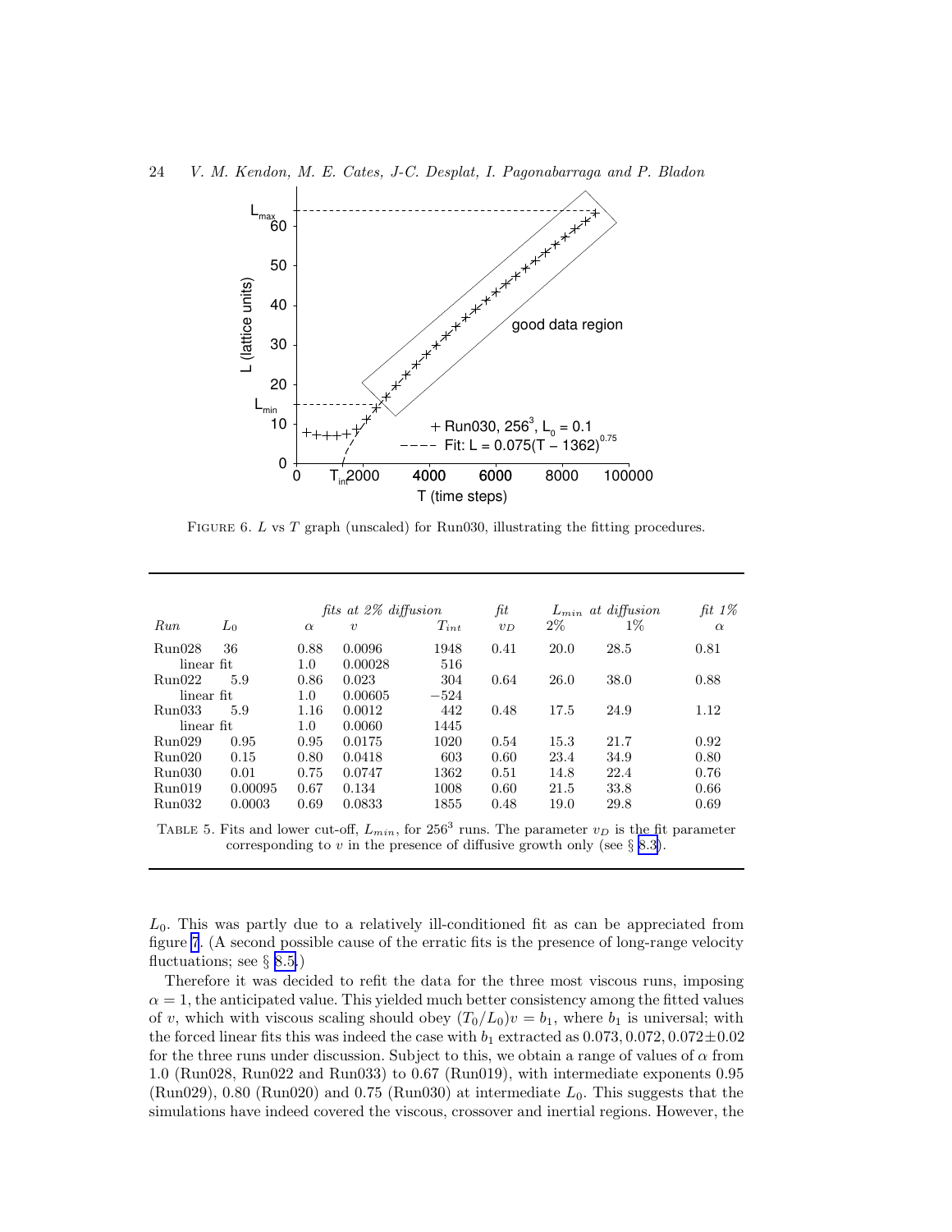FIGURE 6. $L$ vs $T$ graph (unscaled) for Run030, illustrating the fitting procedures.

| | | *fits at 2% diffusion* | | | *fit* | $L_{min}$ *at diffusion* | | *fit 1%* |
|---|---|---|---|---|---|---|---|---|
| *Run* | $L_0$ | $\alpha$ | $v$ | $T_{int}$ | $v_D$ | 2% | 1% | $\alpha$ |
| Run028 | 36 | 0.88 | 0.0096 | 1948 | 0.41 | 20.0 | 28.5 | 0.81 |
| linear fit | | 1.0 | 0.00028 | 516 | | | | |
| Run022 | 5.9 | 0.86 | 0.023 | 304 | 0.64 | 26.0 | 38.0 | 0.88 |
| linear fit | | 1.0 | 0.00605 | −524 | | | | |
| Run033 | 5.9 | 1.16 | 0.0012 | 442 | 0.48 | 17.5 | 24.9 | 1.12 |
| linear fit | | 1.0 | 0.0060 | 1445 | | | | |
| Run029 | 0.95 | 0.95 | 0.0175 | 1020 | 0.54 | 15.3 | 21.7 | 0.92 |
| Run020 | 0.15 | 0.80 | 0.0418 | 603 | 0.60 | 23.4 | 34.9 | 0.80 |
| Run030 | 0.01 | 0.75 | 0.0747 | 1362 | 0.51 | 14.8 | 22.4 | 0.76 |
| Run019 | 0.00095 | 0.67 | 0.134 | 1008 | 0.60 | 21.5 | 33.8 | 0.66 |
| Run032 | 0.0003 | 0.69 | 0.0833 | 1855 | 0.48 | 19.0 | 29.8 | 0.69 |

TABLE 5. Fits and lower cut-off, $L_{min}$, for $256^3$ runs. The parameter $v_D$ is the fit parameter corresponding to $v$ in the presence of diffusive growth only (see § 8.3).

$L_0$. This was partly due to a relatively ill-conditioned fit as can be appreciated from figure 7. (A second possible cause of the erratic fits is the presence of long-range velocity fluctuations; see § 8.5.)

Therefore it was decided to refit the data for the three most viscous runs, imposing $\alpha = 1$, the anticipated value. This yielded much better consistency among the fitted values of $v$, which with viscous scaling should obey $(T_0/L_0)v = b_1$, where $b_1$ is universal; with the forced linear fits this was indeed the case with $b_1$ extracted as $0.073, 0.072, 0.072 \pm 0.02$ for the three runs under discussion. Subject to this, we obtain a range of values of $\alpha$ from 1.0 (Run028, Run022 and Run033) to 0.67 (Run019), with intermediate exponents 0.95 (Run029), 0.80 (Run020) and 0.75 (Run030) at intermediate $L_0$. This suggests that the simulations have indeed covered the viscous, crossover and inertial regions. However, the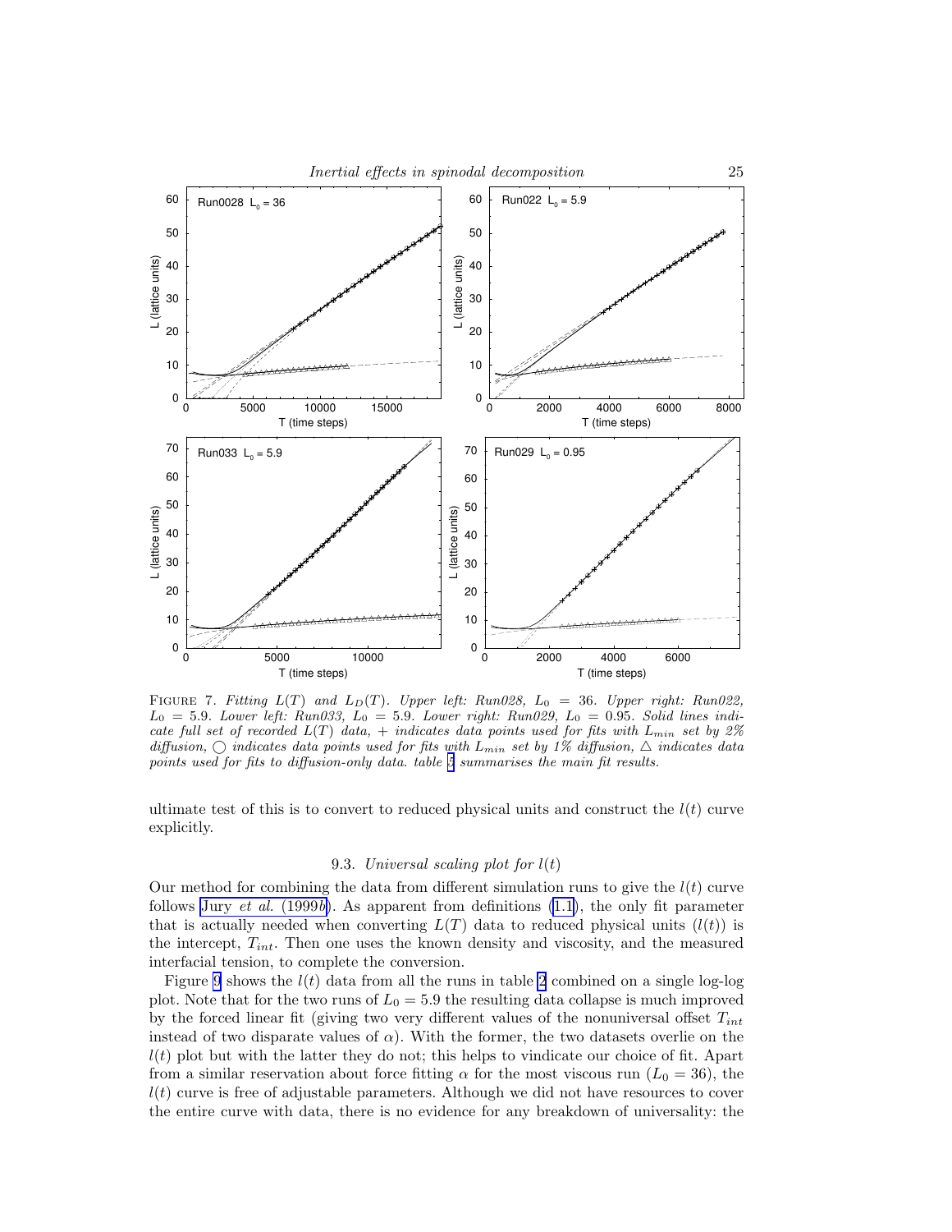FIGURE 7. *Fitting $L(T)$ and $L_D(T)$. Upper left: Run028, $L_0 = 36$. Upper right: Run022, $L_0 = 5.9$. Lower left: Run033, $L_0 = 5.9$. Lower right: Run029, $L_0 = 0.95$. Solid lines indicate full set of recorded $L(T)$ data, + indicates data points used for fits with $L_{min}$ set by 2% diffusion, ◯ indicates data points used for fits with $L_{min}$ set by 1% diffusion, △ indicates data points used for fits to diffusion-only data. table 5 summarises the main fit results.*

ultimate test of this is to convert to reduced physical units and construct the $l(t)$ curve explicitly.

### 9.3. *Universal scaling plot for $l(t)$*

Our method for combining the data from different simulation runs to give the $l(t)$ curve follows Jury *et al.* (1999*b*). As apparent from definitions (1.1), the only fit parameter that is actually needed when converting $L(T)$ data to reduced physical units ($l(t)$) is the intercept, $T_{int}$. Then one uses the known density and viscosity, and the measured interfacial tension, to complete the conversion.

Figure 9 shows the $l(t)$ data from all the runs in table 2 combined on a single log-log plot. Note that for the two runs of $L_0 = 5.9$ the resulting data collapse is much improved by the forced linear fit (giving two very different values of the nonuniversal offset $T_{int}$ instead of two disparate values of $\alpha$). With the former, the two datasets overlie on the $l(t)$ plot but with the latter they do not; this helps to vindicate our choice of fit. Apart from a similar reservation about force fitting $\alpha$ for the most viscous run ($L_0 = 36$), the $l(t)$ curve is free of adjustable parameters. Although we did not have resources to cover the entire curve with data, there is no evidence for any breakdown of universality: the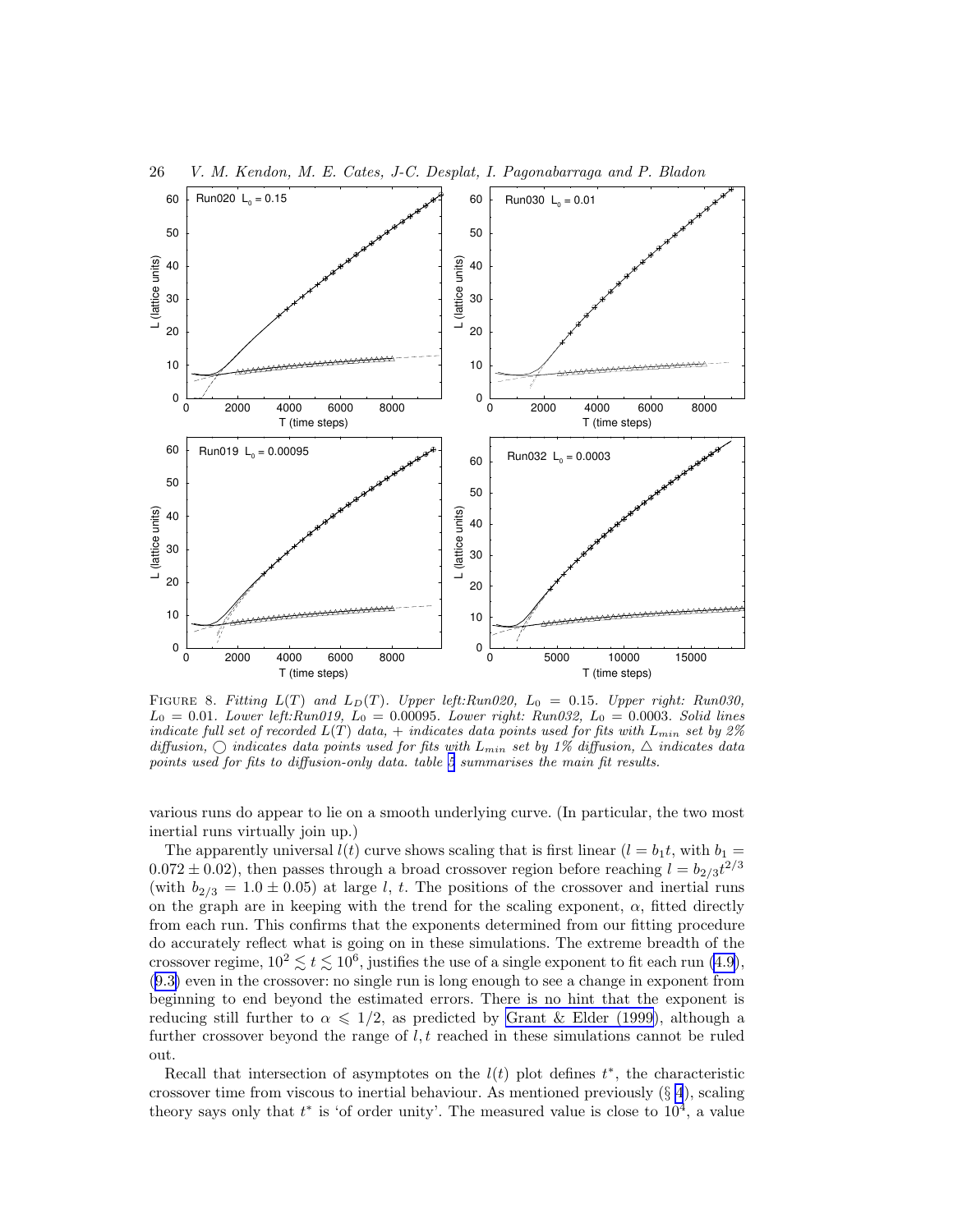FIGURE 8. *Fitting $L(T)$ and $L_D(T)$. Upper left:Run020, $L_0 = 0.15$. Upper right: Run030, $L_0 = 0.01$. Lower left:Run019, $L_0 = 0.00095$. Lower right: Run032, $L_0 = 0.0003$. Solid lines indicate full set of recorded $L(T)$ data, + indicates data points used for fits with $L_{min}$ set by 2% diffusion, ◯ indicates data points used for fits with $L_{min}$ set by 1% diffusion, △ indicates data points used for fits to diffusion-only data. table 5 summarises the main fit results.*

various runs do appear to lie on a smooth underlying curve. (In particular, the two most inertial runs virtually join up.)

The apparently universal $l(t)$ curve shows scaling that is first linear ($l = b_1 t$, with $b_1 = 0.072 \pm 0.02$), then passes through a broad crossover region before reaching $l = b_{2/3} t^{2/3}$ (with $b_{2/3} = 1.0 \pm 0.05$) at large $l$, $t$. The positions of the crossover and inertial runs on the graph are in keeping with the trend for the scaling exponent, $\alpha$, fitted directly from each run. This confirms that the exponents determined from our fitting procedure do accurately reflect what is going on in these simulations. The extreme breadth of the crossover regime, $10^2 \lesssim t \lesssim 10^6$, justifies the use of a single exponent to fit each run (4.9), (9.3) even in the crossover: no single run is long enough to see a change in exponent from beginning to end beyond the estimated errors. There is no hint that the exponent is reducing still further to $\alpha \leqslant 1/2$, as predicted by Grant & Elder (1999), although a further crossover beyond the range of $l, t$ reached in these simulations cannot be ruled out.

Recall that intersection of asymptotes on the $l(t)$ plot defines $t^*$, the characteristic crossover time from viscous to inertial behaviour. As mentioned previously (§ 4), scaling theory says only that $t^*$ is 'of order unity'. The measured value is close to $10^4$, a value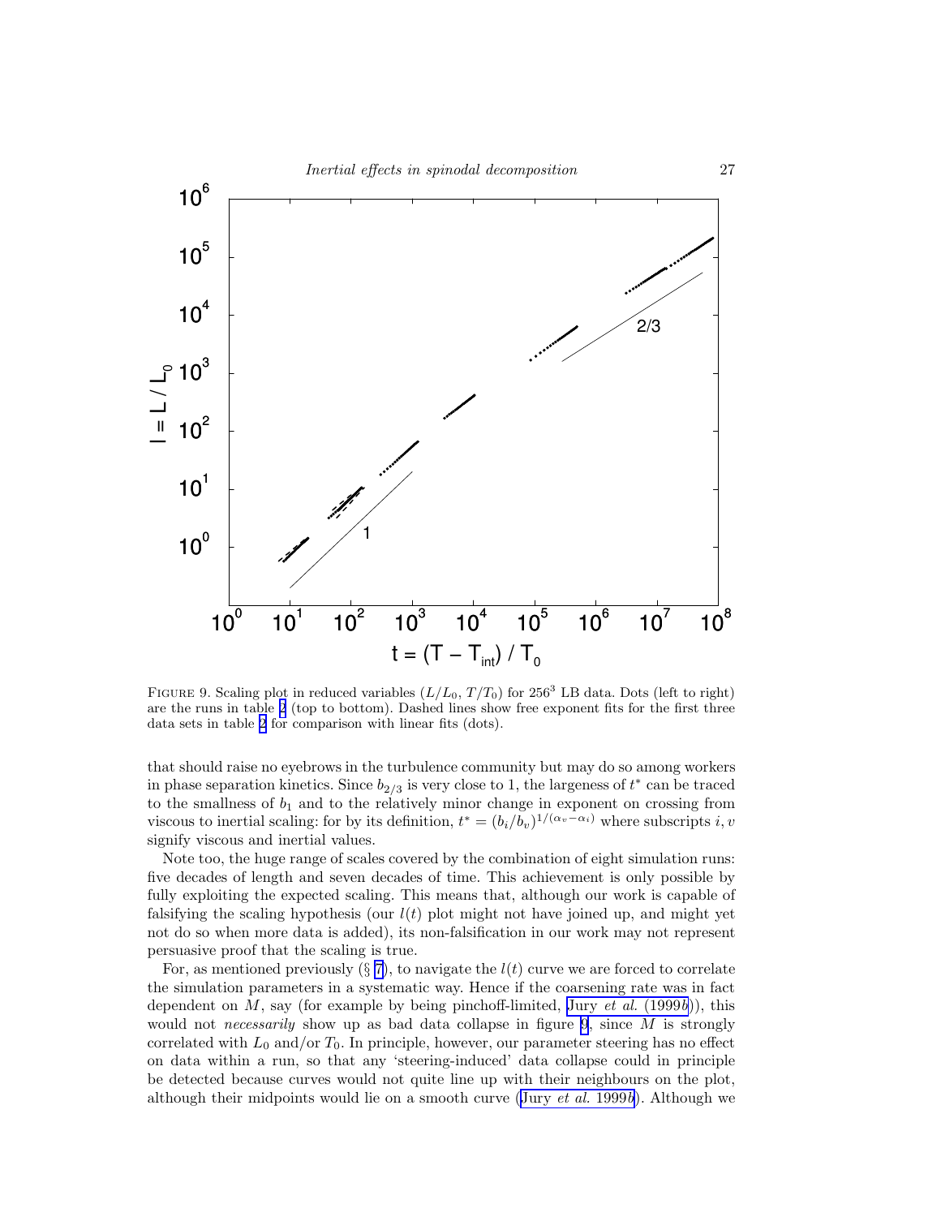FIGURE 9. Scaling plot in reduced variables ($L/L_0$, $T/T_0$) for $256^3$ LB data. Dots (left to right) are the runs in table 2 (top to bottom). Dashed lines show free exponent fits for the first three data sets in table 2 for comparison with linear fits (dots).

that should raise no eyebrows in the turbulence community but may do so among workers in phase separation kinetics. Since $b_{2/3}$ is very close to 1, the largeness of $t^*$ can be traced to the smallness of $b_1$ and to the relatively minor change in exponent on crossing from viscous to inertial scaling: for by its definition, $t^* = (b_i/b_v)^{1/(\alpha_v - \alpha_i)}$ where subscripts $i, v$ signify viscous and inertial values.

Note too, the huge range of scales covered by the combination of eight simulation runs: five decades of length and seven decades of time. This achievement is only possible by fully exploiting the expected scaling. This means that, although our work is capable of falsifying the scaling hypothesis (our $l(t)$ plot might not have joined up, and might yet not do so when more data is added), its non-falsification in our work may not represent persuasive proof that the scaling is true.

For, as mentioned previously (§ 7), to navigate the $l(t)$ curve we are forced to correlate the simulation parameters in a systematic way. Hence if the coarsening rate was in fact dependent on $M$, say (for example by being pinchoff-limited, Jury *et al.* (1999*b*)), this would not *necessarily* show up as bad data collapse in figure 9, since $M$ is strongly correlated with $L_0$ and/or $T_0$. In principle, however, our parameter steering has no effect on data within a run, so that any 'steering-induced' data collapse could in principle be detected because curves would not quite line up with their neighbours on the plot, although their midpoints would lie on a smooth curve (Jury *et al.* 1999*b*). Although we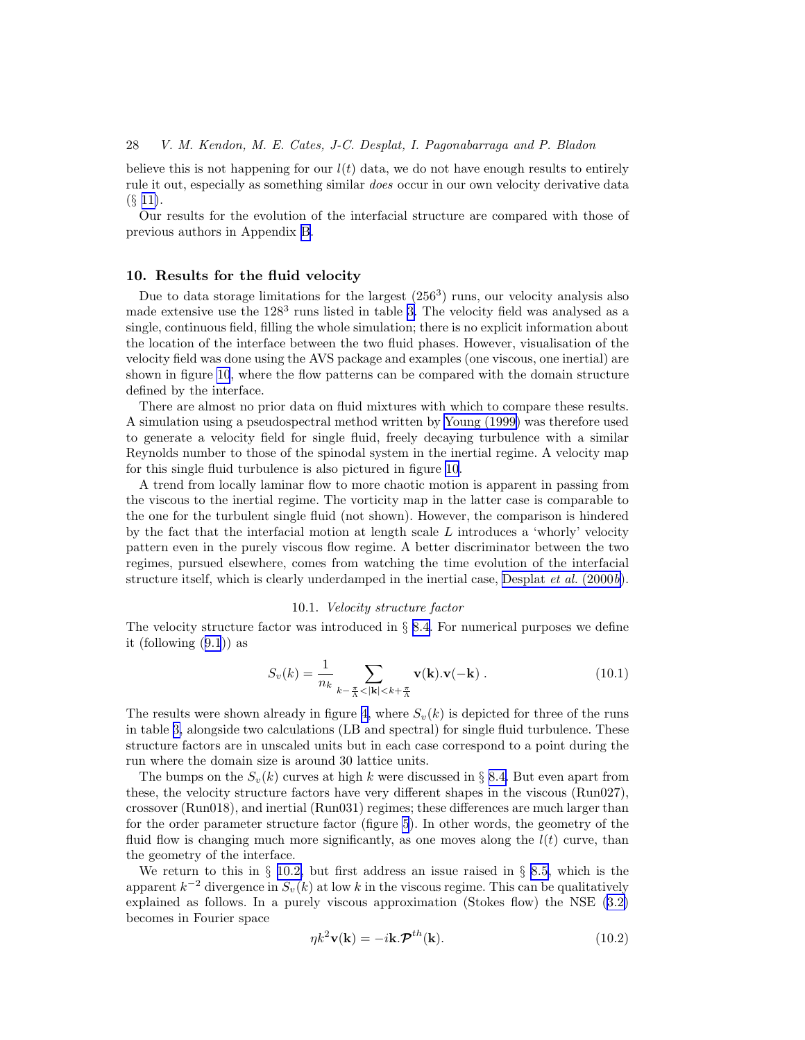believe this is not happening for our $l(t)$ data, we do not have enough results to entirely rule it out, especially as something similar *does* occur in our own velocity derivative data (§ 11).

Our results for the evolution of the interfacial structure are compared with those of previous authors in Appendix B.

## 10. Results for the fluid velocity

Due to data storage limitations for the largest ($256^3$) runs, our velocity analysis also made extensive use the $128^3$ runs listed in table 3. The velocity field was analysed as a single, continuous field, filling the whole simulation; there is no explicit information about the location of the interface between the two fluid phases. However, visualisation of the velocity field was done using the AVS package and examples (one viscous, one inertial) are shown in figure 10, where the flow patterns can be compared with the domain structure defined by the interface.

There are almost no prior data on fluid mixtures with which to compare these results. A simulation using a pseudospectral method written by Young (1999) was therefore used to generate a velocity field for single fluid, freely decaying turbulence with a similar Reynolds number to those of the spinodal system in the inertial regime. A velocity map for this single fluid turbulence is also pictured in figure 10.

A trend from locally laminar flow to more chaotic motion is apparent in passing from the viscous to the inertial regime. The vorticity map in the latter case is comparable to the one for the turbulent single fluid (not shown). However, the comparison is hindered by the fact that the interfacial motion at length scale $L$ introduces a 'whorly' velocity pattern even in the purely viscous flow regime. A better discriminator between the two regimes, pursued elsewhere, comes from watching the time evolution of the interfacial structure itself, which is clearly underdamped in the inertial case, Desplat *et al.* (2000*b*).

### 10.1. *Velocity structure factor*

The velocity structure factor was introduced in § 8.4. For numerical purposes we define it (following (9.1)) as

$$S_v(k) = \frac{1}{n_k} \sum_{k-\frac{\pi}{\Lambda}<|\mathbf{k}|<k+\frac{\pi}{\Lambda}} \mathbf{v}(\mathbf{k}).\mathbf{v}(-\mathbf{k}) \; . \tag{10.1}$$

The results were shown already in figure 4, where $S_v(k)$ is depicted for three of the runs in table 3, alongside two calculations (LB and spectral) for single fluid turbulence. These structure factors are in unscaled units but in each case correspond to a point during the run where the domain size is around 30 lattice units.

The bumps on the $S_v(k)$ curves at high $k$ were discussed in § 8.4. But even apart from these, the velocity structure factors have very different shapes in the viscous (Run027), crossover (Run018), and inertial (Run031) regimes; these differences are much larger than for the order parameter structure factor (figure 5). In other words, the geometry of the fluid flow is changing much more significantly, as one moves along the $l(t)$ curve, than the geometry of the interface.

We return to this in § 10.2, but first address an issue raised in § 8.5, which is the apparent $k^{-2}$ divergence in $S_v(k)$ at low $k$ in the viscous regime. This can be qualitatively explained as follows. In a purely viscous approximation (Stokes flow) the NSE (3.2) becomes in Fourier space

$$\eta k^2 \mathbf{v}(\mathbf{k}) = -i\mathbf{k}.\boldsymbol{\mathcal{P}}^{th}(\mathbf{k}). \tag{10.2}$$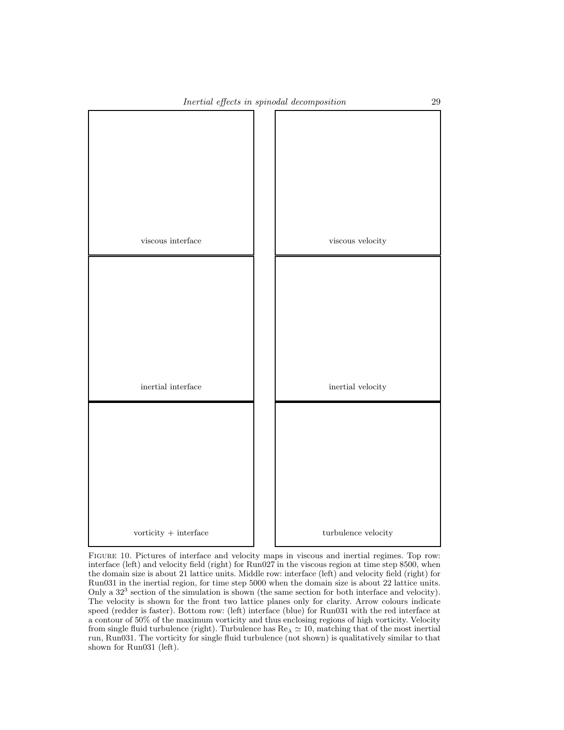viscous interface

viscous velocity

inertial interface

inertial velocity

vorticity + interface

turbulence velocity

Figure 10. Pictures of interface and velocity maps in viscous and inertial regimes. Top row: interface (left) and velocity field (right) for Run027 in the viscous region at time step 8500, when the domain size is about 21 lattice units. Middle row: interface (left) and velocity field (right) for Run031 in the inertial region, for time step 5000 when the domain size is about 22 lattice units. Only a $32^3$ section of the simulation is shown (the same section for both interface and velocity). The velocity is shown for the front two lattice planes only for clarity. Arrow colours indicate speed (redder is faster). Bottom row: (left) interface (blue) for Run031 with the red interface at a contour of 50% of the maximum vorticity and thus enclosing regions of high vorticity. Velocity from single fluid turbulence (right). Turbulence has $\mathrm{Re}_\lambda \simeq 10$, matching that of the most inertial run, Run031. The vorticity for single fluid turbulence (not shown) is qualitatively similar to that shown for Run031 (left).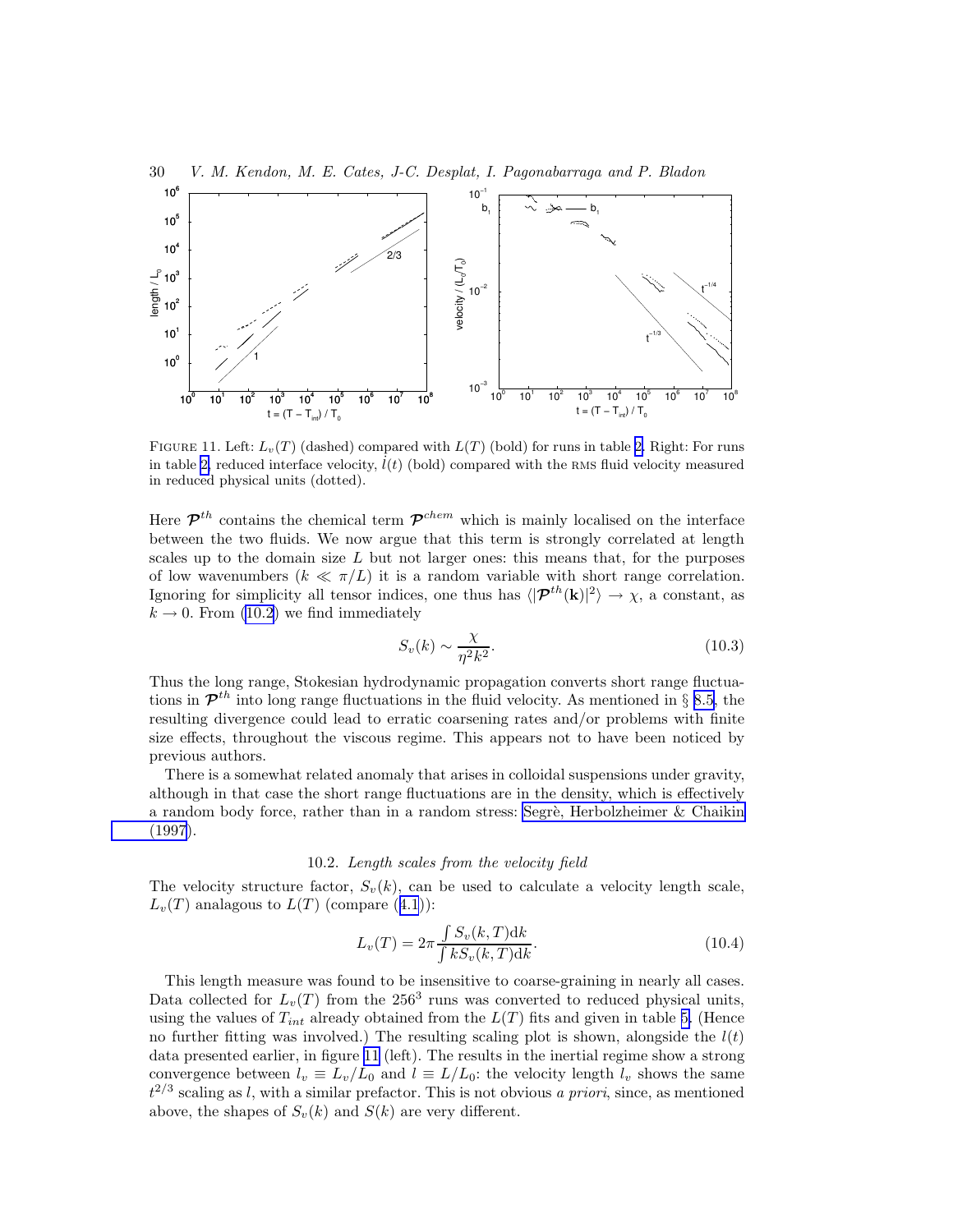FIGURE 11. Left: $L_v(T)$ (dashed) compared with $L(T)$ (bold) for runs in table 2. Right: For runs in table 2, reduced interface velocity, $\dot{l}(t)$ (bold) compared with the RMS fluid velocity measured in reduced physical units (dotted).

Here $\boldsymbol{\mathcal{P}}^{th}$ contains the chemical term $\boldsymbol{\mathcal{P}}^{chem}$ which is mainly localised on the interface between the two fluids. We now argue that this term is strongly correlated at length scales up to the domain size $L$ but not larger ones: this means that, for the purposes of low wavenumbers ($k \ll \pi/L$) it is a random variable with short range correlation. Ignoring for simplicity all tensor indices, one thus has $\langle|\boldsymbol{\mathcal{P}}^{th}(\mathbf{k})|^2\rangle \to \chi$, a constant, as $k \to 0$. From (10.2) we find immediately

$$S_v(k) \sim \frac{\chi}{\eta^2 k^2}. \tag{10.3}$$

Thus the long range, Stokesian hydrodynamic propagation converts short range fluctuations in $\boldsymbol{\mathcal{P}}^{th}$ into long range fluctuations in the fluid velocity. As mentioned in § 8.5, the resulting divergence could lead to erratic coarsening rates and/or problems with finite size effects, throughout the viscous regime. This appears not to have been noticed by previous authors.

There is a somewhat related anomaly that arises in colloidal suspensions under gravity, although in that case the short range fluctuations are in the density, which is effectively a random body force, rather than in a random stress: Segrè, Herbolzheimer & Chaikin (1997).

### 10.2. *Length scales from the velocity field*

The velocity structure factor, $S_v(k)$, can be used to calculate a velocity length scale, $L_v(T)$ analagous to $L(T)$ (compare (4.1)):

$$L_v(T) = 2\pi \frac{\int S_v(k,T)\mathrm{d}k}{\int k S_v(k,T)\mathrm{d}k}. \tag{10.4}$$

This length measure was found to be insensitive to coarse-graining in nearly all cases. Data collected for $L_v(T)$ from the $256^3$ runs was converted to reduced physical units, using the values of $T_{int}$ already obtained from the $L(T)$ fits and given in table 5. (Hence no further fitting was involved.) The resulting scaling plot is shown, alongside the $l(t)$ data presented earlier, in figure 11 (left). The results in the inertial regime show a strong convergence between $l_v \equiv L_v/L_0$ and $l \equiv L/L_0$: the velocity length $l_v$ shows the same $t^{2/3}$ scaling as $l$, with a similar prefactor. This is not obvious *a priori*, since, as mentioned above, the shapes of $S_v(k)$ and $S(k)$ are very different.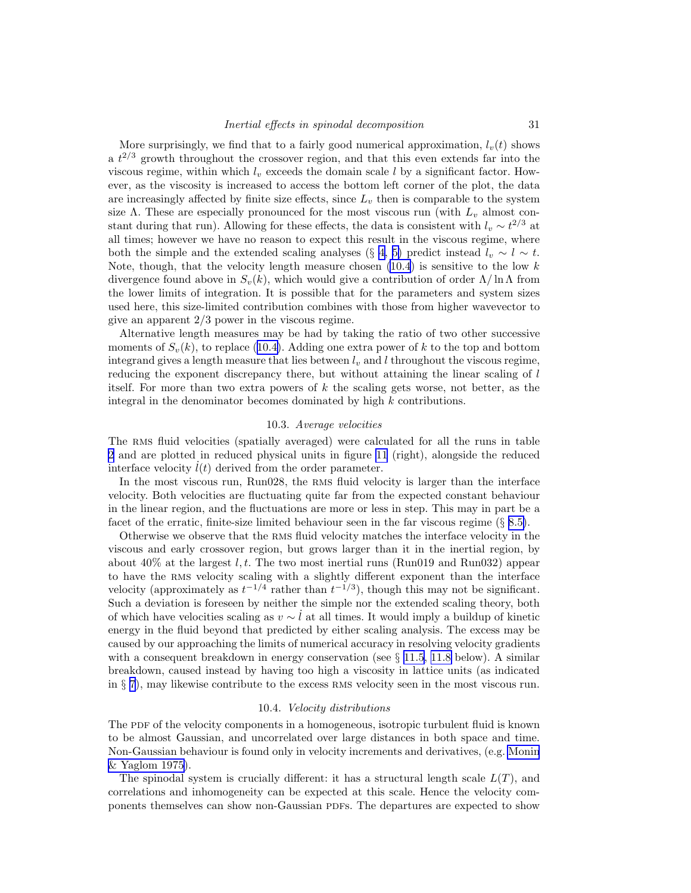More surprisingly, we find that to a fairly good numerical approximation, $l_v(t)$ shows a $t^{2/3}$ growth throughout the crossover region, and that this even extends far into the viscous regime, within which $l_v$ exceeds the domain scale $l$ by a significant factor. However, as the viscosity is increased to access the bottom left corner of the plot, the data are increasingly affected by finite size effects, since $L_v$ then is comparable to the system size $\Lambda$. These are especially pronounced for the most viscous run (with $L_v$ almost constant during that run). Allowing for these effects, the data is consistent with $l_v \sim t^{2/3}$ at all times; however we have no reason to expect this result in the viscous regime, where both the simple and the extended scaling analyses (§ 4, 5) predict instead $l_v \sim l \sim t$. Note, though, that the velocity length measure chosen (10.4) is sensitive to the low $k$ divergence found above in $S_v(k)$, which would give a contribution of order $\Lambda/\ln\Lambda$ from the lower limits of integration. It is possible that for the parameters and system sizes used here, this size-limited contribution combines with those from higher wavevector to give an apparent $2/3$ power in the viscous regime.

Alternative length measures may be had by taking the ratio of two other successive moments of $S_v(k)$, to replace (10.4). Adding one extra power of $k$ to the top and bottom integrand gives a length measure that lies between $l_v$ and $l$ throughout the viscous regime, reducing the exponent discrepancy there, but without attaining the linear scaling of $l$ itself. For more than two extra powers of $k$ the scaling gets worse, not better, as the integral in the denominator becomes dominated by high $k$ contributions.

### 10.3. *Average velocities*

The RMS fluid velocities (spatially averaged) were calculated for all the runs in table 2 and are plotted in reduced physical units in figure 11 (right), alongside the reduced interface velocity $\dot{l}(t)$ derived from the order parameter.

In the most viscous run, Run028, the RMS fluid velocity is larger than the interface velocity. Both velocities are fluctuating quite far from the expected constant behaviour in the linear region, and the fluctuations are more or less in step. This may in part be a facet of the erratic, finite-size limited behaviour seen in the far viscous regime (§ 8.5).

Otherwise we observe that the RMS fluid velocity matches the interface velocity in the viscous and early crossover region, but grows larger than it in the inertial region, by about 40% at the largest $l, t$. The two most inertial runs (Run019 and Run032) appear to have the RMS velocity scaling with a slightly different exponent than the interface velocity (approximately as $t^{-1/4}$ rather than $t^{-1/3}$), though this may not be significant. Such a deviation is foreseen by neither the simple nor the extended scaling theory, both of which have velocities scaling as $v \sim \dot{l}$ at all times. It would imply a buildup of kinetic energy in the fluid beyond that predicted by either scaling analysis. The excess may be caused by our approaching the limits of numerical accuracy in resolving velocity gradients with a consequent breakdown in energy conservation (see § 11.5, 11.8 below). A similar breakdown, caused instead by having too high a viscosity in lattice units (as indicated in § 7), may likewise contribute to the excess RMS velocity seen in the most viscous run.

### 10.4. *Velocity distributions*

The PDF of the velocity components in a homogeneous, isotropic turbulent fluid is known to be almost Gaussian, and uncorrelated over large distances in both space and time. Non-Gaussian behaviour is found only in velocity increments and derivatives, (e.g. Monin & Yaglom 1975).

The spinodal system is crucially different: it has a structural length scale $L(T)$, and correlations and inhomogeneity can be expected at this scale. Hence the velocity components themselves can show non-Gaussian PDFs. The departures are expected to show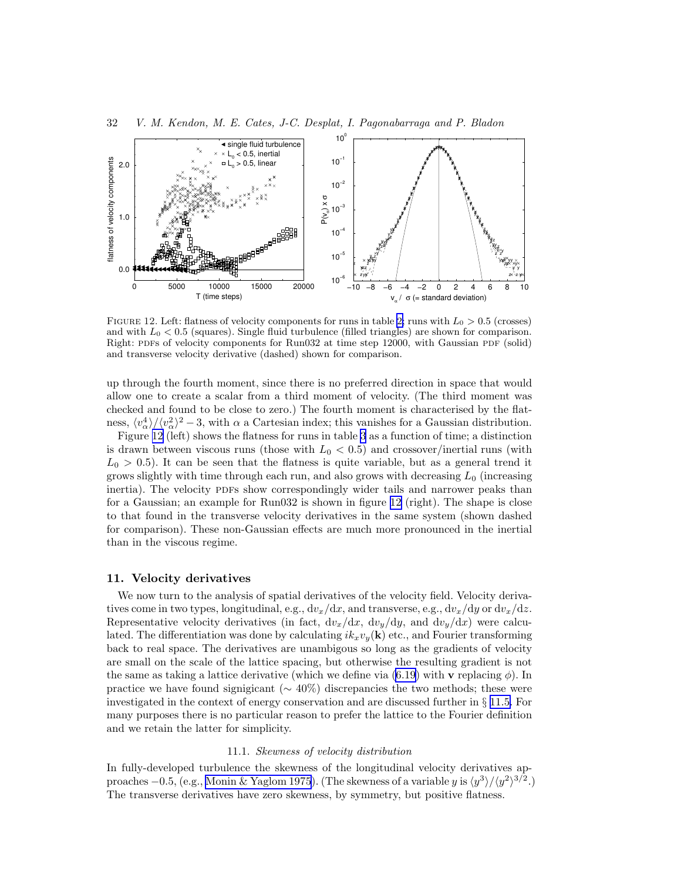FIGURE 12. Left: flatness of velocity components for runs in table 2; runs with $L_0 > 0.5$ (crosses) and with $L_0 < 0.5$ (squares). Single fluid turbulence (filled triangles) are shown for comparison. Right: PDFs of velocity components for Run032 at time step 12000, with Gaussian PDF (solid) and transverse velocity derivative (dashed) shown for comparison.

up through the fourth moment, since there is no preferred direction in space that would allow one to create a scalar from a third moment of velocity. (The third moment was checked and found to be close to zero.) The fourth moment is characterised by the flatness, $\langle v_\alpha^4\rangle/\langle v_\alpha^2\rangle^2 - 3$, with $\alpha$ a Cartesian index; this vanishes for a Gaussian distribution.

Figure 12 (left) shows the flatness for runs in table 3 as a function of time; a distinction is drawn between viscous runs (those with $L_0 < 0.5$) and crossover/inertial runs (with $L_0 > 0.5$). It can be seen that the flatness is quite variable, but as a general trend it grows slightly with time through each run, and also grows with decreasing $L_0$ (increasing inertia). The velocity PDFs show correspondingly wider tails and narrower peaks than for a Gaussian; an example for Run032 is shown in figure 12 (right). The shape is close to that found in the transverse velocity derivatives in the same system (shown dashed for comparison). These non-Gaussian effects are much more pronounced in the inertial than in the viscous regime.

## 11. Velocity derivatives

We now turn to the analysis of spatial derivatives of the velocity field. Velocity derivatives come in two types, longitudinal, e.g., $\mathrm{d}v_x/\mathrm{d}x$, and transverse, e.g., $\mathrm{d}v_x/\mathrm{d}y$ or $\mathrm{d}v_x/\mathrm{d}z$. Representative velocity derivatives (in fact, $\mathrm{d}v_x/\mathrm{d}x$, $\mathrm{d}v_y/\mathrm{d}y$, and $\mathrm{d}v_y/\mathrm{d}x$) were calculated. The differentiation was done by calculating $ik_x v_y(\mathbf{k})$ etc., and Fourier transforming back to real space. The derivatives are unambigous so long as the gradients of velocity are small on the scale of the lattice spacing, but otherwise the resulting gradient is not the same as taking a lattice derivative (which we define via (6.19) with $\mathbf{v}$ replacing $\phi$). In practice we have found signigicant ($\sim 40\%$) discrepancies the two methods; these were investigated in the context of energy conservation and are discussed further in § 11.5. For many purposes there is no particular reason to prefer the lattice to the Fourier definition and we retain the latter for simplicity.

### 11.1. *Skewness of velocity distribution*

In fully-developed turbulence the skewness of the longitudinal velocity derivatives approaches $-0.5$, (e.g., Monin & Yaglom 1975). (The skewness of a variable $y$ is $\langle y^3\rangle/\langle y^2\rangle^{3/2}$.) The transverse derivatives have zero skewness, by symmetry, but positive flatness.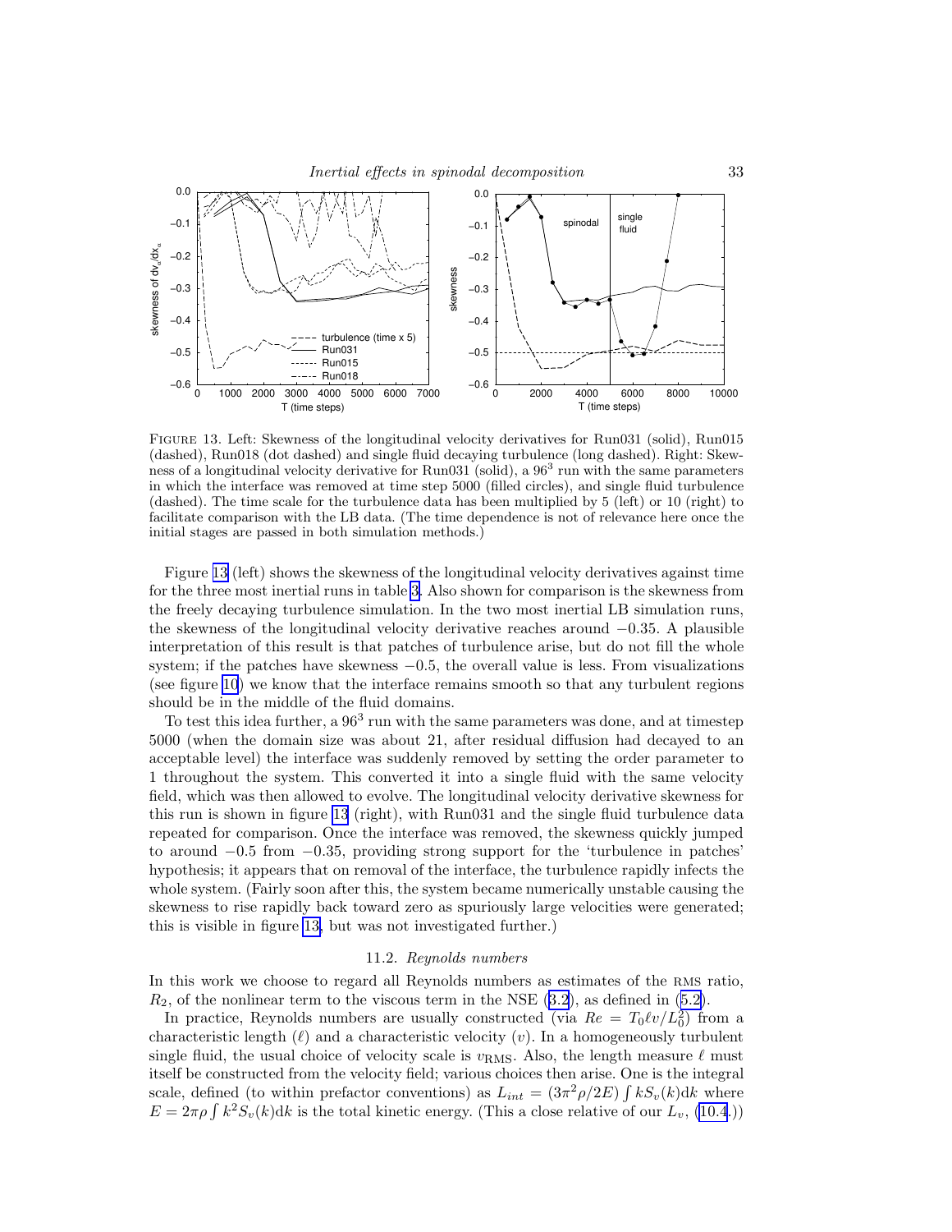FIGURE 13. Left: Skewness of the longitudinal velocity derivatives for Run031 (solid), Run015 (dashed), Run018 (dot dashed) and single fluid decaying turbulence (long dashed). Right: Skewness of a longitudinal velocity derivative for Run031 (solid), a $96^3$ run with the same parameters in which the interface was removed at time step 5000 (filled circles), and single fluid turbulence (dashed). The time scale for the turbulence data has been multiplied by 5 (left) or 10 (right) to facilitate comparison with the LB data. (The time dependence is not of relevance here once the initial stages are passed in both simulation methods.)

Figure 13 (left) shows the skewness of the longitudinal velocity derivatives against time for the three most inertial runs in table 3. Also shown for comparison is the skewness from the freely decaying turbulence simulation. In the two most inertial LB simulation runs, the skewness of the longitudinal velocity derivative reaches around $-0.35$. A plausible interpretation of this result is that patches of turbulence arise, but do not fill the whole system; if the patches have skewness $-0.5$, the overall value is less. From visualizations (see figure 10) we know that the interface remains smooth so that any turbulent regions should be in the middle of the fluid domains.

To test this idea further, a $96^3$ run with the same parameters was done, and at timestep 5000 (when the domain size was about 21, after residual diffusion had decayed to an acceptable level) the interface was suddenly removed by setting the order parameter to 1 throughout the system. This converted it into a single fluid with the same velocity field, which was then allowed to evolve. The longitudinal velocity derivative skewness for this run is shown in figure 13 (right), with Run031 and the single fluid turbulence data repeated for comparison. Once the interface was removed, the skewness quickly jumped to around $-0.5$ from $-0.35$, providing strong support for the 'turbulence in patches' hypothesis; it appears that on removal of the interface, the turbulence rapidly infects the whole system. (Fairly soon after this, the system became numerically unstable causing the skewness to rise rapidly back toward zero as spuriously large velocities were generated; this is visible in figure 13, but was not investigated further.)

### 11.2. *Reynolds numbers*

In this work we choose to regard all Reynolds numbers as estimates of the RMS ratio, $R_2$, of the nonlinear term to the viscous term in the NSE (3.2), as defined in (5.2).

In practice, Reynolds numbers are usually constructed (via $Re = T_0\ell v/L_0^2$) from a characteristic length ($\ell$) and a characteristic velocity ($v$). In a homogeneously turbulent single fluid, the usual choice of velocity scale is $v_{\mathrm{RMS}}$. Also, the length measure $\ell$ must itself be constructed from the velocity field; various choices then arise. One is the integral scale, defined (to within prefactor conventions) as $L_{int} = (3\pi^2\rho/2E)\int kS_v(k)\mathrm{d}k$ where $E = 2\pi\rho\int k^2 S_v(k)\mathrm{d}k$ is the total kinetic energy. (This a close relative of our $L_v$, (10.4).)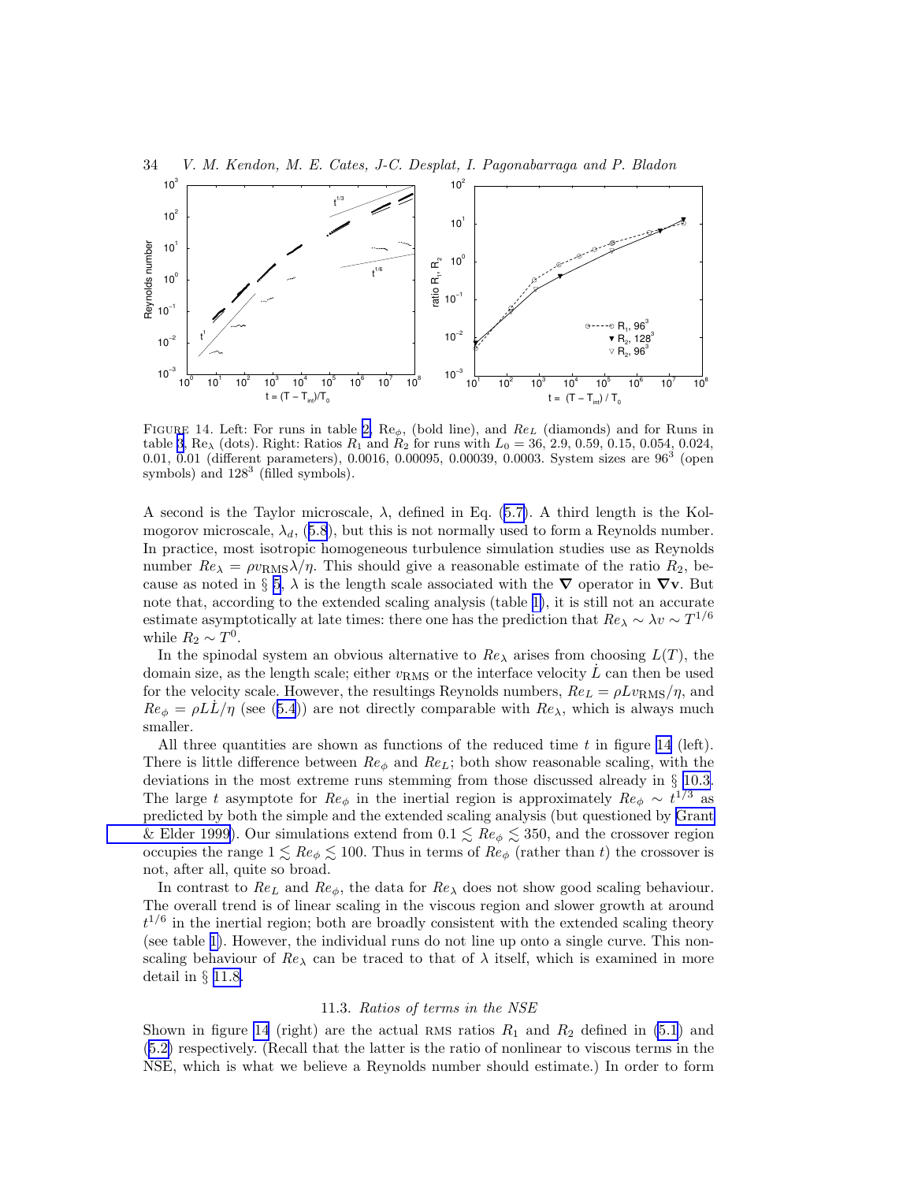FIGURE 14. Left: For runs in table 2, $Re_\phi$, (bold line), and $Re_L$ (diamonds) and for Runs in table 3, $Re_\lambda$ (dots). Right: Ratios $R_1$ and $R_2$ for runs with $L_0$ = 36, 2.9, 0.59, 0.15, 0.054, 0.024, 0.01, 0.01 (different parameters), 0.0016, 0.00095, 0.00039, 0.0003. System sizes are $96^3$ (open symbols) and $128^3$ (filled symbols).

A second is the Taylor microscale, $\lambda$, defined in Eq. (5.7). A third length is the Kolmogorov microscale, $\lambda_d$, (5.8), but this is not normally used to form a Reynolds number. In practice, most isotropic homogeneous turbulence simulation studies use as Reynolds number $Re_\lambda = \rho v_{\rm RMS}\lambda/\eta$. This should give a reasonable estimate of the ratio $R_2$, because as noted in § 5, $\lambda$ is the length scale associated with the $\nabla$ operator in $\nabla\mathbf{v}$. But note that, according to the extended scaling analysis (table 1), it is still not an accurate estimate asymptotically at late times: there one has the prediction that $Re_\lambda \sim \lambda v \sim T^{1/6}$ while $R_2 \sim T^0$.

In the spinodal system an obvious alternative to $Re_\lambda$ arises from choosing $L(T)$, the domain size, as the length scale; either $v_{\rm RMS}$ or the interface velocity $\dot{L}$ can then be used for the velocity scale. However, the resultings Reynolds numbers, $Re_L = \rho L v_{\rm RMS}/\eta$, and $Re_\phi = \rho L\dot{L}/\eta$ (see (5.4)) are not directly comparable with $Re_\lambda$, which is always much smaller.

All three quantities are shown as functions of the reduced time $t$ in figure 14 (left). There is little difference between $Re_\phi$ and $Re_L$; both show reasonable scaling, with the deviations in the most extreme runs stemming from those discussed already in § 10.3. The large $t$ asymptote for $Re_\phi$ in the inertial region is approximately $Re_\phi \sim t^{1/3}$ as predicted by both the simple and the extended scaling analysis (but questioned by Grant & Elder 1999). Our simulations extend from $0.1 \lesssim Re_\phi \lesssim 350$, and the crossover region occupies the range $1 \lesssim Re_\phi \lesssim 100$. Thus in terms of $Re_\phi$ (rather than $t$) the crossover is not, after all, quite so broad.

In contrast to $Re_L$ and $Re_\phi$, the data for $Re_\lambda$ does not show good scaling behaviour. The overall trend is of linear scaling in the viscous region and slower growth at around $t^{1/6}$ in the inertial region; both are broadly consistent with the extended scaling theory (see table 1). However, the individual runs do not line up onto a single curve. This non-scaling behaviour of $Re_\lambda$ can be traced to that of $\lambda$ itself, which is examined in more detail in § 11.8.

### 11.3. *Ratios of terms in the NSE*

Shown in figure 14 (right) are the actual RMS ratios $R_1$ and $R_2$ defined in (5.1) and (5.2) respectively. (Recall that the latter is the ratio of nonlinear to viscous terms in the NSE, which is what we believe a Reynolds number should estimate.) In order to form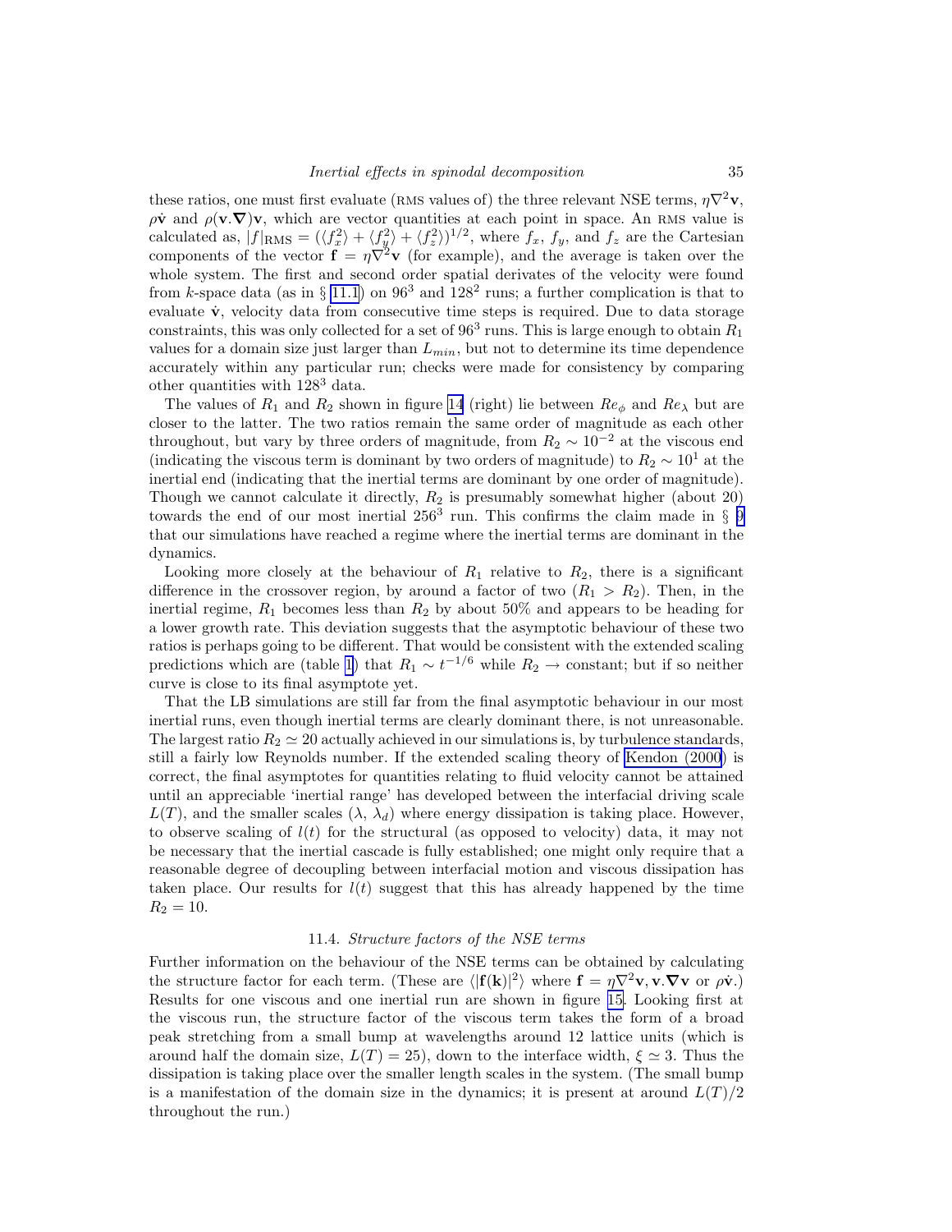these ratios, one must first evaluate (RMS values of) the three relevant NSE terms, $\eta\nabla^2\mathbf{v}$, $\rho\dot{\mathbf{v}}$ and $\rho(\mathbf{v}.\boldsymbol{\nabla})\mathbf{v}$, which are vector quantities at each point in space. An RMS value is calculated as, $|f|_{\mathrm{RMS}} = (\langle f_x^2\rangle + \langle f_y^2\rangle + \langle f_z^2\rangle)^{1/2}$, where $f_x$, $f_y$, and $f_z$ are the Cartesian components of the vector $\mathbf{f} = \eta\nabla^2\mathbf{v}$ (for example), and the average is taken over the whole system. The first and second order spatial derivates of the velocity were found from $k$-space data (as in § 11.1) on $96^3$ and $128^2$ runs; a further complication is that to evaluate $\dot{\mathbf{v}}$, velocity data from consecutive time steps is required. Due to data storage constraints, this was only collected for a set of $96^3$ runs. This is large enough to obtain $R_1$ values for a domain size just larger than $L_{min}$, but not to determine its time dependence accurately within any particular run; checks were made for consistency by comparing other quantities with $128^3$ data.

The values of $R_1$ and $R_2$ shown in figure 14 (right) lie between $Re_\phi$ and $Re_\lambda$ but are closer to the latter. The two ratios remain the same order of magnitude as each other throughout, but vary by three orders of magnitude, from $R_2 \sim 10^{-2}$ at the viscous end (indicating the viscous term is dominant by two orders of magnitude) to $R_2 \sim 10^1$ at the inertial end (indicating that the inertial terms are dominant by one order of magnitude). Though we cannot calculate it directly, $R_2$ is presumably somewhat higher (about 20) towards the end of our most inertial $256^3$ run. This confirms the claim made in § 9 that our simulations have reached a regime where the inertial terms are dominant in the dynamics.

Looking more closely at the behaviour of $R_1$ relative to $R_2$, there is a significant difference in the crossover region, by around a factor of two ($R_1 > R_2$). Then, in the inertial regime, $R_1$ becomes less than $R_2$ by about 50% and appears to be heading for a lower growth rate. This deviation suggests that the asymptotic behaviour of these two ratios is perhaps going to be different. That would be consistent with the extended scaling predictions which are (table 1) that $R_1 \sim t^{-1/6}$ while $R_2 \to$ constant; but if so neither curve is close to its final asymptote yet.

That the LB simulations are still far from the final asymptotic behaviour in our most inertial runs, even though inertial terms are clearly dominant there, is not unreasonable. The largest ratio $R_2 \simeq 20$ actually achieved in our simulations is, by turbulence standards, still a fairly low Reynolds number. If the extended scaling theory of Kendon (2000) is correct, the final asymptotes for quantities relating to fluid velocity cannot be attained until an appreciable 'inertial range' has developed between the interfacial driving scale $L(T)$, and the smaller scales ($\lambda$, $\lambda_d$) where energy dissipation is taking place. However, to observe scaling of $l(t)$ for the structural (as opposed to velocity) data, it may not be necessary that the inertial cascade is fully established; one might only require that a reasonable degree of decoupling between interfacial motion and viscous dissipation has taken place. Our results for $l(t)$ suggest that this has already happened by the time $R_2 = 10$.

### 11.4. *Structure factors of the NSE terms*

Further information on the behaviour of the NSE terms can be obtained by calculating the structure factor for each term. (These are $\langle|\mathbf{f}(\mathbf{k})|^2\rangle$ where $\mathbf{f} = \eta\nabla^2\mathbf{v}, \mathbf{v}.\boldsymbol{\nabla}\mathbf{v}$ or $\rho\dot{\mathbf{v}}$.) Results for one viscous and one inertial run are shown in figure 15. Looking first at the viscous run, the structure factor of the viscous term takes the form of a broad peak stretching from a small bump at wavelengths around 12 lattice units (which is around half the domain size, $L(T) = 25$), down to the interface width, $\xi \simeq 3$. Thus the dissipation is taking place over the smaller length scales in the system. (The small bump is a manifestation of the domain size in the dynamics; it is present at around $L(T)/2$ throughout the run.)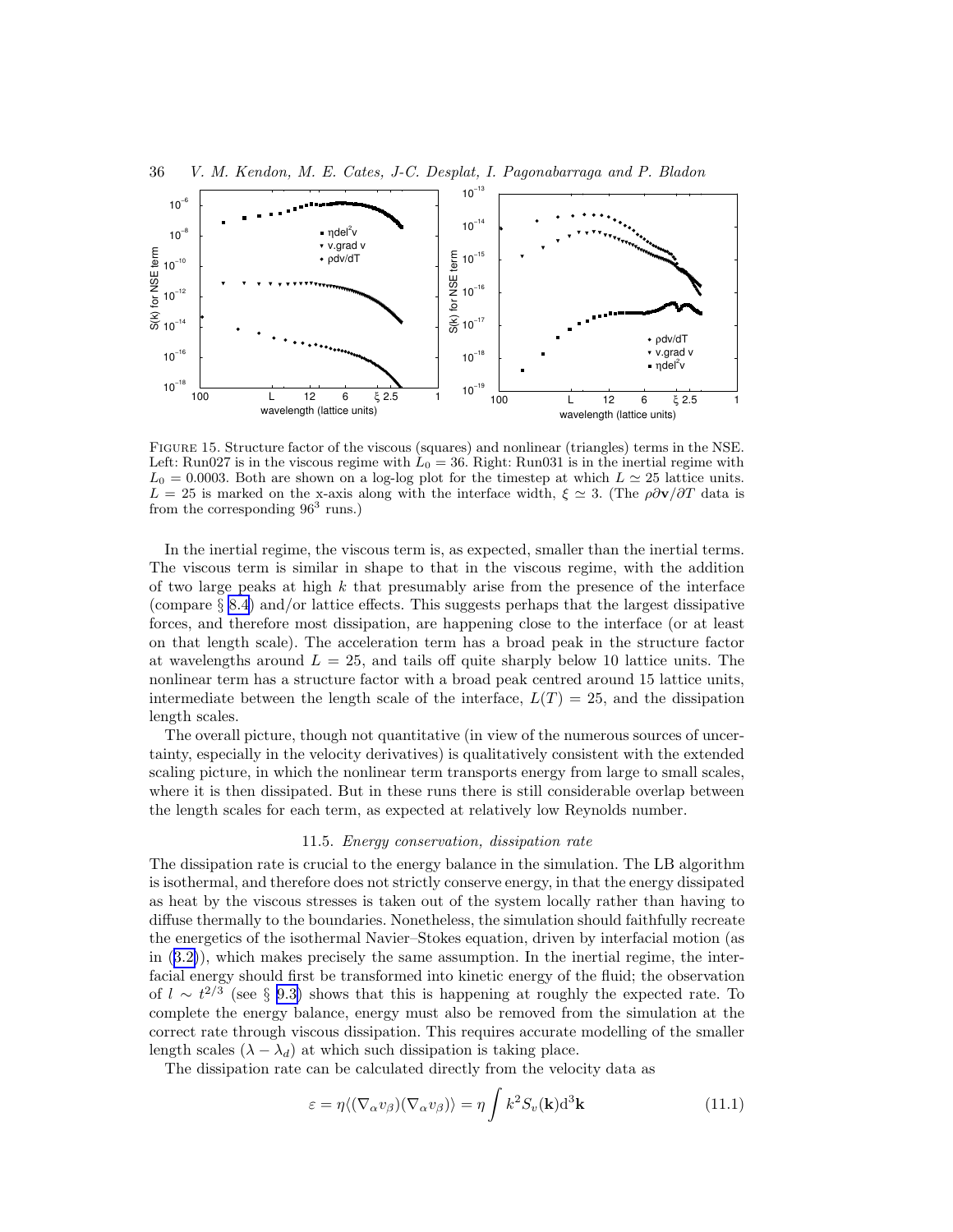FIGURE 15. Structure factor of the viscous (squares) and nonlinear (triangles) terms in the NSE. Left: Run027 is in the viscous regime with $L_0 = 36$. Right: Run031 is in the inertial regime with $L_0 = 0.0003$. Both are shown on a log-log plot for the timestep at which $L \simeq 25$ lattice units. $L = 25$ is marked on the x-axis along with the interface width, $\xi \simeq 3$. (The $\rho\partial\mathbf{v}/\partial T$ data is from the corresponding $96^3$ runs.)

In the inertial regime, the viscous term is, as expected, smaller than the inertial terms. The viscous term is similar in shape to that in the viscous regime, with the addition of two large peaks at high $k$ that presumably arise from the presence of the interface (compare § 8.4) and/or lattice effects. This suggests perhaps that the largest dissipative forces, and therefore most dissipation, are happening close to the interface (or at least on that length scale). The acceleration term has a broad peak in the structure factor at wavelengths around $L = 25$, and tails off quite sharply below 10 lattice units. The nonlinear term has a structure factor with a broad peak centred around 15 lattice units, intermediate between the length scale of the interface, $L(T) = 25$, and the dissipation length scales.

The overall picture, though not quantitative (in view of the numerous sources of uncertainty, especially in the velocity derivatives) is qualitatively consistent with the extended scaling picture, in which the nonlinear term transports energy from large to small scales, where it is then dissipated. But in these runs there is still considerable overlap between the length scales for each term, as expected at relatively low Reynolds number.

### 11.5. *Energy conservation, dissipation rate*

The dissipation rate is crucial to the energy balance in the simulation. The LB algorithm is isothermal, and therefore does not strictly conserve energy, in that the energy dissipated as heat by the viscous stresses is taken out of the system locally rather than having to diffuse thermally to the boundaries. Nonetheless, the simulation should faithfully recreate the energetics of the isothermal Navier–Stokes equation, driven by interfacial motion (as in (3.2)), which makes precisely the same assumption. In the inertial regime, the interfacial energy should first be transformed into kinetic energy of the fluid; the observation of $l \sim t^{2/3}$ (see § 9.3) shows that this is happening at roughly the expected rate. To complete the energy balance, energy must also be removed from the simulation at the correct rate through viscous dissipation. This requires accurate modelling of the smaller length scales $(\lambda - \lambda_d)$ at which such dissipation is taking place.

The dissipation rate can be calculated directly from the velocity data as

$$\varepsilon = \eta\langle(\nabla_\alpha v_\beta)(\nabla_\alpha v_\beta)\rangle = \eta\int k^2 S_v(\mathbf{k})\mathrm{d}^3\mathbf{k} \tag{11.1}$$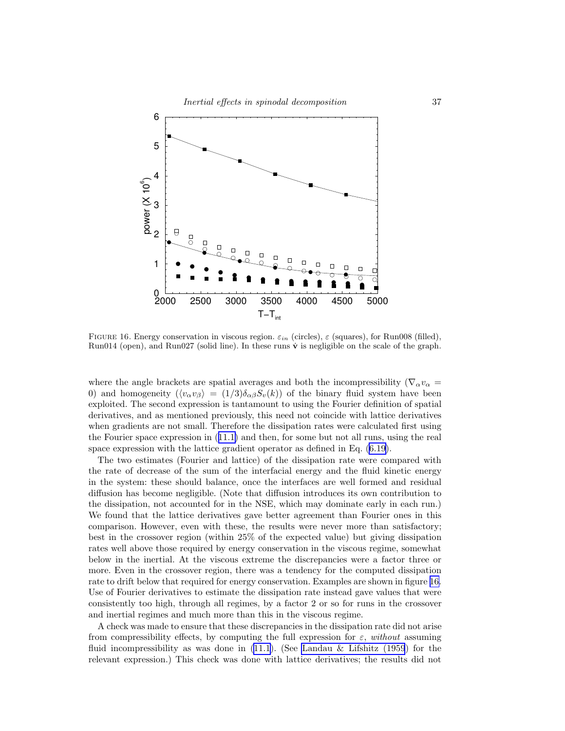FIGURE 16. Energy conservation in viscous region. $\varepsilon_{in}$ (circles), $\varepsilon$ (squares), for Run008 (filled), Run014 (open), and Run027 (solid line). In these runs $\dot{\mathbf{v}}$ is negligible on the scale of the graph.

where the angle brackets are spatial averages and both the incompressibility ($\nabla_\alpha v_\alpha = 0$) and homogeneity ($\langle v_\alpha v_\beta \rangle = (1/3)\delta_{\alpha\beta} S_v(k)$) of the binary fluid system have been exploited. The second expression is tantamount to using the Fourier definition of spatial derivatives, and as mentioned previously, this need not coincide with lattice derivatives when gradients are not small. Therefore the dissipation rates were calculated first using the Fourier space expression in (11.1) and then, for some but not all runs, using the real space expression with the lattice gradient operator as defined in Eq. (6.19).

The two estimates (Fourier and lattice) of the dissipation rate were compared with the rate of decrease of the sum of the interfacial energy and the fluid kinetic energy in the system: these should balance, once the interfaces are well formed and residual diffusion has become negligible. (Note that diffusion introduces its own contribution to the dissipation, not accounted for in the NSE, which may dominate early in each run.) We found that the lattice derivatives gave better agreement than Fourier ones in this comparison. However, even with these, the results were never more than satisfactory; best in the crossover region (within 25% of the expected value) but giving dissipation rates well above those required by energy conservation in the viscous regime, somewhat below in the inertial. At the viscous extreme the discrepancies were a factor three or more. Even in the crossover region, there was a tendency for the computed dissipation rate to drift below that required for energy conservation. Examples are shown in figure 16. Use of Fourier derivatives to estimate the dissipation rate instead gave values that were consistently too high, through all regimes, by a factor 2 or so for runs in the crossover and inertial regimes and much more than this in the viscous regime.

A check was made to ensure that these discrepancies in the dissipation rate did not arise from compressibility effects, by computing the full expression for $\varepsilon$, *without* assuming fluid incompressibility as was done in (11.1). (See Landau & Lifshitz (1959) for the relevant expression.) This check was done with lattice derivatives; the results did not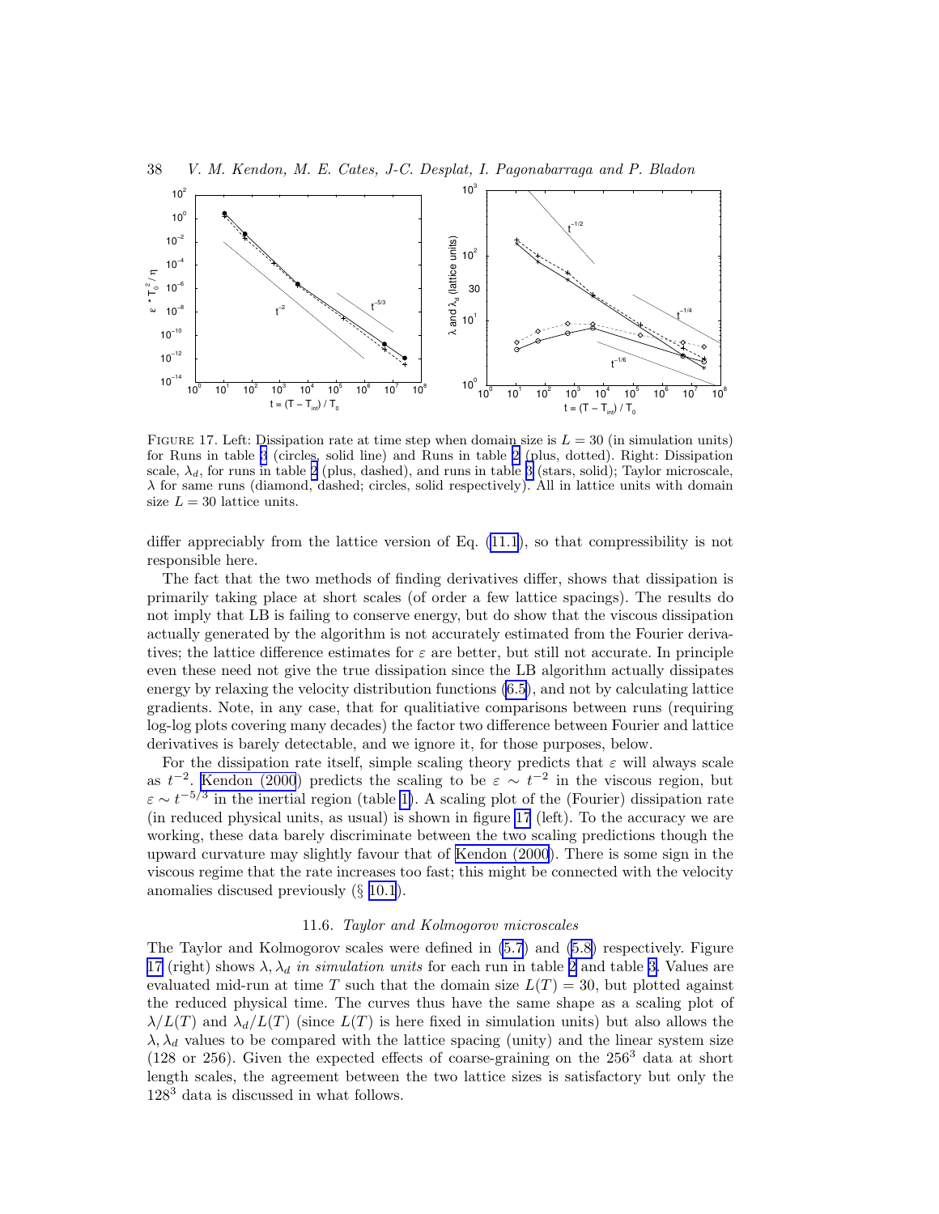FIGURE 17. Left: Dissipation rate at time step when domain size is $L = 30$ (in simulation units) for Runs in table 3 (circles, solid line) and Runs in table 2 (plus, dotted). Right: Dissipation scale, $\lambda_d$, for runs in table 2 (plus, dashed), and runs in table 3 (stars, solid); Taylor microscale, $\lambda$ for same runs (diamond, dashed; circles, solid respectively). All in lattice units with domain size $L = 30$ lattice units.

differ appreciably from the lattice version of Eq. (11.1), so that compressibility is not responsible here.

The fact that the two methods of finding derivatives differ, shows that dissipation is primarily taking place at short scales (of order a few lattice spacings). The results do not imply that LB is failing to conserve energy, but do show that the viscous dissipation actually generated by the algorithm is not accurately estimated from the Fourier derivatives; the lattice difference estimates for $\varepsilon$ are better, but still not accurate. In principle even these need not give the true dissipation since the LB algorithm actually dissipates energy by relaxing the velocity distribution functions (6.5), and not by calculating lattice gradients. Note, in any case, that for qualitiative comparisons between runs (requiring log-log plots covering many decades) the factor two difference between Fourier and lattice derivatives is barely detectable, and we ignore it, for those purposes, below.

For the dissipation rate itself, simple scaling theory predicts that $\varepsilon$ will always scale as $t^{-2}$. Kendon (2000) predicts the scaling to be $\varepsilon \sim t^{-2}$ in the viscous region, but $\varepsilon \sim t^{-5/3}$ in the inertial region (table 1). A scaling plot of the (Fourier) dissipation rate (in reduced physical units, as usual) is shown in figure 17 (left). To the accuracy we are working, these data barely discriminate between the two scaling predictions though the upward curvature may slightly favour that of Kendon (2000). There is some sign in the viscous regime that the rate increases too fast; this might be connected with the velocity anomalies discussed previously (§ 10.1).

### 11.6. *Taylor and Kolmogorov microscales*

The Taylor and Kolmogorov scales were defined in (5.7) and (5.8) respectively. Figure 17 (right) shows $\lambda, \lambda_d$ *in simulation units* for each run in table 2 and table 3. Values are evaluated mid-run at time $T$ such that the domain size $L(T) = 30$, but plotted against the reduced physical time. The curves thus have the same shape as a scaling plot of $\lambda/L(T)$ and $\lambda_d/L(T)$ (since $L(T)$ is here fixed in simulation units) but also allows the $\lambda, \lambda_d$ values to be compared with the lattice spacing (unity) and the linear system size (128 or 256). Given the expected effects of coarse-graining on the $256^3$ data at short length scales, the agreement between the two lattice sizes is satisfactory but only the $128^3$ data is discussed in what follows.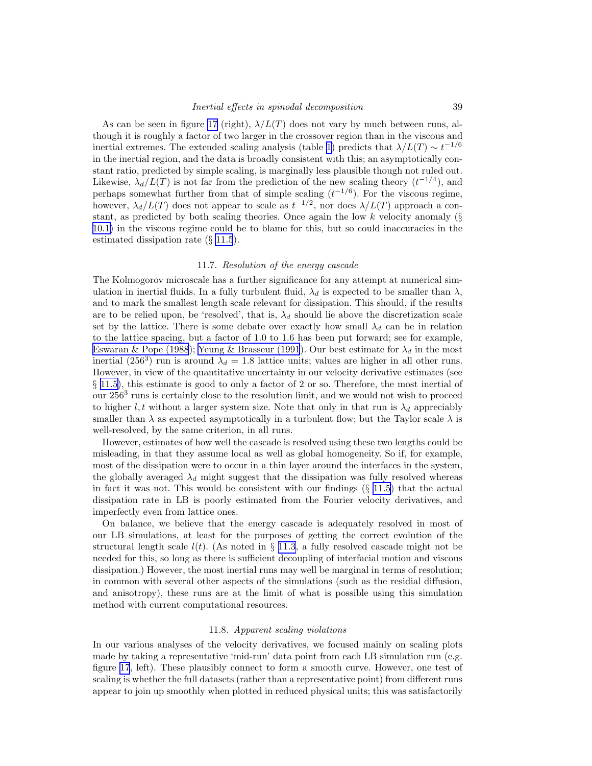As can be seen in figure 17 (right), $\lambda/L(T)$ does not vary by much between runs, although it is roughly a factor of two larger in the crossover region than in the viscous and inertial extremes. The extended scaling analysis (table 1) predicts that $\lambda/L(T) \sim t^{-1/6}$ in the inertial region, and the data is broadly consistent with this; an asymptotically constant ratio, predicted by simple scaling, is marginally less plausible though not ruled out. Likewise, $\lambda_d/L(T)$ is not far from the prediction of the new scaling theory ($t^{-1/4}$), and perhaps somewhat further from that of simple scaling ($t^{-1/6}$). For the viscous regime, however, $\lambda_d/L(T)$ does not appear to scale as $t^{-1/2}$, nor does $\lambda/L(T)$ approach a constant, as predicted by both scaling theories. Once again the low $k$ velocity anomaly (§ 10.1) in the viscous regime could be to blame for this, but so could inaccuracies in the estimated dissipation rate (§ 11.5).

### 11.7. *Resolution of the energy cascade*

The Kolmogorov microscale has a further significance for any attempt at numerical simulation in inertial fluids. In a fully turbulent fluid, $\lambda_d$ is expected to be smaller than $\lambda$, and to mark the smallest length scale relevant for dissipation. This should, if the results are to be relied upon, be 'resolved', that is, $\lambda_d$ should lie above the discretization scale set by the lattice. There is some debate over exactly how small $\lambda_d$ can be in relation to the lattice spacing, but a factor of 1.0 to 1.6 has been put forward; see for example, Eswaran & Pope (1988); Yeung & Brasseur (1991). Our best estimate for $\lambda_d$ in the most inertial ($256^3$) run is around $\lambda_d = 1.8$ lattice units; values are higher in all other runs. However, in view of the quantitative uncertainty in our velocity derivative estimates (see § 11.5), this estimate is good to only a factor of 2 or so. Therefore, the most inertial of our $256^3$ runs is certainly close to the resolution limit, and we would not wish to proceed to higher $l, t$ without a larger system size. Note that only in that run is $\lambda_d$ appreciably smaller than $\lambda$ as expected asymptotically in a turbulent flow; but the Taylor scale $\lambda$ is well-resolved, by the same criterion, in all runs.

However, estimates of how well the cascade is resolved using these two lengths could be misleading, in that they assume local as well as global homogeneity. So if, for example, most of the dissipation were to occur in a thin layer around the interfaces in the system, the globally averaged $\lambda_d$ might suggest that the dissipation was fully resolved whereas in fact it was not. This would be consistent with our findings (§ 11.5) that the actual dissipation rate in LB is poorly estimated from the Fourier velocity derivatives, and imperfectly even from lattice ones.

On balance, we believe that the energy cascade is adequately resolved in most of our LB simulations, at least for the purposes of getting the correct evolution of the structural length scale $l(t)$. (As noted in § 11.3, a fully resolved cascade might not be needed for this, so long as there is sufficient decoupling of interfacial motion and viscous dissipation.) However, the most inertial runs may well be marginal in terms of resolution; in common with several other aspects of the simulations (such as the residial diffusion, and anisotropy), these runs are at the limit of what is possible using this simulation method with current computational resources.

### 11.8. *Apparent scaling violations*

In our various analyses of the velocity derivatives, we focused mainly on scaling plots made by taking a representative 'mid-run' data point from each LB simulation run (e.g. figure 17, left). These plausibly connect to form a smooth curve. However, one test of scaling is whether the full datasets (rather than a representative point) from different runs appear to join up smoothly when plotted in reduced physical units; this was satisfactorily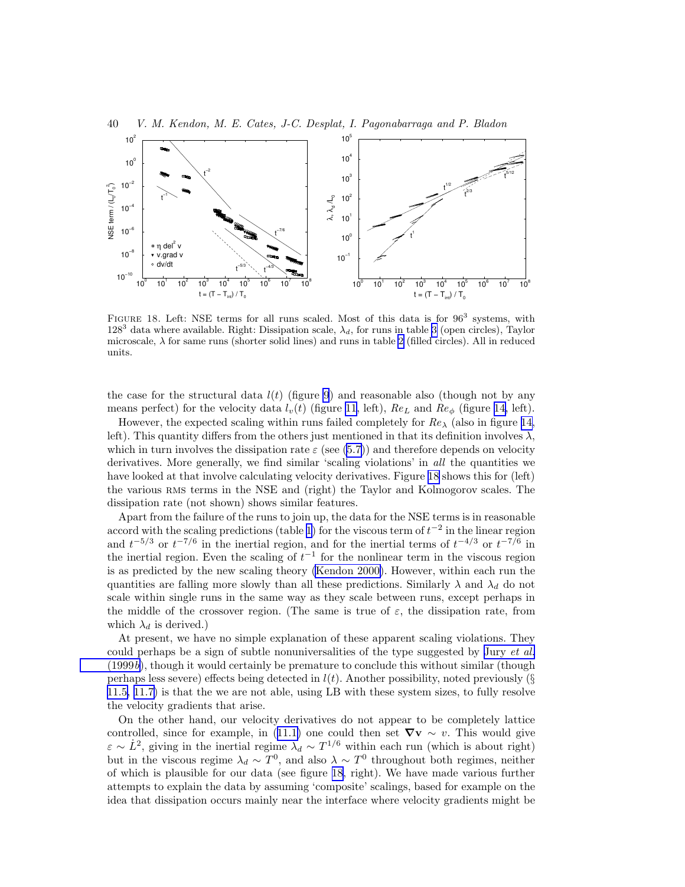FIGURE 18. Left: NSE terms for all runs scaled. Most of this data is for $96^3$ systems, with $128^3$ data where available. Right: Dissipation scale, $\lambda_d$, for runs in table 3 (open circles), Taylor microscale, $\lambda$ for same runs (shorter solid lines) and runs in table 2 (filled circles). All in reduced units.

the case for the structural data $l(t)$ (figure 9) and reasonable also (though not by any means perfect) for the velocity data $l_v(t)$ (figure 11, left), $Re_L$ and $Re_\phi$ (figure 14, left).

However, the expected scaling within runs failed completely for $Re_\lambda$ (also in figure 14, left). This quantity differs from the others just mentioned in that its definition involves $\lambda$, which in turn involves the dissipation rate $\varepsilon$ (see (5.7)) and therefore depends on velocity derivatives. More generally, we find similar 'scaling violations' in *all* the quantities we have looked at that involve calculating velocity derivatives. Figure 18 shows this for (left) the various RMS terms in the NSE and (right) the Taylor and Kolmogorov scales. The dissipation rate (not shown) shows similar features.

Apart from the failure of the runs to join up, the data for the NSE terms is in reasonable accord with the scaling predictions (table 1) for the viscous term of $t^{-2}$ in the linear region and $t^{-5/3}$ or $t^{-7/6}$ in the inertial region, and for the inertial terms of $t^{-4/3}$ or $t^{-7/6}$ in the inertial region. Even the scaling of $t^{-1}$ for the nonlinear term in the viscous region is as predicted by the new scaling theory (Kendon 2000). However, within each run the quantities are falling more slowly than all these predictions. Similarly $\lambda$ and $\lambda_d$ do not scale within single runs in the same way as they scale between runs, except perhaps in the middle of the crossover region. (The same is true of $\varepsilon$, the dissipation rate, from which $\lambda_d$ is derived.)

At present, we have no simple explanation of these apparent scaling violations. They could perhaps be a sign of subtle nonuniversalities of the type suggested by Jury *et al.* (1999*b*), though it would certainly be premature to conclude this without similar (though perhaps less severe) effects being detected in $l(t)$. Another possibility, noted previously (§ 11.5, 11.7) is that the we are not able, using LB with these system sizes, to fully resolve the velocity gradients that arise.

On the other hand, our velocity derivatives do not appear to be completely lattice controlled, since for example, in (11.1) one could then set $\nabla \mathbf{v} \sim v$. This would give $\varepsilon \sim \dot{L}^2$, giving in the inertial regime $\lambda_d \sim T^{1/6}$ within each run (which is about right) but in the viscous regime $\lambda_d \sim T^0$, and also $\lambda \sim T^0$ throughout both regimes, neither of which is plausible for our data (see figure 18, right). We have made various further attempts to explain the data by assuming 'composite' scalings, based for example on the idea that dissipation occurs mainly near the interface where velocity gradients might be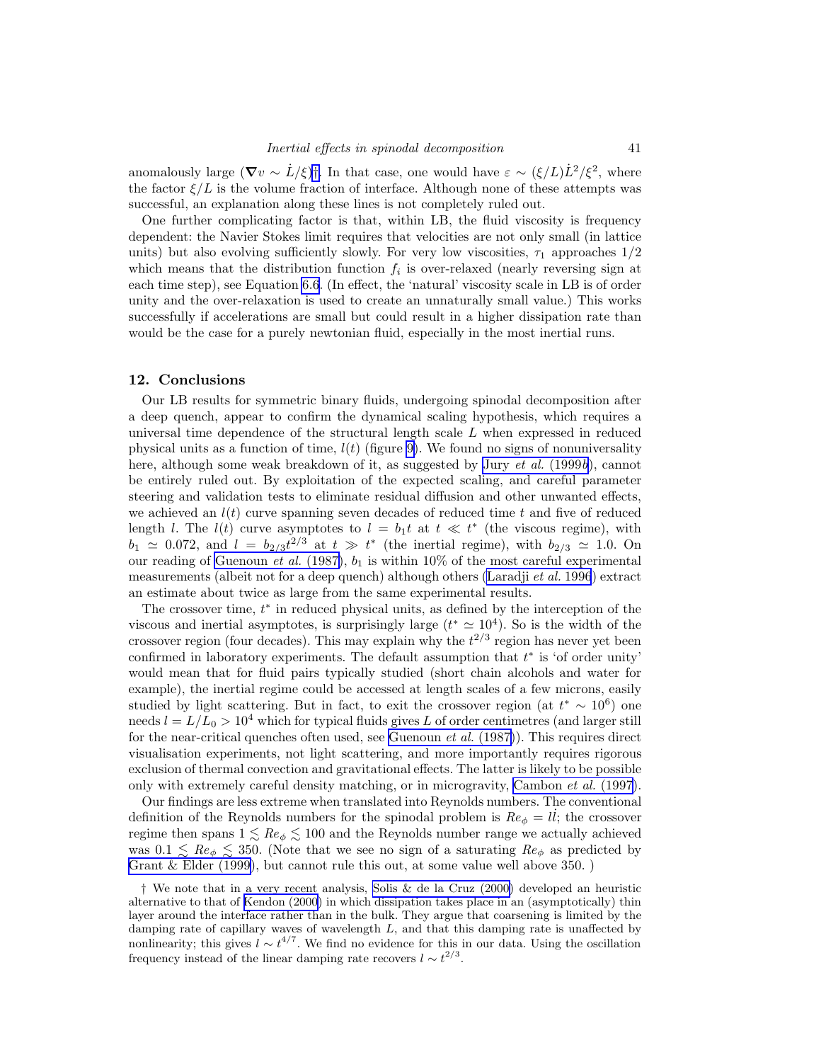anomalously large ($\nabla v \sim \dot{L}/\xi$)†. In that case, one would have $\varepsilon \sim (\xi/L)\dot{L}^2/\xi^2$, where the factor $\xi/L$ is the volume fraction of interface. Although none of these attempts was successful, an explanation along these lines is not completely ruled out.

One further complicating factor is that, within LB, the fluid viscosity is frequency dependent: the Navier Stokes limit requires that velocities are not only small (in lattice units) but also evolving sufficiently slowly. For very low viscosities, $\tau_1$ approaches $1/2$ which means that the distribution function $f_i$ is over-relaxed (nearly reversing sign at each time step), see Equation 6.6. (In effect, the 'natural' viscosity scale in LB is of order unity and the over-relaxation is used to create an unnaturally small value.) This works successfully if accelerations are small but could result in a higher dissipation rate than would be the case for a purely newtonian fluid, especially in the most inertial runs.

## 12. Conclusions

Our LB results for symmetric binary fluids, undergoing spinodal decomposition after a deep quench, appear to confirm the dynamical scaling hypothesis, which requires a universal time dependence of the structural length scale $L$ when expressed in reduced physical units as a function of time, $l(t)$ (figure 9). We found no signs of nonuniversality here, although some weak breakdown of it, as suggested by Jury *et al.* (1999*b*), cannot be entirely ruled out. By exploitation of the expected scaling, and careful parameter steering and validation tests to eliminate residual diffusion and other unwanted effects, we achieved an $l(t)$ curve spanning seven decades of reduced time $t$ and five of reduced length $l$. The $l(t)$ curve asymptotes to $l = b_1 t$ at $t \ll t^*$ (the viscous regime), with $b_1 \simeq 0.072$, and $l = b_{2/3}t^{2/3}$ at $t \gg t^*$ (the inertial regime), with $b_{2/3} \simeq 1.0$. On our reading of Guenoun *et al.* (1987), $b_1$ is within 10% of the most careful experimental measurements (albeit not for a deep quench) although others (Laradji *et al.* 1996) extract an estimate about twice as large from the same experimental results.

The crossover time, $t^*$ in reduced physical units, as defined by the interception of the viscous and inertial asymptotes, is surprisingly large ($t^* \simeq 10^4$). So is the width of the crossover region (four decades). This may explain why the $t^{2/3}$ region has never yet been confirmed in laboratory experiments. The default assumption that $t^*$ is 'of order unity' would mean that for fluid pairs typically studied (short chain alcohols and water for example), the inertial regime could be accessed at length scales of a few microns, easily studied by light scattering. But in fact, to exit the crossover region (at $t^* \sim 10^6$) one needs $l = L/L_0 > 10^4$ which for typical fluids gives $L$ of order centimetres (and larger still for the near-critical quenches often used, see Guenoun *et al.* (1987)). This requires direct visualisation experiments, not light scattering, and more importantly requires rigorous exclusion of thermal convection and gravitational effects. The latter is likely to be possible only with extremely careful density matching, or in microgravity, Cambon *et al.* (1997).

Our findings are less extreme when translated into Reynolds numbers. The conventional definition of the Reynolds numbers for the spinodal problem is $Re_\phi = l\dot{l}$; the crossover regime then spans $1 \lesssim Re_\phi \lesssim 100$ and the Reynolds number range we actually achieved was $0.1 \lesssim Re_\phi \lesssim 350$. (Note that we see no sign of a saturating $Re_\phi$ as predicted by Grant & Elder (1999), but cannot rule this out, at some value well above 350. )

† We note that in a very recent analysis, Solis & de la Cruz (2000) developed an heuristic alternative to that of Kendon (2000) in which dissipation takes place in an (asymptotically) thin layer around the interface rather than in the bulk. They argue that coarsening is limited by the damping rate of capillary waves of wavelength $L$, and that this damping rate is unaffected by nonlinearity; this gives $l \sim t^{4/7}$. We find no evidence for this in our data. Using the oscillation frequency instead of the linear damping rate recovers $l \sim t^{2/3}$.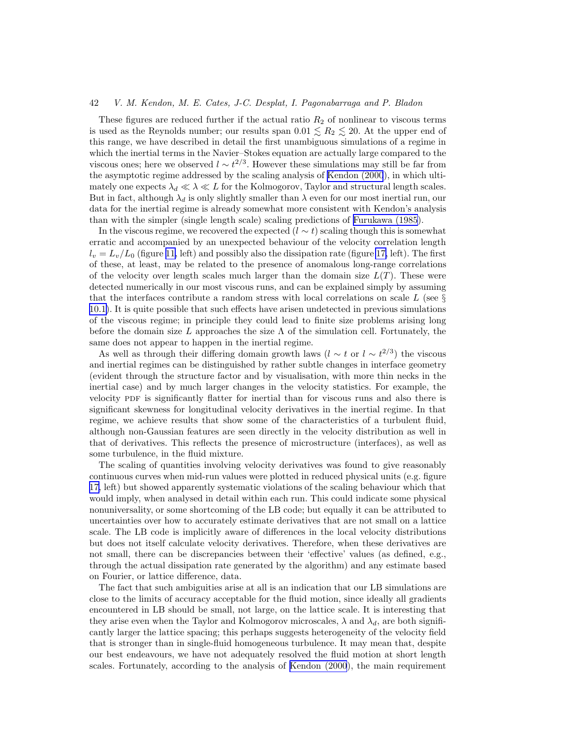These figures are reduced further if the actual ratio $R_2$ of nonlinear to viscous terms is used as the Reynolds number; our results span $0.01 \lesssim R_2 \lesssim 20$. At the upper end of this range, we have described in detail the first unambiguous simulations of a regime in which the inertial terms in the Navier–Stokes equation are actually large compared to the viscous ones; here we observed $l \sim t^{2/3}$. However these simulations may still be far from the asymptotic regime addressed by the scaling analysis of Kendon (2000), in which ultimately one expects $\lambda_d \ll \lambda \ll L$ for the Kolmogorov, Taylor and structural length scales. But in fact, although $\lambda_d$ is only slightly smaller than $\lambda$ even for our most inertial run, our data for the inertial regime is already somewhat more consistent with Kendon's analysis than with the simpler (single length scale) scaling predictions of Furukawa (1985).

In the viscous regime, we recovered the expected ($l \sim t$) scaling though this is somewhat erratic and accompanied by an unexpected behaviour of the velocity correlation length $l_v = L_v/L_0$ (figure 11, left) and possibly also the dissipation rate (figure 17, left). The first of these, at least, may be related to the presence of anomalous long-range correlations of the velocity over length scales much larger than the domain size $L(T)$. These were detected numerically in our most viscous runs, and can be explained simply by assuming that the interfaces contribute a random stress with local correlations on scale $L$ (see § 10.1). It is quite possible that such effects have arisen undetected in previous simulations of the viscous regime; in principle they could lead to finite size problems arising long before the domain size $L$ approaches the size $\Lambda$ of the simulation cell. Fortunately, the same does not appear to happen in the inertial regime.

As well as through their differing domain growth laws ($l \sim t$ or $l \sim t^{2/3}$) the viscous and inertial regimes can be distinguished by rather subtle changes in interface geometry (evident through the structure factor and by visualisation, with more thin necks in the inertial case) and by much larger changes in the velocity statistics. For example, the velocity PDF is significantly flatter for inertial than for viscous runs and also there is significant skewness for longitudinal velocity derivatives in the inertial regime. In that regime, we achieve results that show some of the characteristics of a turbulent fluid, although non-Gaussian features are seen directly in the velocity distribution as well in that of derivatives. This reflects the presence of microstructure (interfaces), as well as some turbulence, in the fluid mixture.

The scaling of quantities involving velocity derivatives was found to give reasonably continuous curves when mid-run values were plotted in reduced physical units (e.g. figure 17, left) but showed apparently systematic violations of the scaling behaviour which that would imply, when analysed in detail within each run. This could indicate some physical nonuniversality, or some shortcoming of the LB code; but equally it can be attributed to uncertainties over how to accurately estimate derivatives that are not small on a lattice scale. The LB code is implicitly aware of differences in the local velocity distributions but does not itself calculate velocity derivatives. Therefore, when these derivatives are not small, there can be discrepancies between their 'effective' values (as defined, e.g., through the actual dissipation rate generated by the algorithm) and any estimate based on Fourier, or lattice difference, data.

The fact that such ambiguities arise at all is an indication that our LB simulations are close to the limits of accuracy acceptable for the fluid motion, since ideally all gradients encountered in LB should be small, not large, on the lattice scale. It is interesting that they arise even when the Taylor and Kolmogorov microscales, $\lambda$ and $\lambda_d$, are both significantly larger the lattice spacing; this perhaps suggests heterogeneity of the velocity field that is stronger than in single-fluid homogeneous turbulence. It may mean that, despite our best endeavours, we have not adequately resolved the fluid motion at short length scales. Fortunately, according to the analysis of Kendon (2000), the main requirement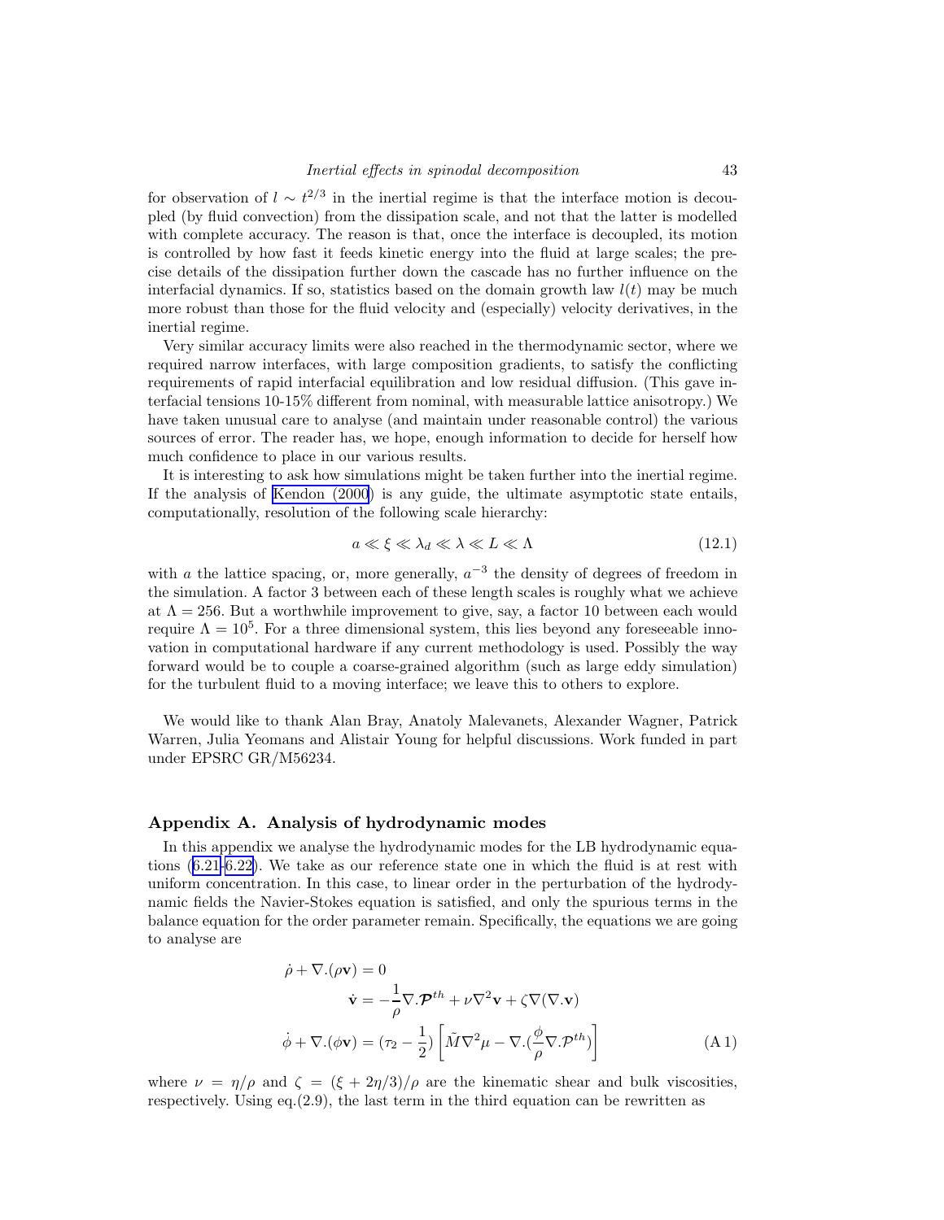for observation of $l \sim t^{2/3}$ in the inertial regime is that the interface motion is decoupled (by fluid convection) from the dissipation scale, and not that the latter is modelled with complete accuracy. The reason is that, once the interface is decoupled, its motion is controlled by how fast it feeds kinetic energy into the fluid at large scales; the precise details of the dissipation further down the cascade has no further influence on the interfacial dynamics. If so, statistics based on the domain growth law $l(t)$ may be much more robust than those for the fluid velocity and (especially) velocity derivatives, in the inertial regime.

Very similar accuracy limits were also reached in the thermodynamic sector, where we required narrow interfaces, with large composition gradients, to satisfy the conflicting requirements of rapid interfacial equilibration and low residual diffusion. (This gave interfacial tensions 10-15% different from nominal, with measurable lattice anisotropy.) We have taken unusual care to analyse (and maintain under reasonable control) the various sources of error. The reader has, we hope, enough information to decide for herself how much confidence to place in our various results.

It is interesting to ask how simulations might be taken further into the inertial regime. If the analysis of Kendon (2000) is any guide, the ultimate asymptotic state entails, computationally, resolution of the following scale hierarchy:

$$a \ll \xi \ll \lambda_d \ll \lambda \ll L \ll \Lambda \tag{12.1}$$

with $a$ the lattice spacing, or, more generally, $a^{-3}$ the density of degrees of freedom in the simulation. A factor 3 between each of these length scales is roughly what we achieve at $\Lambda = 256$. But a worthwhile improvement to give, say, a factor 10 between each would require $\Lambda = 10^5$. For a three dimensional system, this lies beyond any foreseeable innovation in computational hardware if any current methodology is used. Possibly the way forward would be to couple a coarse-grained algorithm (such as large eddy simulation) for the turbulent fluid to a moving interface; we leave this to others to explore.

We would like to thank Alan Bray, Anatoly Malevanets, Alexander Wagner, Patrick Warren, Julia Yeomans and Alistair Young for helpful discussions. Work funded in part under EPSRC GR/M56234.

## Appendix A. Analysis of hydrodynamic modes

In this appendix we analyse the hydrodynamic modes for the LB hydrodynamic equations (6.21-6.22). We take as our reference state one in which the fluid is at rest with uniform concentration. In this case, to linear order in the perturbation of the hydrodynamic fields the Navier-Stokes equation is satisfied, and only the spurious terms in the balance equation for the order parameter remain. Specifically, the equations we are going to analyse are

$$\begin{aligned}
\dot{\rho} + \nabla.(\rho \mathbf{v}) &= 0 \\
\dot{\mathbf{v}} &= -\frac{1}{\rho}\nabla.\boldsymbol{\mathcal{P}}^{th} + \nu\nabla^2\mathbf{v} + \zeta\nabla(\nabla.\mathbf{v}) \\
\dot{\phi} + \nabla.(\phi\mathbf{v}) &= (\tau_2 - \frac{1}{2})\left[\tilde{M}\nabla^2\mu - \nabla.(\frac{\phi}{\rho}\nabla.\mathcal{P}^{th})\right]
\end{aligned} \tag{A 1}$$

where $\nu = \eta/\rho$ and $\zeta = (\xi + 2\eta/3)/\rho$ are the kinematic shear and bulk viscosities, respectively. Using eq.(2.9), the last term in the third equation can be rewritten as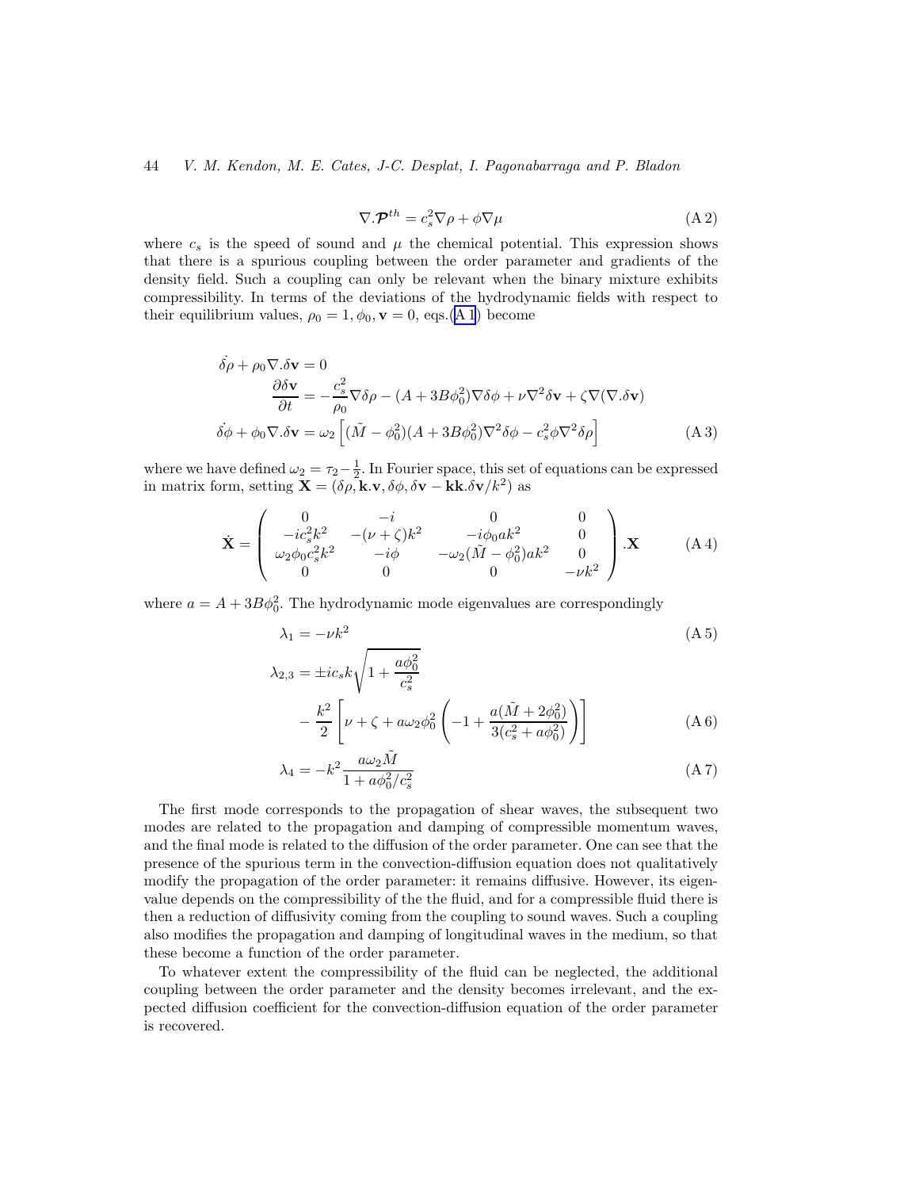$$\nabla.\boldsymbol{\mathcal{P}}^{th} = c_s^2 \nabla\rho + \phi\nabla\mu \tag{A 2}$$

where $c_s$ is the speed of sound and $\mu$ the chemical potential. This expression shows that there is a spurious coupling between the order parameter and gradients of the density field. Such a coupling can only be relevant when the binary mixture exhibits compressibility. In terms of the deviations of the hydrodynamic fields with respect to their equilibrium values, $\rho_0 = 1, \phi_0, \mathbf{v} = 0$, eqs.(A 1) become

$$\begin{aligned}
\dot{\delta\rho} + \rho_0 \nabla.\delta\mathbf{v} &= 0 \\
\frac{\partial \delta\mathbf{v}}{\partial t} &= -\frac{c_s^2}{\rho_0}\nabla\delta\rho - (A + 3B\phi_0^2)\nabla\delta\phi + \nu\nabla^2\delta\mathbf{v} + \zeta\nabla(\nabla.\delta\mathbf{v}) \\
\dot{\delta\phi} + \phi_0\nabla.\delta\mathbf{v} &= \omega_2\left[(\tilde{M} - \phi_0^2)(A + 3B\phi_0^2)\nabla^2\delta\phi - c_s^2\phi\nabla^2\delta\rho\right]
\end{aligned} \tag{A 3}$$

where we have defined $\omega_2 = \tau_2 - \frac{1}{2}$. In Fourier space, this set of equations can be expressed in matrix form, setting $\mathbf{X} = (\delta\rho, \mathbf{k}.\mathbf{v}, \delta\phi, \delta\mathbf{v} - \mathbf{k}\mathbf{k}.\delta\mathbf{v}/k^2)$ as

$$\dot{\mathbf{X}} = \begin{pmatrix} 0 & -i & 0 & 0 \\ -ic_s^2k^2 & -(\nu+\zeta)k^2 & -i\phi_0 ak^2 & 0 \\ \omega_2\phi_0 c_s^2 k^2 & -i\phi & -\omega_2(\tilde{M} - \phi_0^2)ak^2 & 0 \\ 0 & 0 & 0 & -\nu k^2 \end{pmatrix} .\mathbf{X} \tag{A 4}$$

where $a = A + 3B\phi_0^2$. The hydrodynamic mode eigenvalues are correspondingly

$$\lambda_1 = -\nu k^2 \tag{A 5}$$

$$\begin{aligned}
\lambda_{2,3} &= \pm i c_s k \sqrt{1 + \frac{a\phi_0^2}{c_s^2}} \\
&\quad - \frac{k^2}{2}\left[\nu + \zeta + a\omega_2\phi_0^2\left(-1 + \frac{a(\tilde{M} + 2\phi_0^2)}{3(c_s^2 + a\phi_0^2)}\right)\right]
\end{aligned} \tag{A 6}$$

$$\lambda_4 = -k^2 \frac{a\omega_2\tilde{M}}{1 + a\phi_0^2/c_s^2} \tag{A 7}$$

The first mode corresponds to the propagation of shear waves, the subsequent two modes are related to the propagation and damping of compressible momentum waves, and the final mode is related to the diffusion of the order parameter. One can see that the presence of the spurious term in the convection-diffusion equation does not qualitatively modify the propagation of the order parameter: it remains diffusive. However, its eigenvalue depends on the compressibility of the the fluid, and for a compressible fluid there is then a reduction of diffusivity coming from the coupling to sound waves. Such a coupling also modifies the propagation and damping of longitudinal waves in the medium, so that these become a function of the order parameter.

To whatever extent the compressibility of the fluid can be neglected, the additional coupling between the order parameter and the density becomes irrelevant, and the expected diffusion coefficient for the convection-diffusion equation of the order parameter is recovered.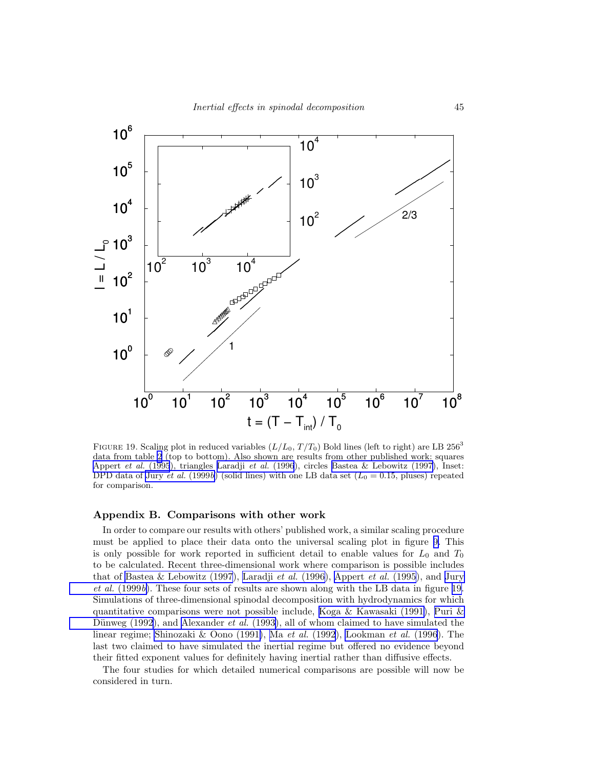FIGURE 19. Scaling plot in reduced variables ($L/L_0$, $T/T_0$) Bold lines (left to right) are LB $256^3$ data from table 2 (top to bottom). Also shown are results from other published work: squares Appert *et al.* (1995), triangles Laradji *et al.* (1996), circles Bastea & Lebowitz (1997), Inset: DPD data of Jury *et al.* (1999*b*) (solid lines) with one LB data set ($L_0 = 0.15$, pluses) repeated for comparison.

## Appendix B. Comparisons with other work

In order to compare our results with others' published work, a similar scaling procedure must be applied to place their data onto the universal scaling plot in figure 9. This is only possible for work reported in sufficient detail to enable values for $L_0$ and $T_0$ to be calculated. Recent three-dimensional work where comparison is possible includes that of Bastea & Lebowitz (1997), Laradji *et al.* (1996), Appert *et al.* (1995), and Jury *et al.* (1999*b*). These four sets of results are shown along with the LB data in figure 19. Simulations of three-dimensional spinodal decomposition with hydrodynamics for which quantitative comparisons were not possible include, Koga & Kawasaki (1991), Puri & Dünweg (1992), and Alexander *et al.* (1993), all of whom claimed to have simulated the linear regime; Shinozaki & Oono (1991), Ma *et al.* (1992), Lookman *et al.* (1996). The last two claimed to have simulated the inertial regime but offered no evidence beyond their fitted exponent values for definitely having inertial rather than diffusive effects.

The four studies for which detailed numerical comparisons are possible will now be considered in turn.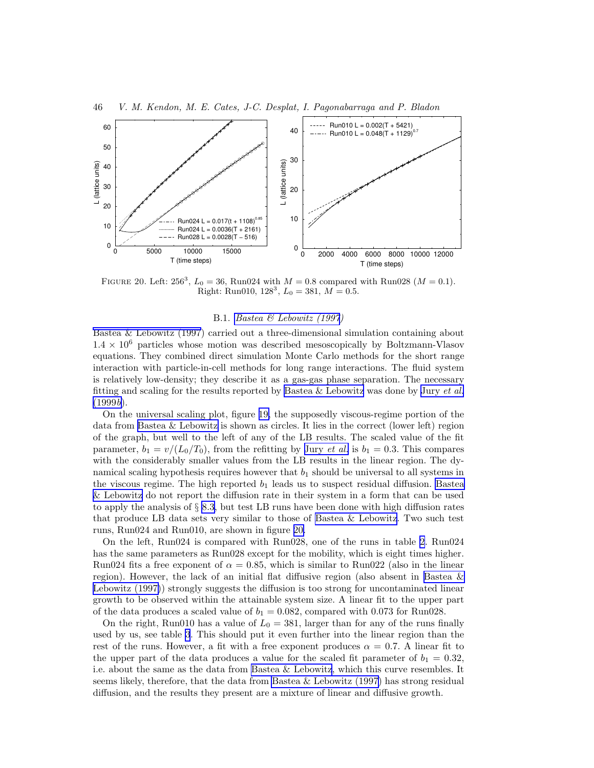FIGURE 20. Left: $256^3$, $L_0 = 36$, Run024 with $M = 0.8$ compared with Run028 ($M = 0.1$). Right: Run010, $128^3$, $L_0 = 381$, $M = 0.5$.

### B.1. *Bastea & Lebowitz (1997)*

Bastea & Lebowitz (1997) carried out a three-dimensional simulation containing about $1.4 \times 10^6$ particles whose motion was described mesoscopically by Boltzmann-Vlasov equations. They combined direct simulation Monte Carlo methods for the short range interaction with particle-in-cell methods for long range interactions. The fluid system is relatively low-density; they describe it as a gas-gas phase separation. The necessary fitting and scaling for the results reported by Bastea & Lebowitz was done by Jury *et al.* (1999*b*).

On the universal scaling plot, figure 19, the supposedly viscous-regime portion of the data from Bastea & Lebowitz is shown as circles. It lies in the correct (lower left) region of the graph, but well to the left of any of the LB results. The scaled value of the fit parameter, $b_1 = v/(L_0/T_0)$, from the refitting by Jury *et al.* is $b_1 = 0.3$. This compares with the considerably smaller values from the LB results in the linear region. The dynamical scaling hypothesis requires however that $b_1$ should be universal to all systems in the viscous regime. The high reported $b_1$ leads us to suspect residual diffusion. Bastea & Lebowitz do not report the diffusion rate in their system in a form that can be used to apply the analysis of § 8.3, but test LB runs have been done with high diffusion rates that produce LB data sets very similar to those of Bastea & Lebowitz. Two such test runs, Run024 and Run010, are shown in figure 20.

On the left, Run024 is compared with Run028, one of the runs in table 2. Run024 has the same parameters as Run028 except for the mobility, which is eight times higher. Run024 fits a free exponent of $\alpha = 0.85$, which is similar to Run022 (also in the linear region). However, the lack of an initial flat diffusive region (also absent in Bastea & Lebowitz (1997)) strongly suggests the diffusion is too strong for uncontaminated linear growth to be observed within the attainable system size. A linear fit to the upper part of the data produces a scaled value of $b_1 = 0.082$, compared with 0.073 for Run028.

On the right, Run010 has a value of $L_0 = 381$, larger than for any of the runs finally used by us, see table 3. This should put it even further into the linear region than the rest of the runs. However, a fit with a free exponent produces $\alpha = 0.7$. A linear fit to the upper part of the data produces a value for the scaled fit parameter of $b_1 = 0.32$, i.e. about the same as the data from Bastea & Lebowitz, which this curve resembles. It seems likely, therefore, that the data from Bastea & Lebowitz (1997) has strong residual diffusion, and the results they present are a mixture of linear and diffusive growth.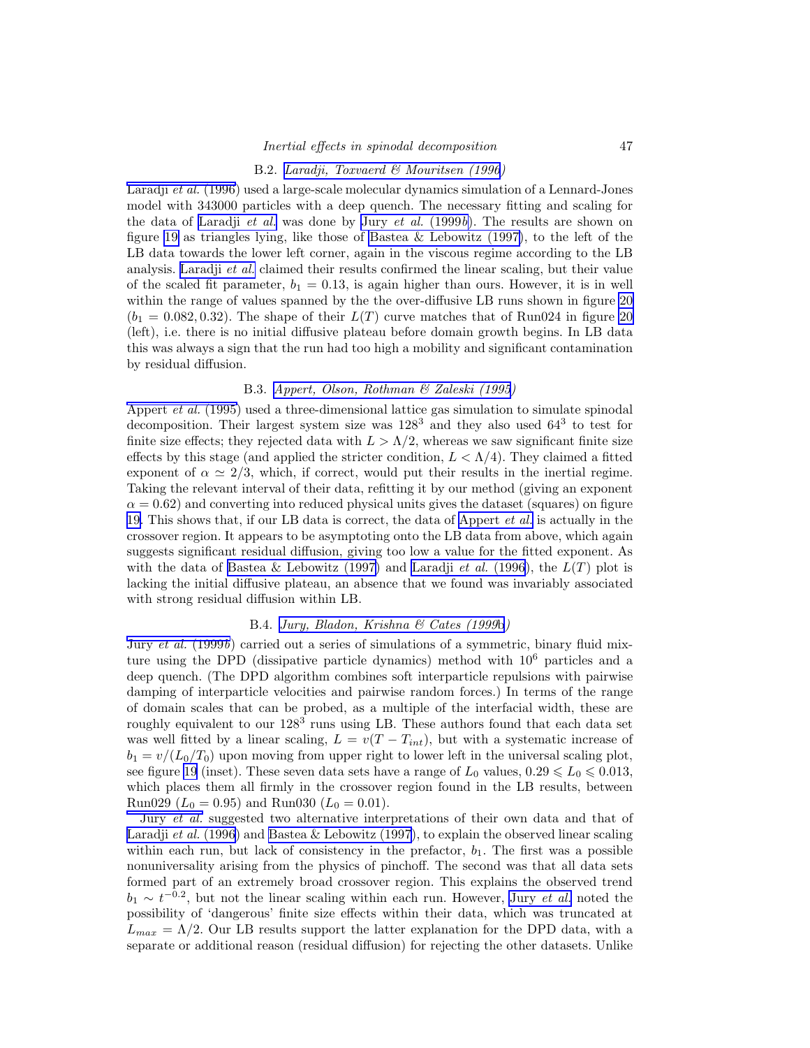### B.2. *Laradji, Toxvaerd & Mouritsen (1996)*

Laradji *et al.* (1996) used a large-scale molecular dynamics simulation of a Lennard-Jones model with 343000 particles with a deep quench. The necessary fitting and scaling for the data of Laradji *et al.* was done by Jury *et al.* (1999*b*). The results are shown on figure 19 as triangles lying, like those of Bastea & Lebowitz (1997), to the left of the LB data towards the lower left corner, again in the viscous regime according to the LB analysis. Laradji *et al.* claimed their results confirmed the linear scaling, but their value of the scaled fit parameter, $b_1 = 0.13$, is again higher than ours. However, it is in well within the range of values spanned by the the over-diffusive LB runs shown in figure 20 ($b_1 = 0.082, 0.32$). The shape of their $L(T)$ curve matches that of Run024 in figure 20 (left), i.e. there is no initial diffusive plateau before domain growth begins. In LB data this was always a sign that the run had too high a mobility and significant contamination by residual diffusion.

### B.3. *Appert, Olson, Rothman & Zaleski (1995)*

Appert *et al.* (1995) used a three-dimensional lattice gas simulation to simulate spinodal decomposition. Their largest system size was $128^3$ and they also used $64^3$ to test for finite size effects; they rejected data with $L > \Lambda/2$, whereas we saw significant finite size effects by this stage (and applied the stricter condition, $L < \Lambda/4$). They claimed a fitted exponent of $\alpha \simeq 2/3$, which, if correct, would put their results in the inertial regime. Taking the relevant interval of their data, refitting it by our method (giving an exponent $\alpha = 0.62$) and converting into reduced physical units gives the dataset (squares) on figure 19. This shows that, if our LB data is correct, the data of Appert *et al.* is actually in the crossover region. It appears to be asymptoting onto the LB data from above, which again suggests significant residual diffusion, giving too low a value for the fitted exponent. As with the data of Bastea & Lebowitz (1997) and Laradji *et al.* (1996), the $L(T)$ plot is lacking the initial diffusive plateau, an absence that we found was invariably associated with strong residual diffusion within LB.

### B.4. *Jury, Bladon, Krishna & Cates (1999b)*

Jury *et al.* (1999*b*) carried out a series of simulations of a symmetric, binary fluid mixture using the DPD (dissipative particle dynamics) method with $10^6$ particles and a deep quench. (The DPD algorithm combines soft interparticle repulsions with pairwise damping of interparticle velocities and pairwise random forces.) In terms of the range of domain scales that can be probed, as a multiple of the interfacial width, these are roughly equivalent to our $128^3$ runs using LB. These authors found that each data set was well fitted by a linear scaling, $L = v(T - T_{int})$, but with a systematic increase of $b_1 = v/(L_0/T_0)$ upon moving from upper right to lower left in the universal scaling plot, see figure 19 (inset). These seven data sets have a range of $L_0$ values, $0.29 \leqslant L_0 \leqslant 0.013$, which places them all firmly in the crossover region found in the LB results, between Run029 ($L_0 = 0.95$) and Run030 ($L_0 = 0.01$).

Jury *et al.* suggested two alternative interpretations of their own data and that of Laradji *et al.* (1996) and Bastea & Lebowitz (1997), to explain the observed linear scaling within each run, but lack of consistency in the prefactor, $b_1$. The first was a possible nonuniversality arising from the physics of pinchoff. The second was that all data sets formed part of an extremely broad crossover region. This explains the observed trend $b_1 \sim t^{-0.2}$, but not the linear scaling within each run. However, Jury *et al.* noted the possibility of 'dangerous' finite size effects within their data, which was truncated at $L_{max} = \Lambda/2$. Our LB results support the latter explanation for the DPD data, with a separate or additional reason (residual diffusion) for rejecting the other datasets. Unlike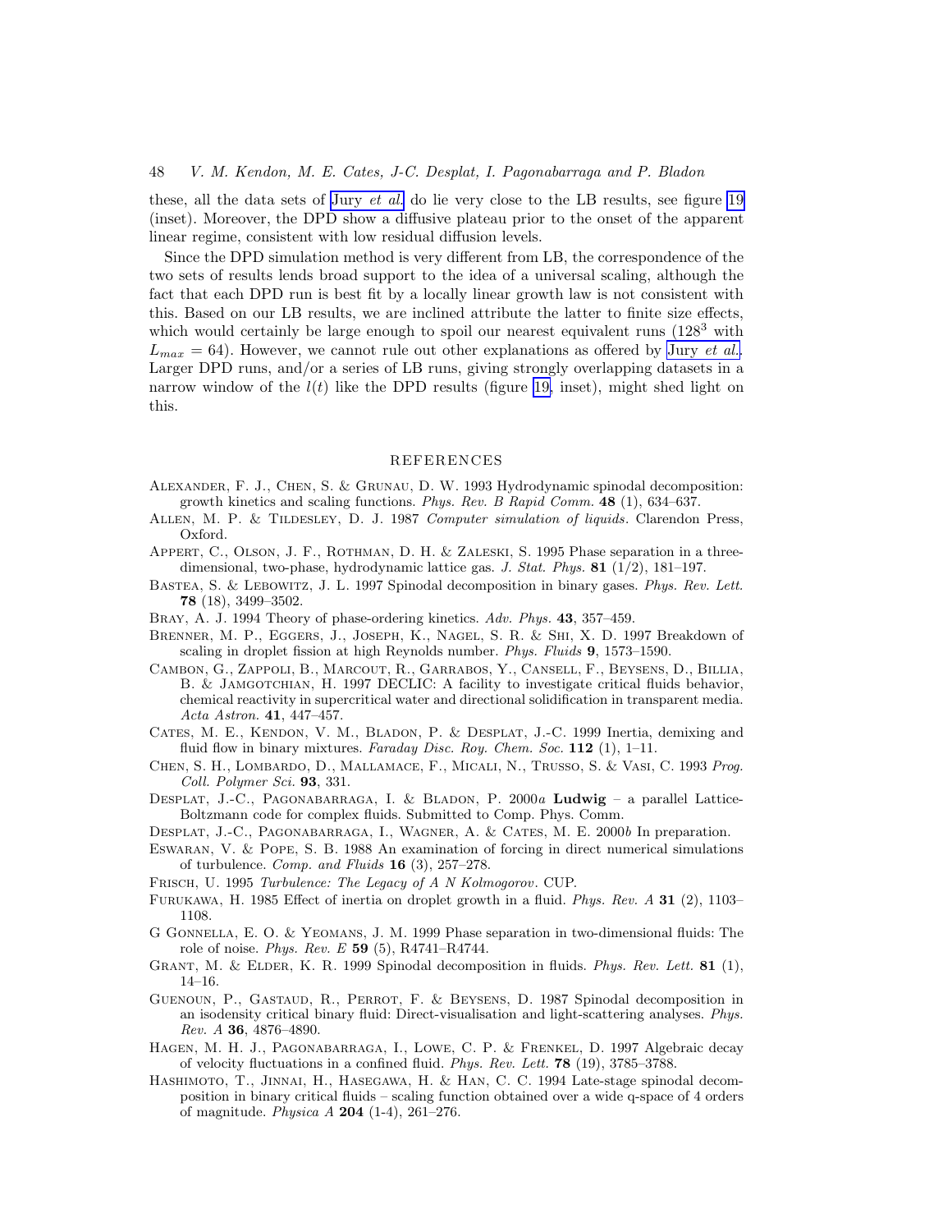these, all the data sets of Jury *et al.* do lie very close to the LB results, see figure 19 (inset). Moreover, the DPD show a diffusive plateau prior to the onset of the apparent linear regime, consistent with low residual diffusion levels.

Since the DPD simulation method is very different from LB, the correspondence of the two sets of results lends broad support to the idea of a universal scaling, although the fact that each DPD run is best fit by a locally linear growth law is not consistent with this. Based on our LB results, we are inclined attribute the latter to finite size effects, which would certainly be large enough to spoil our nearest equivalent runs ($128^3$ with $L_{max} = 64$). However, we cannot rule out other explanations as offered by Jury *et al.*. Larger DPD runs, and/or a series of LB runs, giving strongly overlapping datasets in a narrow window of the $l(t)$ like the DPD results (figure 19, inset), might shed light on this.

## REFERENCES

Alexander, F. J., Chen, S. & Grunau, D. W. 1993 Hydrodynamic spinodal decomposition: growth kinetics and scaling functions. *Phys. Rev. B Rapid Comm.* **48** (1), 634–637.

Allen, M. P. & Tildesley, D. J. 1987 *Computer simulation of liquids*. Clarendon Press, Oxford.

Appert, C., Olson, J. F., Rothman, D. H. & Zaleski, S. 1995 Phase separation in a three-dimensional, two-phase, hydrodynamic lattice gas. *J. Stat. Phys.* **81** (1/2), 181–197.

Bastea, S. & Lebowitz, J. L. 1997 Spinodal decomposition in binary gases. *Phys. Rev. Lett.* **78** (18), 3499–3502.

Bray, A. J. 1994 Theory of phase-ordering kinetics. *Adv. Phys.* **43**, 357–459.

Brenner, M. P., Eggers, J., Joseph, K., Nagel, S. R. & Shi, X. D. 1997 Breakdown of scaling in droplet fission at high Reynolds number. *Phys. Fluids* **9**, 1573–1590.

Cambon, G., Zappoli, B., Marcout, R., Garrabos, Y., Cansell, F., Beysens, D., Billia, B. & Jamgotchian, H. 1997 DECLIC: A facility to investigate critical fluids behavior, chemical reactivity in supercritical water and directional solidification in transparent media. *Acta Astron.* **41**, 447–457.

Cates, M. E., Kendon, V. M., Bladon, P. & Desplat, J.-C. 1999 Inertia, demixing and fluid flow in binary mixtures. *Faraday Disc. Roy. Chem. Soc.* **112** (1), 1–11.

Chen, S. H., Lombardo, D., Mallamace, F., Micali, N., Trusso, S. & Vasi, C. 1993 *Prog. Coll. Polymer Sci.* **93**, 331.

Desplat, J.-C., Pagonabarraga, I. & Bladon, P. 2000*a* **Ludwig** – a parallel Lattice-Boltzmann code for complex fluids. Submitted to Comp. Phys. Comm.

Desplat, J.-C., Pagonabarraga, I., Wagner, A. & Cates, M. E. 2000*b* In preparation.

Eswaran, V. & Pope, S. B. 1988 An examination of forcing in direct numerical simulations of turbulence. *Comp. and Fluids* **16** (3), 257–278.

Frisch, U. 1995 *Turbulence: The Legacy of A N Kolmogorov*. CUP.

Furukawa, H. 1985 Effect of inertia on droplet growth in a fluid. *Phys. Rev. A* **31** (2), 1103–1108.

G Gonnella, E. O. & Yeomans, J. M. 1999 Phase separation in two-dimensional fluids: The role of noise. *Phys. Rev. E* **59** (5), R4741–R4744.

Grant, M. & Elder, K. R. 1999 Spinodal decomposition in fluids. *Phys. Rev. Lett.* **81** (1), 14–16.

Guenoun, P., Gastaud, R., Perrot, F. & Beysens, D. 1987 Spinodal decomposition in an isodensity critical binary fluid: Direct-visualisation and light-scattering analyses. *Phys. Rev. A* **36**, 4876–4890.

Hagen, M. H. J., Pagonabarraga, I., Lowe, C. P. & Frenkel, D. 1997 Algebraic decay of velocity fluctuations in a confined fluid. *Phys. Rev. Lett.* **78** (19), 3785–3788.

Hashimoto, T., Jinnai, H., Hasegawa, H. & Han, C. C. 1994 Late-stage spinodal decomposition in binary critical fluids – scaling function obtained over a wide q-space of 4 orders of magnitude. *Physica A* **204** (1-4), 261–276.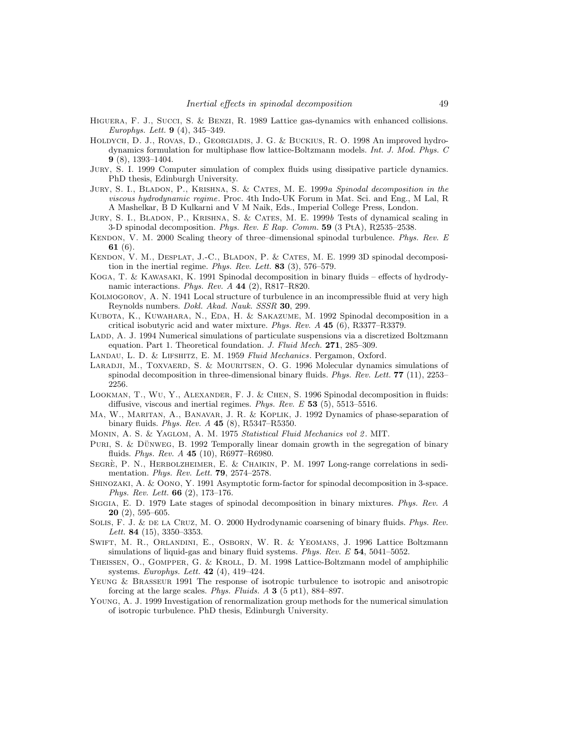Higuera, F. J., Succi, S. & Benzi, R. 1989 Lattice gas-dynamics with enhanced collisions. *Europhys. Lett.* **9** (4), 345–349.

Holdych, D. J., Rovas, D., Georgiadis, J. G. & Buckius, R. O. 1998 An improved hydrodynamics formulation for multiphase flow lattice-Boltzmann models. *Int. J. Mod. Phys. C* **9** (8), 1393–1404.

Jury, S. I. 1999 Computer simulation of complex fluids using dissipative particle dynamics. PhD thesis, Edinburgh University.

Jury, S. I., Bladon, P., Krishna, S. & Cates, M. E. 1999*a* *Spinodal decomposition in the viscous hydrodynamic regime*. Proc. 4th Indo-UK Forum in Mat. Sci. and Eng., M Lal, R A Mashelkar, B D Kulkarni and V M Naik, Eds., Imperial College Press, London.

Jury, S. I., Bladon, P., Krishna, S. & Cates, M. E. 1999*b* Tests of dynamical scaling in 3-D spinodal decomposition. *Phys. Rev. E Rap. Comm.* **59** (3 PtA), R2535–2538.

Kendon, V. M. 2000 Scaling theory of three–dimensional spinodal turbulence. *Phys. Rev. E* **61** (6).

Kendon, V. M., Desplat, J.-C., Bladon, P. & Cates, M. E. 1999 3D spinodal decomposition in the inertial regime. *Phys. Rev. Lett.* **83** (3), 576–579.

Koga, T. & Kawasaki, K. 1991 Spinodal decomposition in binary fluids – effects of hydrodynamic interactions. *Phys. Rev. A* **44** (2), R817–R820.

Kolmogorov, A. N. 1941 Local structure of turbulence in an incompressible fluid at very high Reynolds numbers. *Dokl. Akad. Nauk. SSSR* **30**, 299.

Kubota, K., Kuwahara, N., Eda, H. & Sakazume, M. 1992 Spinodal decomposition in a critical isobutyric acid and water mixture. *Phys. Rev. A* **45** (6), R3377–R3379.

Ladd, A. J. 1994 Numerical simulations of particulate suspensions via a discretized Boltzmann equation. Part 1. Theoretical foundation. *J. Fluid Mech.* **271**, 285–309.

Landau, L. D. & Lifshitz, E. M. 1959 *Fluid Mechanics*. Pergamon, Oxford.

Laradji, M., Toxvaerd, S. & Mouritsen, O. G. 1996 Molecular dynamics simulations of spinodal decomposition in three-dimensional binary fluids. *Phys. Rev. Lett.* **77** (11), 2253–2256.

Lookman, T., Wu, Y., Alexander, F. J. & Chen, S. 1996 Spinodal decomposition in fluids: diffusive, viscous and inertial regimes. *Phys. Rev. E* **53** (5), 5513–5516.

Ma, W., Maritan, A., Banavar, J. R. & Koplik, J. 1992 Dynamics of phase-separation of binary fluids. *Phys. Rev. A* **45** (8), R5347–R5350.

Monin, A. S. & Yaglom, A. M. 1975 *Statistical Fluid Mechanics vol 2*. MIT.

Puri, S. & Dünweg, B. 1992 Temporally linear domain growth in the segregation of binary fluids. *Phys. Rev. A* **45** (10), R6977–R6980.

Segrè, P. N., Herbolzheimer, E. & Chaikin, P. M. 1997 Long-range correlations in sedimentation. *Phys. Rev. Lett.* **79**, 2574–2578.

Shinozaki, A. & Oono, Y. 1991 Asymptotic form-factor for spinodal decomposition in 3-space. *Phys. Rev. Lett.* **66** (2), 173–176.

Siggia, E. D. 1979 Late stages of spinodal decomposition in binary mixtures. *Phys. Rev. A* **20** (2), 595–605.

Solis, F. J. & de la Cruz, M. O. 2000 Hydrodynamic coarsening of binary fluids. *Phys. Rev. Lett.* **84** (15), 3350–3353.

Swift, M. R., Orlandini, E., Osborn, W. R. & Yeomans, J. 1996 Lattice Boltzmann simulations of liquid-gas and binary fluid systems. *Phys. Rev. E* **54**, 5041–5052.

Theissen, O., Gompper, G. & Kroll, D. M. 1998 Lattice-Boltzmann model of amphiphilic systems. *Europhys. Lett.* **42** (4), 419–424.

Yeung & Brasseur 1991 The response of isotropic turbulence to isotropic and anisotropic forcing at the large scales. *Phys. Fluids. A* **3** (5 pt1), 884–897.

Young, A. J. 1999 Investigation of renormalization group methods for the numerical simulation of isotropic turbulence. PhD thesis, Edinburgh University.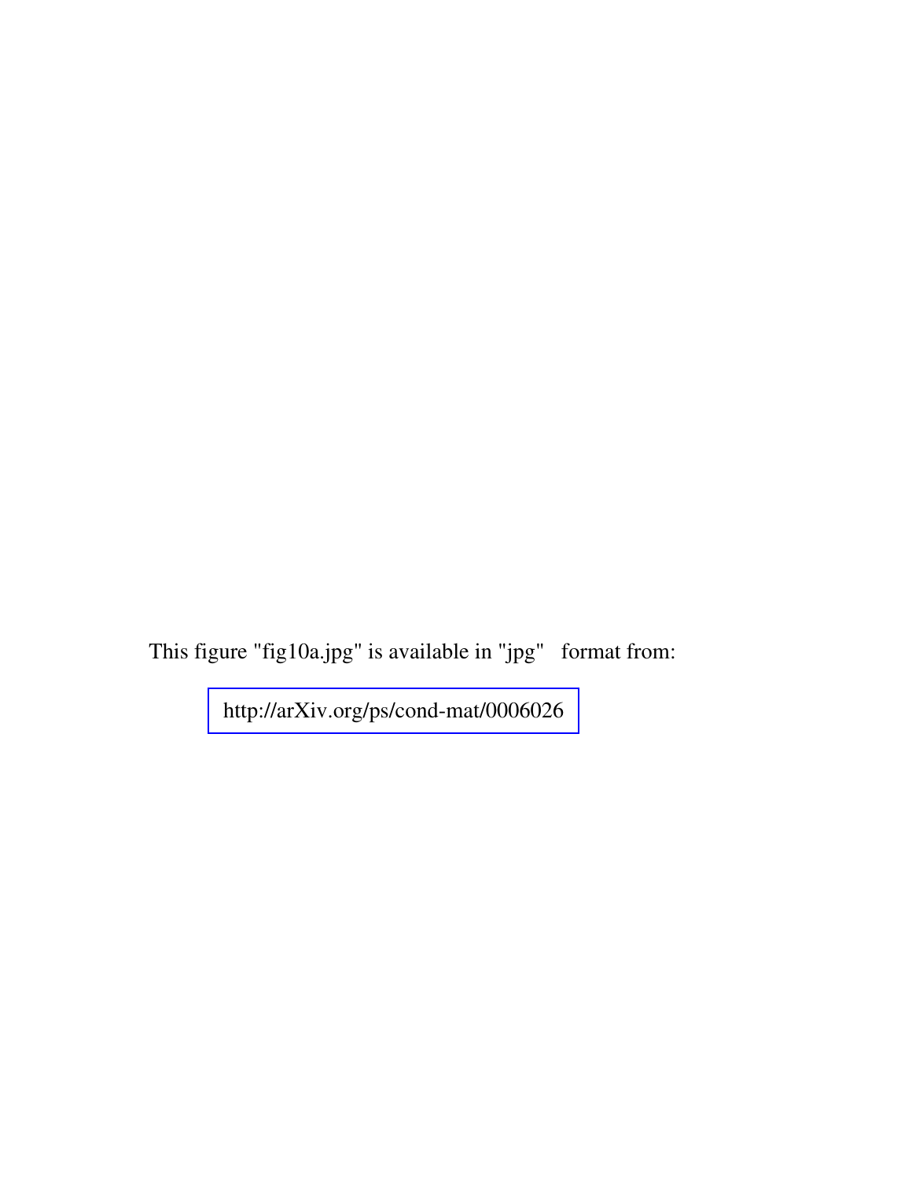This figure "fig10a.jpg" is available in "jpg" format from:

http://arXiv.org/ps/cond-mat/0006026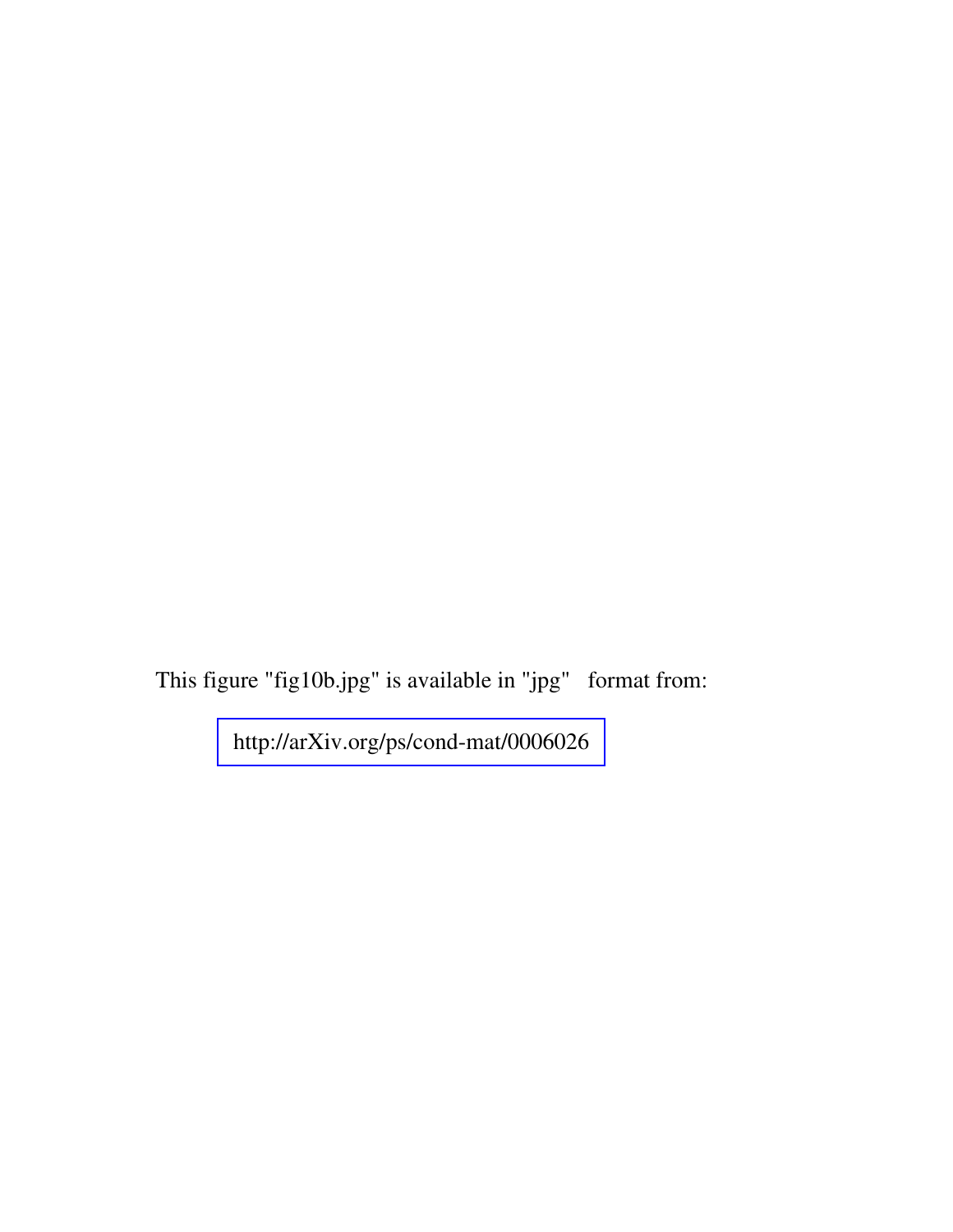This figure "fig10b.jpg" is available in "jpg" format from:

http://arXiv.org/ps/cond-mat/0006026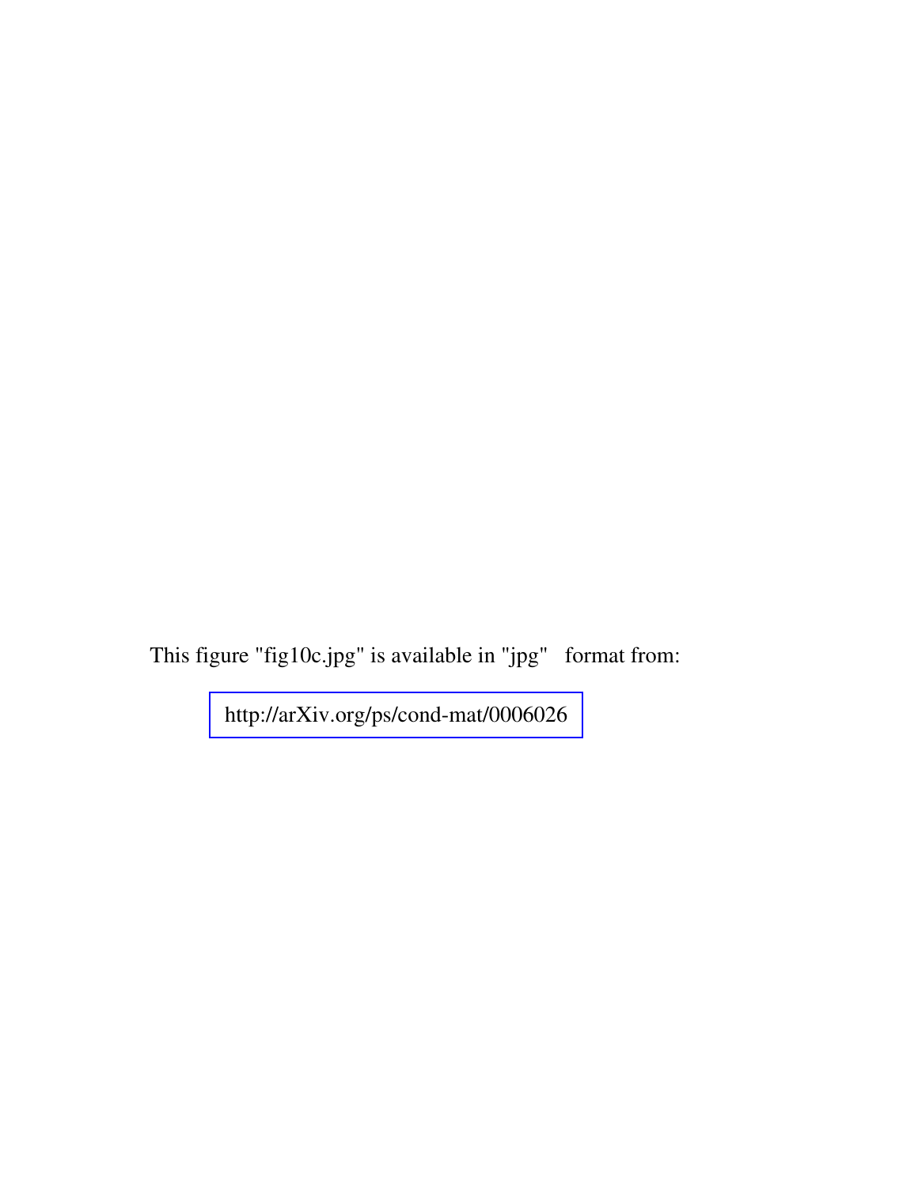This figure "fig10c.jpg" is available in "jpg" format from:

http://arXiv.org/ps/cond-mat/0006026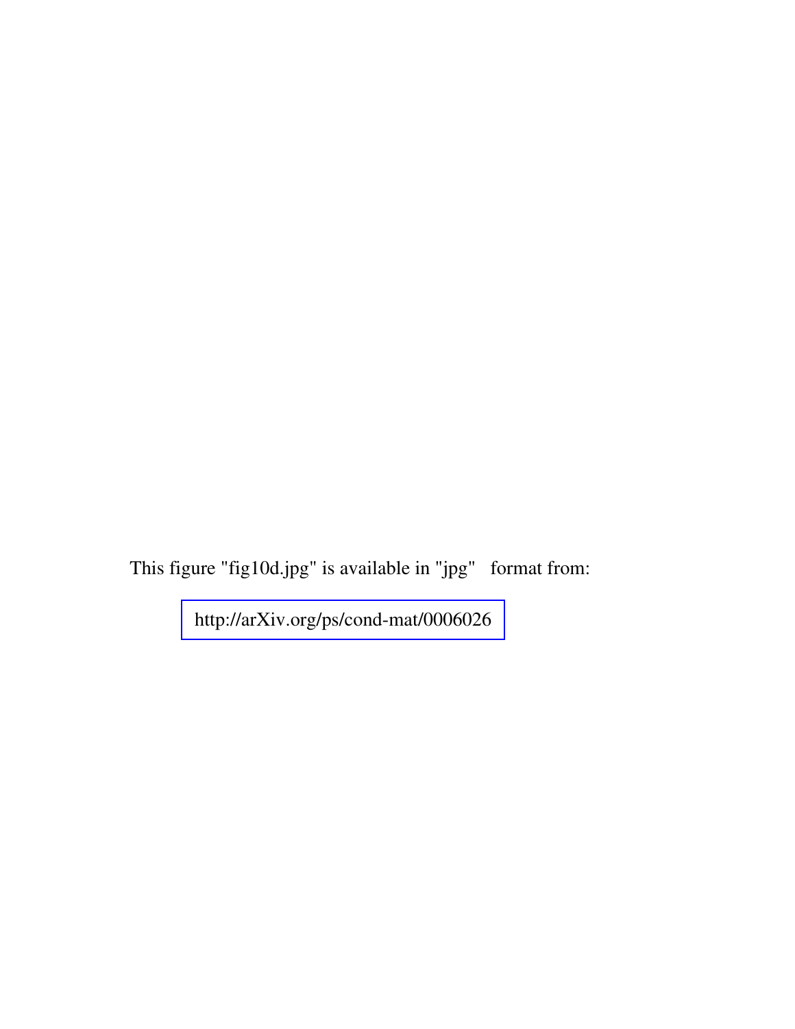This figure "fig10d.jpg" is available in "jpg" format from:

http://arXiv.org/ps/cond-mat/0006026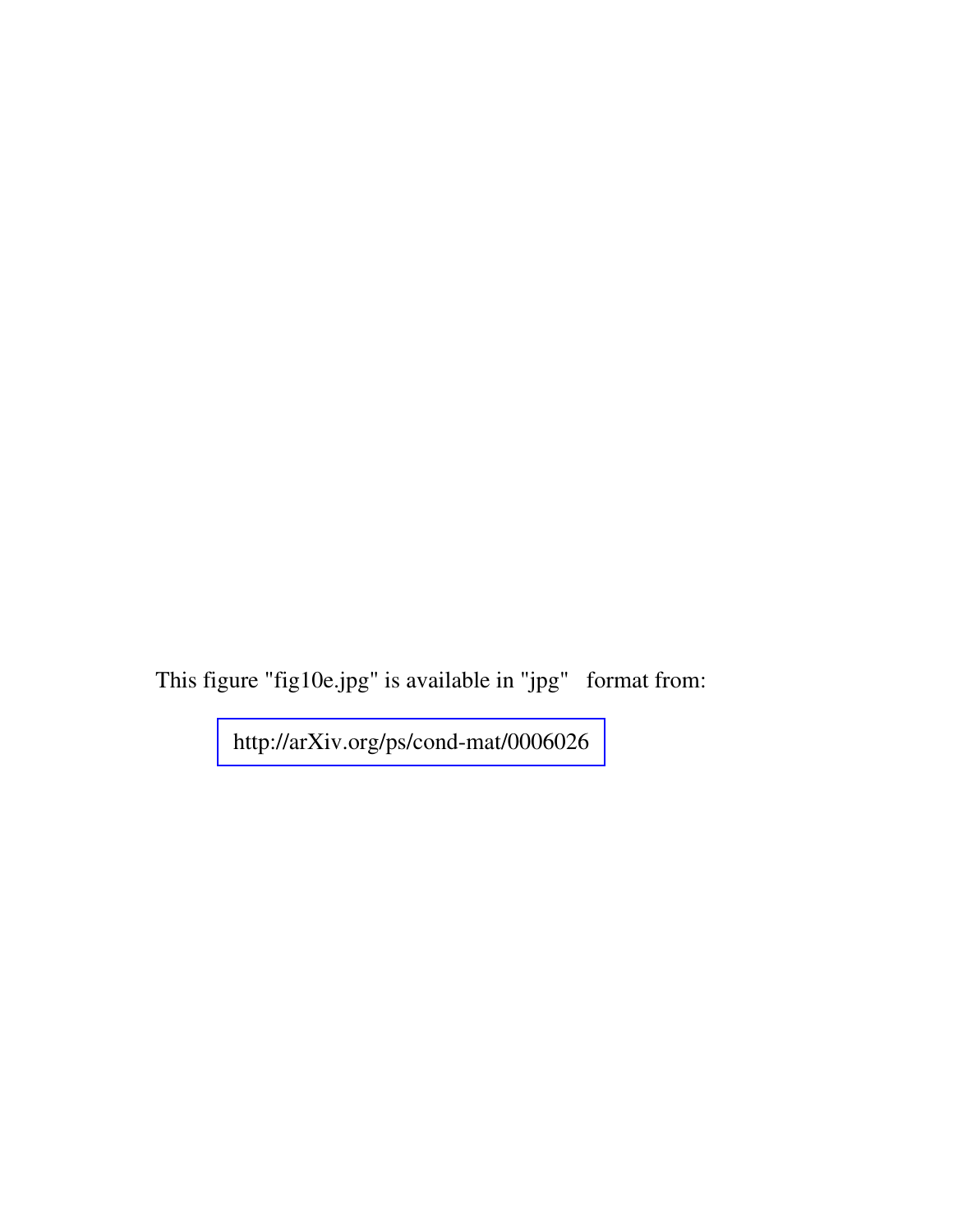This figure "fig10e.jpg" is available in "jpg" format from:

http://arXiv.org/ps/cond-mat/0006026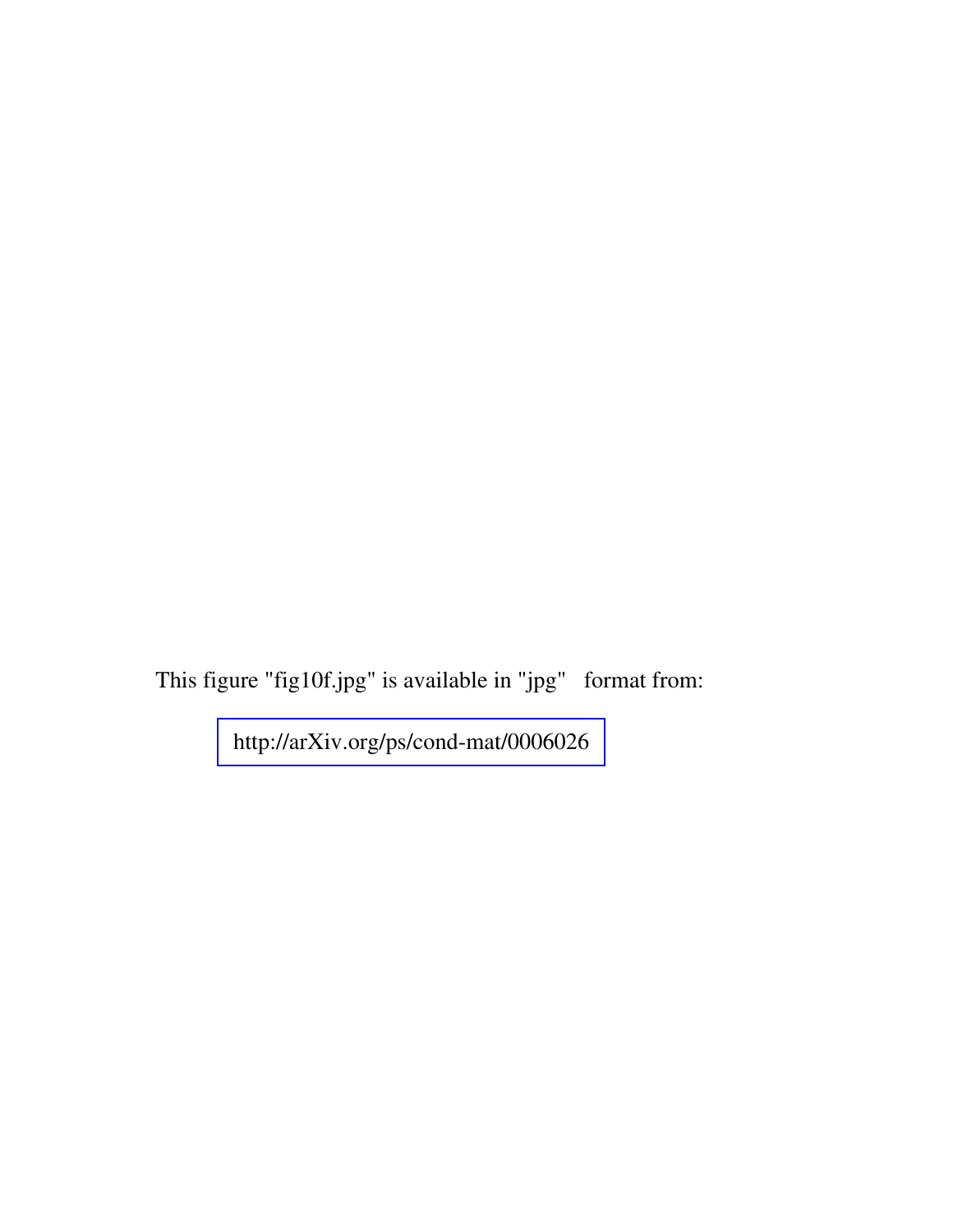This figure "fig10f.jpg" is available in "jpg" format from:

http://arXiv.org/ps/cond-mat/0006026